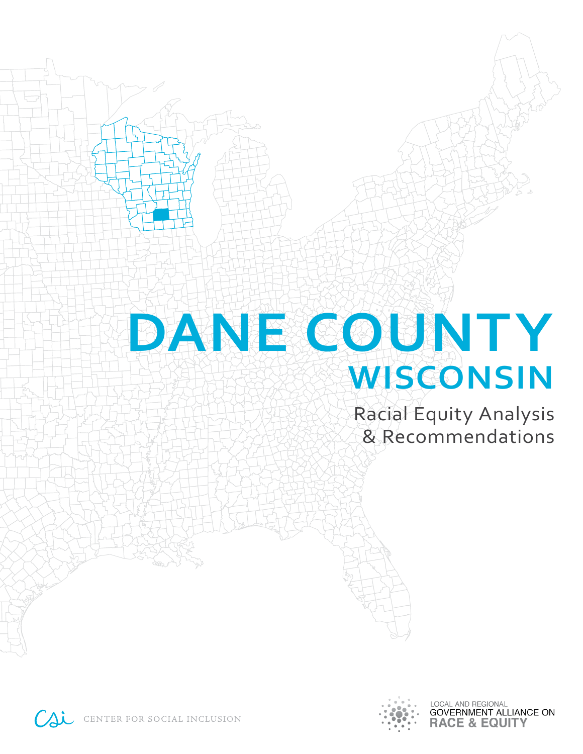# DANE COUNTY

## WISCONSIN

Racial Equity Analysis & Recommendations

CENTER FOR SOCIAL INCLUSION

LOCAL AND REGIONAL GOVERNMENT ALLIANCE ON RACE & EQUITY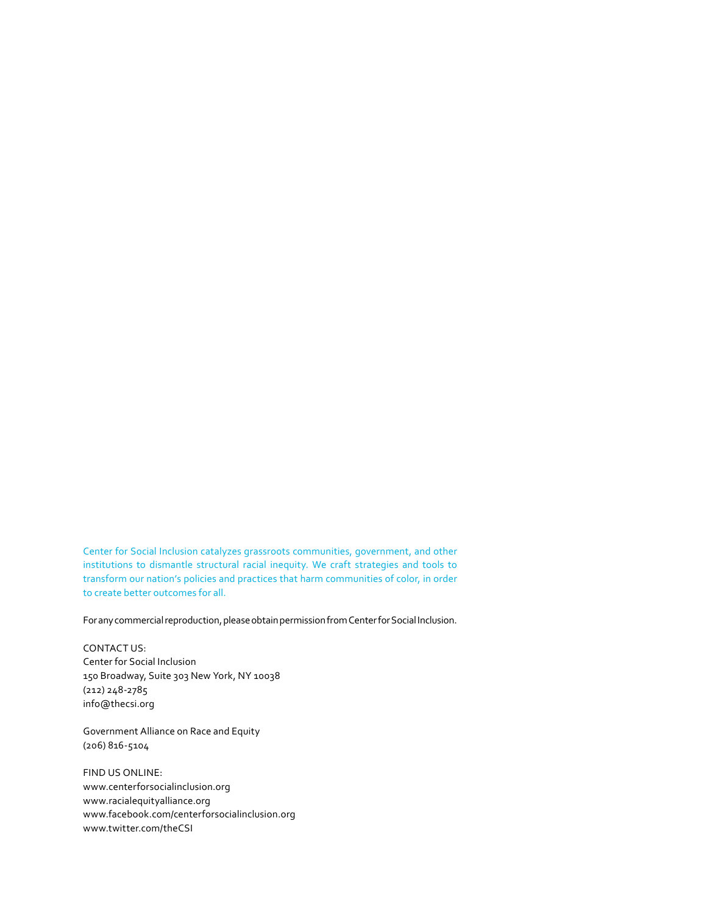Center for Social Inclusion catalyzes grassroots communities, government, and other institutions to dismantle structural racial inequity. We craft strategies and tools to transform our nation's policies and practices that harm communities of color, in order to create better outcomes for all.

For any commercial reproduction, please obtain permission from Center for Social Inclusion.

CONTACT US:  
Center for Social Inclusion  
150 Broadway, Suite 303 New York, NY 10038  
(212) 248-2785  
info@thecsi.org

Government Alliance on Race and Equity  
(206) 816-5104

FIND US ONLINE:  
www.centerforsocialinclusion.org  
www.racialequityalliance.org  
www.facebook.com/centerforsocialinclusion.org  
www.twitter.com/theCSI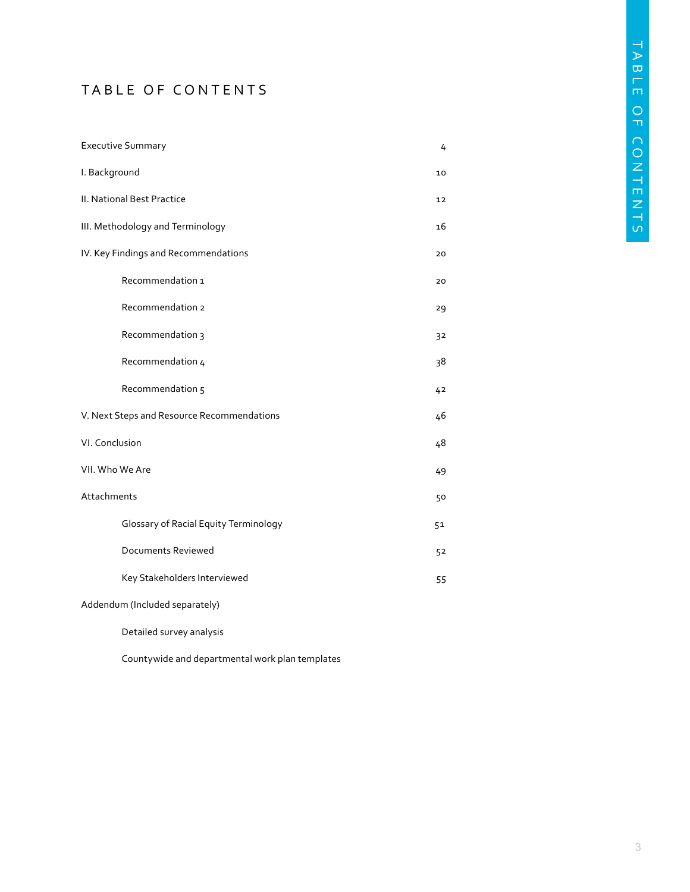# TABLE OF CONTENTS

| | |
|---|---|
| Executive Summary | 4 |
| I. Background | 10 |
| II. National Best Practice | 12 |
| III. Methodology and Terminology | 16 |
| IV. Key Findings and Recommendations | 20 |
| Recommendation 1 | 20 |
| Recommendation 2 | 29 |
| Recommendation 3 | 32 |
| Recommendation 4 | 38 |
| Recommendation 5 | 42 |
| V. Next Steps and Resource Recommendations | 46 |
| VI. Conclusion | 48 |
| VII. Who We Are | 49 |
| Attachments | 50 |
| Glossary of Racial Equity Terminology | 51 |
| Documents Reviewed | 52 |
| Key Stakeholders Interviewed | 55 |
| Addendum (Included separately) | |
| Detailed survey analysis | |
| Countywide and departmental work plan templates | |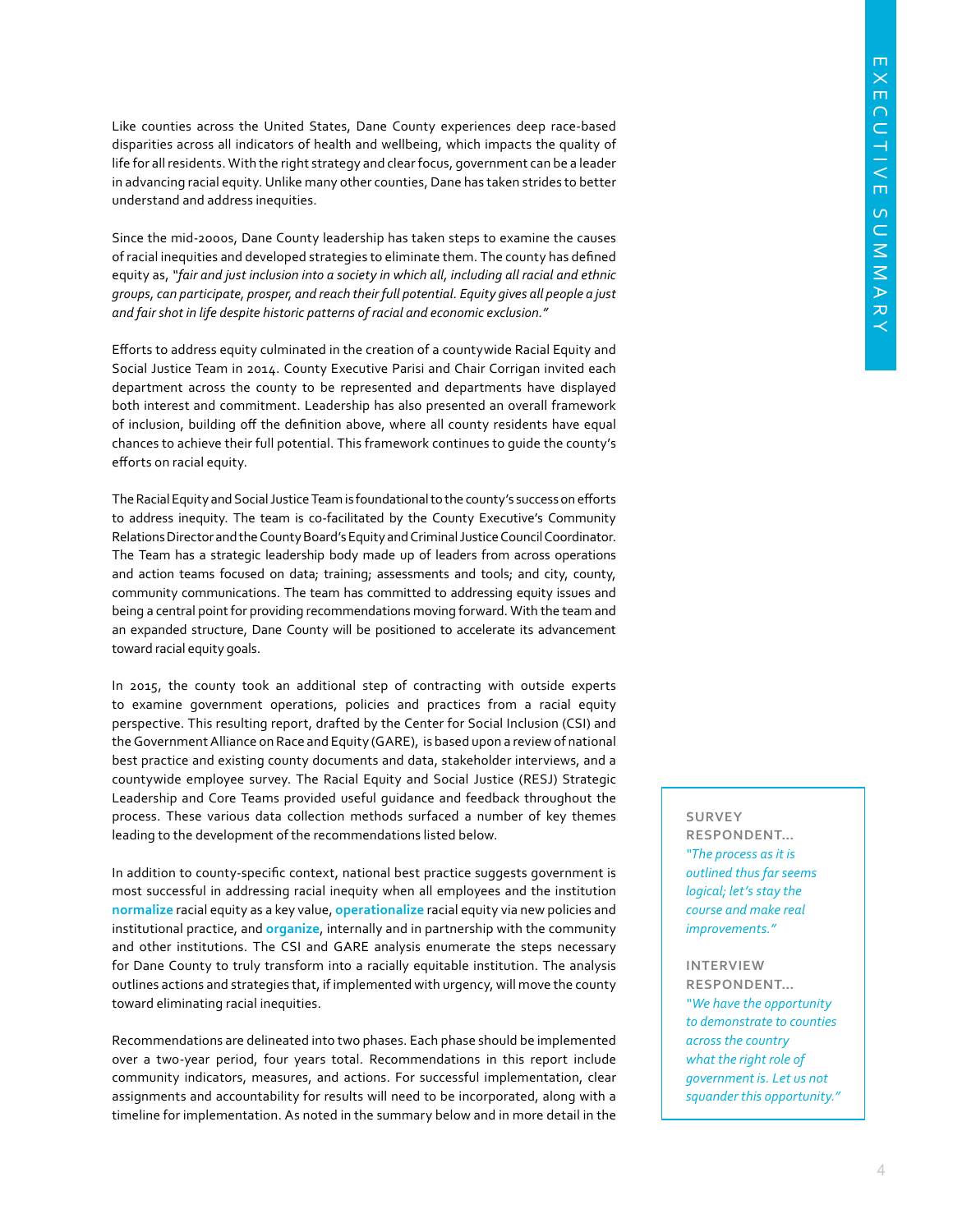Like counties across the United States, Dane County experiences deep race-based disparities across all indicators of health and wellbeing, which impacts the quality of life for all residents. With the right strategy and clear focus, government can be a leader in advancing racial equity. Unlike many other counties, Dane has taken strides to better understand and address inequities.

Since the mid-2000s, Dane County leadership has taken steps to examine the causes of racial inequities and developed strategies to eliminate them. The county has defined equity as, *"fair and just inclusion into a society in which all, including all racial and ethnic groups, can participate, prosper, and reach their full potential. Equity gives all people a just and fair shot in life despite historic patterns of racial and economic exclusion."*

Efforts to address equity culminated in the creation of a countywide Racial Equity and Social Justice Team in 2014. County Executive Parisi and Chair Corrigan invited each department across the county to be represented and departments have displayed both interest and commitment. Leadership has also presented an overall framework of inclusion, building off the definition above, where all county residents have equal chances to achieve their full potential. This framework continues to guide the county's efforts on racial equity.

The Racial Equity and Social Justice Team is foundational to the county's success on efforts to address inequity. The team is co-facilitated by the County Executive's Community Relations Director and the County Board's Equity and Criminal Justice Council Coordinator. The Team has a strategic leadership body made up of leaders from across operations and action teams focused on data; training; assessments and tools; and city, county, community communications. The team has committed to addressing equity issues and being a central point for providing recommendations moving forward. With the team and an expanded structure, Dane County will be positioned to accelerate its advancement toward racial equity goals.

In 2015, the county took an additional step of contracting with outside experts to examine government operations, policies and practices from a racial equity perspective. This resulting report, drafted by the Center for Social Inclusion (CSI) and the Government Alliance on Race and Equity (GARE), is based upon a review of national best practice and existing county documents and data, stakeholder interviews, and a countywide employee survey. The Racial Equity and Social Justice (RESJ) Strategic Leadership and Core Teams provided useful guidance and feedback throughout the process. These various data collection methods surfaced a number of key themes leading to the development of the recommendations listed below.

In addition to county-specific context, national best practice suggests government is most successful in addressing racial inequity when all employees and the institution **normalize** racial equity as a key value, **operationalize** racial equity via new policies and institutional practice, and **organize**, internally and in partnership with the community and other institutions. The CSI and GARE analysis enumerate the steps necessary for Dane County to truly transform into a racially equitable institution. The analysis outlines actions and strategies that, if implemented with urgency, will move the county toward eliminating racial inequities.

Recommendations are delineated into two phases. Each phase should be implemented over a two-year period, four years total. Recommendations in this report include community indicators, measures, and actions. For successful implementation, clear assignments and accountability for results will need to be incorporated, along with a timeline for implementation. As noted in the summary below and in more detail in the

**SURVEY RESPONDENT...**
*"The process as it is outlined thus far seems logical; let's stay the course and make real improvements."*

**INTERVIEW RESPONDENT...**
*"We have the opportunity to demonstrate to counties across the country what the right role of government is. Let us not squander this opportunity."*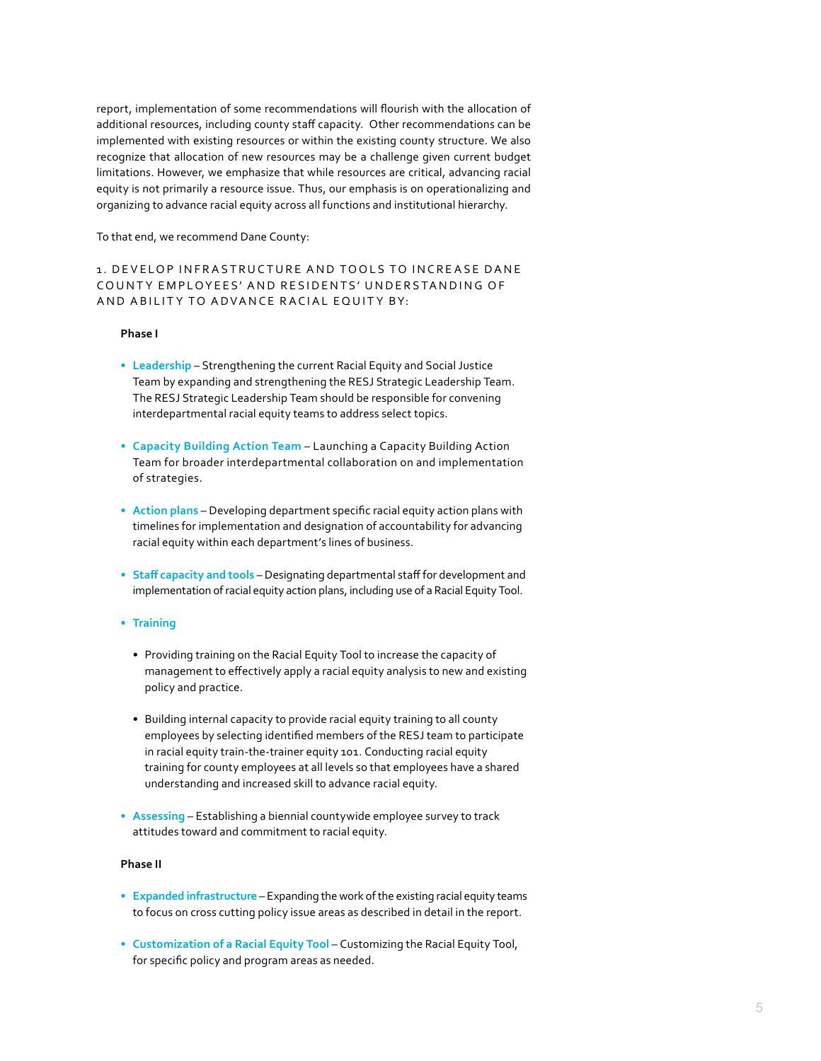report, implementation of some recommendations will flourish with the allocation of additional resources, including county staff capacity. Other recommendations can be implemented with existing resources or within the existing county structure. We also recognize that allocation of new resources may be a challenge given current budget limitations. However, we emphasize that while resources are critical, advancing racial equity is not primarily a resource issue. Thus, our emphasis is on operationalizing and organizing to advance racial equity across all functions and institutional hierarchy.

To that end, we recommend Dane County:

### 1. DEVELOP INFRASTRUCTURE AND TOOLS TO INCREASE DANE COUNTY EMPLOYEES' AND RESIDENTS' UNDERSTANDING OF AND ABILITY TO ADVANCE RACIAL EQUITY BY:

**Phase I**

- **Leadership** – Strengthening the current Racial Equity and Social Justice Team by expanding and strengthening the RESJ Strategic Leadership Team. The RESJ Strategic Leadership Team should be responsible for convening interdepartmental racial equity teams to address select topics.
- **Capacity Building Action Team** – Launching a Capacity Building Action Team for broader interdepartmental collaboration on and implementation of strategies.
- **Action plans** – Developing department specific racial equity action plans with timelines for implementation and designation of accountability for advancing racial equity within each department's lines of business.
- **Staff capacity and tools** – Designating departmental staff for development and implementation of racial equity action plans, including use of a Racial Equity Tool.
- **Training**
  - Providing training on the Racial Equity Tool to increase the capacity of management to effectively apply a racial equity analysis to new and existing policy and practice.
  - Building internal capacity to provide racial equity training to all county employees by selecting identified members of the RESJ team to participate in racial equity train-the-trainer equity 101. Conducting racial equity training for county employees at all levels so that employees have a shared understanding and increased skill to advance racial equity.
- **Assessing** – Establishing a biennial countywide employee survey to track attitudes toward and commitment to racial equity.

**Phase II**

- **Expanded infrastructure** – Expanding the work of the existing racial equity teams to focus on cross cutting policy issue areas as described in detail in the report.
- **Customization of a Racial Equity Tool** – Customizing the Racial Equity Tool, for specific policy and program areas as needed.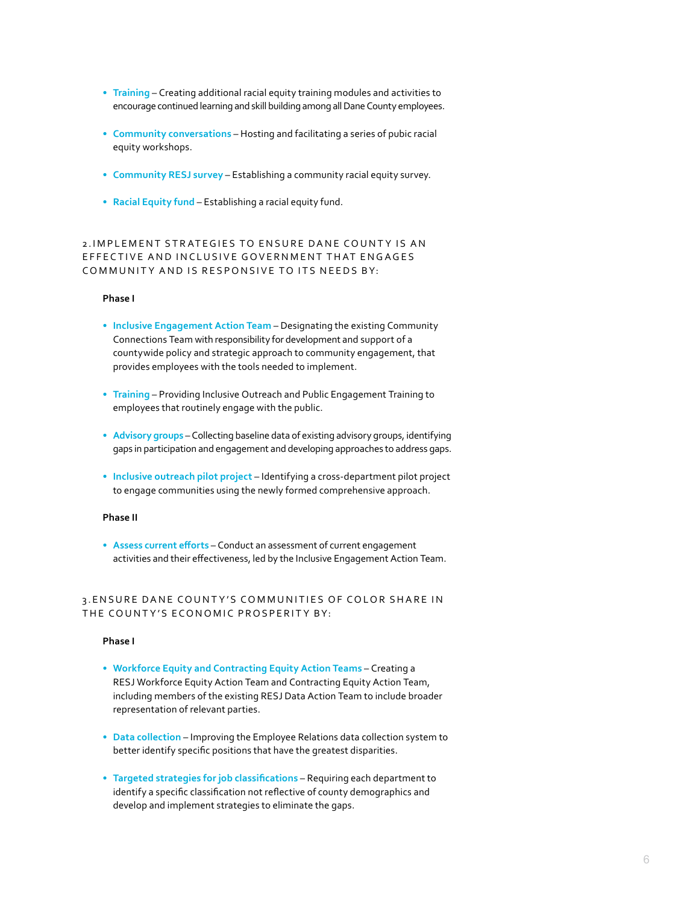- **Training** – Creating additional racial equity training modules and activities to encourage continued learning and skill building among all Dane County employees.
- **Community conversations** – Hosting and facilitating a series of pubic racial equity workshops.
- **Community RESJ survey** – Establishing a community racial equity survey.
- **Racial Equity fund** – Establishing a racial equity fund.

## 2. IMPLEMENT STRATEGIES TO ENSURE DANE COUNTY IS AN EFFECTIVE AND INCLUSIVE GOVERNMENT THAT ENGAGES COMMUNITY AND IS RESPONSIVE TO ITS NEEDS BY:

**Phase I**

- **Inclusive Engagement Action Team** – Designating the existing Community Connections Team with responsibility for development and support of a countywide policy and strategic approach to community engagement, that provides employees with the tools needed to implement.
- **Training** – Providing Inclusive Outreach and Public Engagement Training to employees that routinely engage with the public.
- **Advisory groups** – Collecting baseline data of existing advisory groups, identifying gaps in participation and engagement and developing approaches to address gaps.
- **Inclusive outreach pilot project** – Identifying a cross-department pilot project to engage communities using the newly formed comprehensive approach.

**Phase II**

- **Assess current efforts** – Conduct an assessment of current engagement activities and their effectiveness, led by the Inclusive Engagement Action Team.

## 3. ENSURE DANE COUNTY'S COMMUNITIES OF COLOR SHARE IN THE COUNTY'S ECONOMIC PROSPERITY BY:

**Phase I**

- **Workforce Equity and Contracting Equity Action Teams** – Creating a RESJ Workforce Equity Action Team and Contracting Equity Action Team, including members of the existing RESJ Data Action Team to include broader representation of relevant parties.
- **Data collection** – Improving the Employee Relations data collection system to better identify specific positions that have the greatest disparities.
- **Targeted strategies for job classifications** – Requiring each department to identify a specific classification not reflective of county demographics and develop and implement strategies to eliminate the gaps.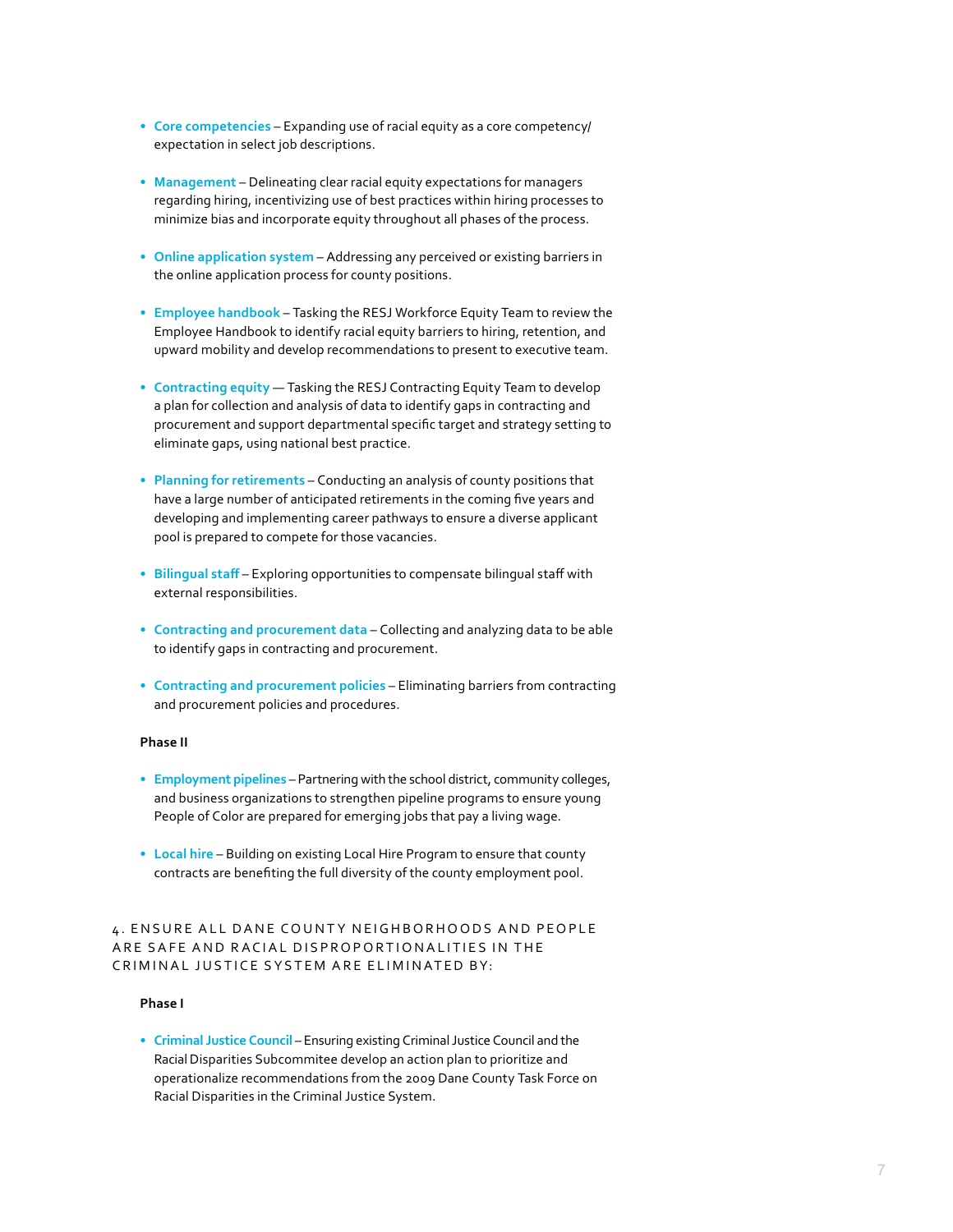- **Core competencies** – Expanding use of racial equity as a core competency/expectation in select job descriptions.

- **Management** – Delineating clear racial equity expectations for managers regarding hiring, incentivizing use of best practices within hiring processes to minimize bias and incorporate equity throughout all phases of the process.

- **Online application system** – Addressing any perceived or existing barriers in the online application process for county positions.

- **Employee handbook** – Tasking the RESJ Workforce Equity Team to review the Employee Handbook to identify racial equity barriers to hiring, retention, and upward mobility and develop recommendations to present to executive team.

- **Contracting equity** — Tasking the RESJ Contracting Equity Team to develop a plan for collection and analysis of data to identify gaps in contracting and procurement and support departmental specific target and strategy setting to eliminate gaps, using national best practice.

- **Planning for retirements** – Conducting an analysis of county positions that have a large number of anticipated retirements in the coming five years and developing and implementing career pathways to ensure a diverse applicant pool is prepared to compete for those vacancies.

- **Bilingual staff** – Exploring opportunities to compensate bilingual staff with external responsibilities.

- **Contracting and procurement data** – Collecting and analyzing data to be able to identify gaps in contracting and procurement.

- **Contracting and procurement policies** – Eliminating barriers from contracting and procurement policies and procedures.

**Phase II**

- **Employment pipelines** – Partnering with the school district, community colleges, and business organizations to strengthen pipeline programs to ensure young People of Color are prepared for emerging jobs that pay a living wage.

- **Local hire** – Building on existing Local Hire Program to ensure that county contracts are benefiting the full diversity of the county employment pool.

## 4. ENSURE ALL DANE COUNTY NEIGHBORHOODS AND PEOPLE ARE SAFE AND RACIAL DISPROPORTIONALITIES IN THE CRIMINAL JUSTICE SYSTEM ARE ELIMINATED BY:

**Phase I**

- **Criminal Justice Council** – Ensuring existing Criminal Justice Council and the Racial Disparities Subcommitee develop an action plan to prioritize and operationalize recommendations from the 2009 Dane County Task Force on Racial Disparities in the Criminal Justice System.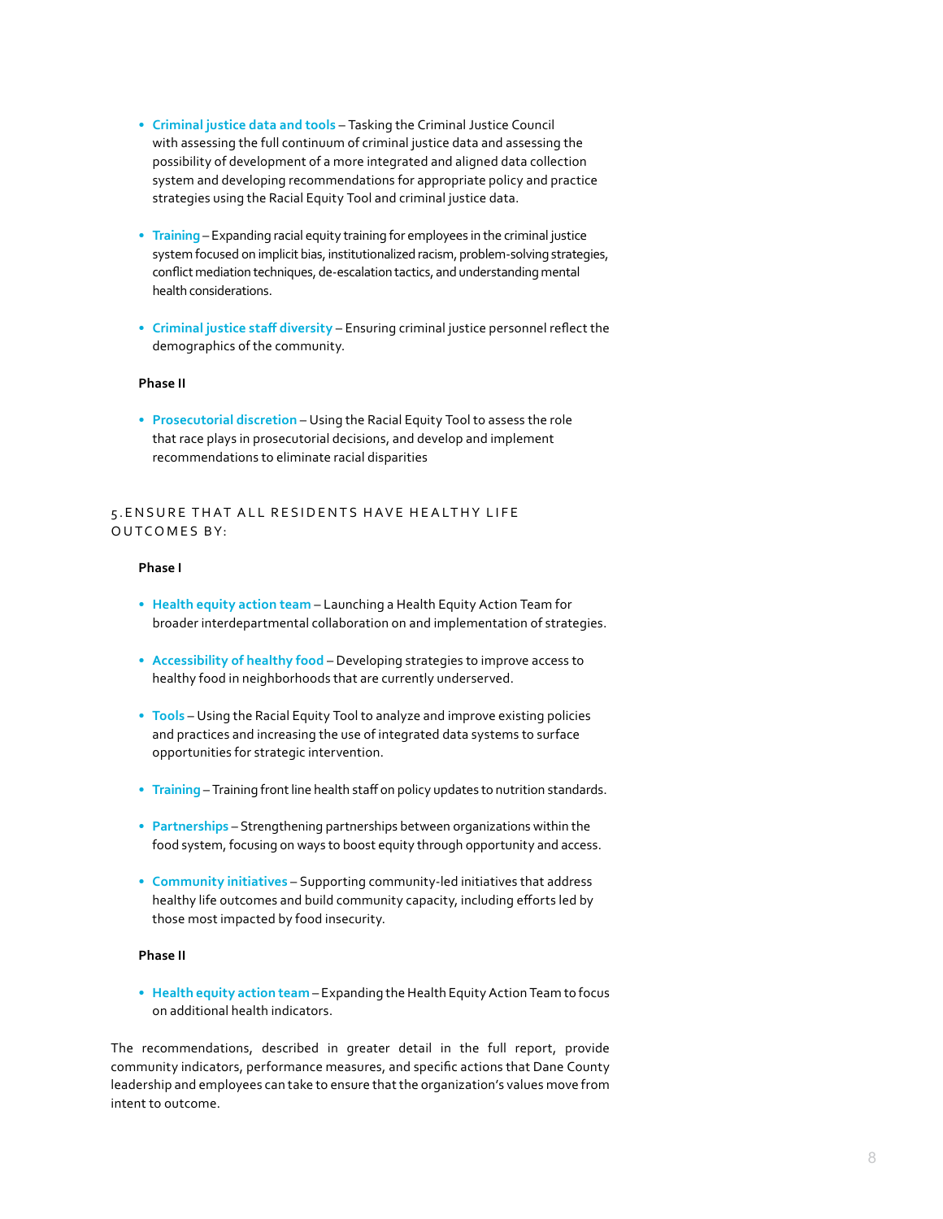- **Criminal justice data and tools** – Tasking the Criminal Justice Council with assessing the full continuum of criminal justice data and assessing the possibility of development of a more integrated and aligned data collection system and developing recommendations for appropriate policy and practice strategies using the Racial Equity Tool and criminal justice data.

- **Training** – Expanding racial equity training for employees in the criminal justice system focused on implicit bias, institutionalized racism, problem-solving strategies, conflict mediation techniques, de-escalation tactics, and understanding mental health considerations.

- **Criminal justice staff diversity** – Ensuring criminal justice personnel reflect the demographics of the community.

**Phase II**

- **Prosecutorial discretion** – Using the Racial Equity Tool to assess the role that race plays in prosecutorial decisions, and develop and implement recommendations to eliminate racial disparities

## 5. ENSURE THAT ALL RESIDENTS HAVE HEALTHY LIFE OUTCOMES BY:

**Phase I**

- **Health equity action team** – Launching a Health Equity Action Team for broader interdepartmental collaboration on and implementation of strategies.

- **Accessibility of healthy food** – Developing strategies to improve access to healthy food in neighborhoods that are currently underserved.

- **Tools** – Using the Racial Equity Tool to analyze and improve existing policies and practices and increasing the use of integrated data systems to surface opportunities for strategic intervention.

- **Training** – Training front line health staff on policy updates to nutrition standards.

- **Partnerships** – Strengthening partnerships between organizations within the food system, focusing on ways to boost equity through opportunity and access.

- **Community initiatives** – Supporting community-led initiatives that address healthy life outcomes and build community capacity, including efforts led by those most impacted by food insecurity.

**Phase II**

- **Health equity action team** – Expanding the Health Equity Action Team to focus on additional health indicators.

The recommendations, described in greater detail in the full report, provide community indicators, performance measures, and specific actions that Dane County leadership and employees can take to ensure that the organization's values move from intent to outcome.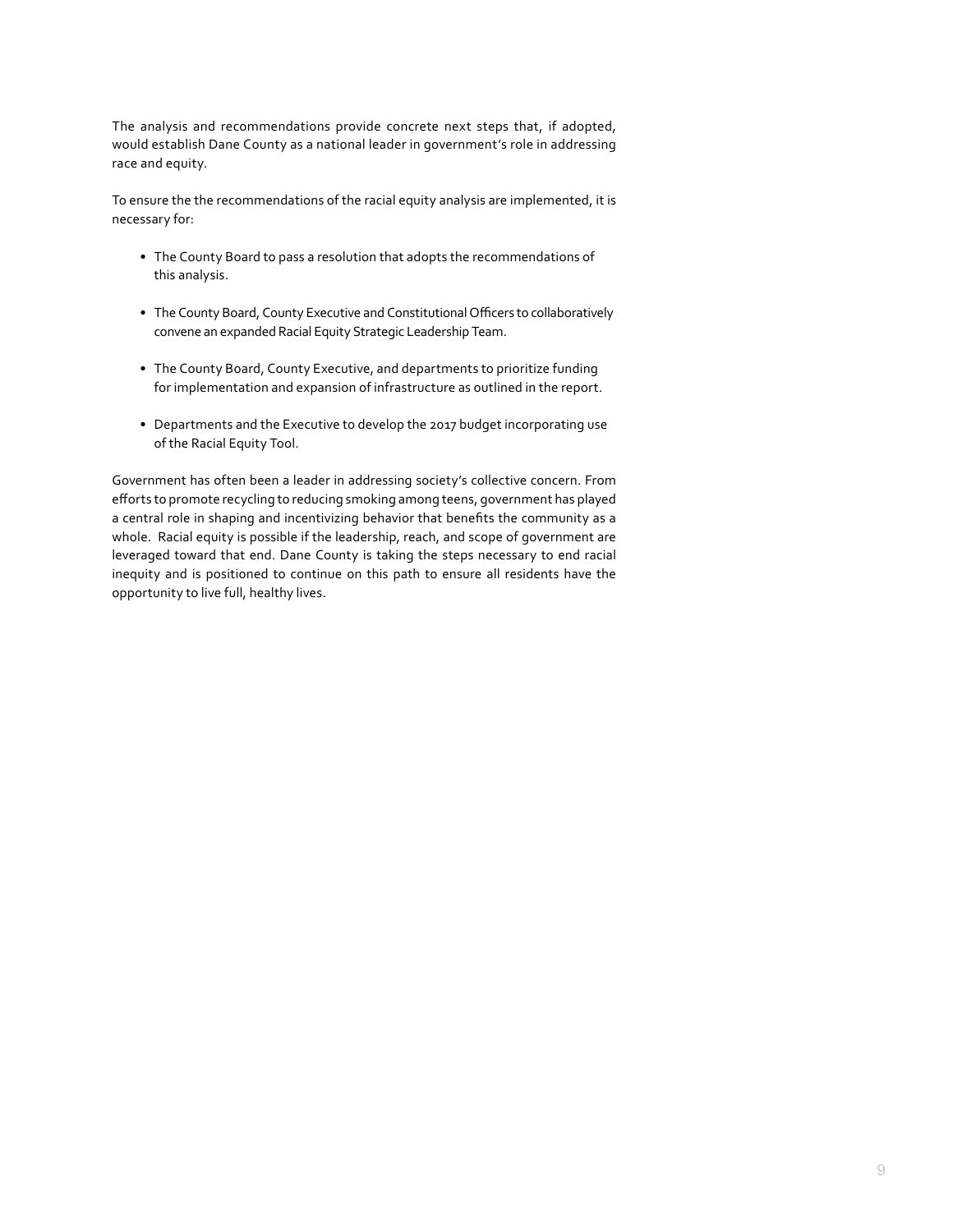The analysis and recommendations provide concrete next steps that, if adopted, would establish Dane County as a national leader in government's role in addressing race and equity.

To ensure the the recommendations of the racial equity analysis are implemented, it is necessary for:

- The County Board to pass a resolution that adopts the recommendations of this analysis.
- The County Board, County Executive and Constitutional Officers to collaboratively convene an expanded Racial Equity Strategic Leadership Team.
- The County Board, County Executive, and departments to prioritize funding for implementation and expansion of infrastructure as outlined in the report.
- Departments and the Executive to develop the 2017 budget incorporating use of the Racial Equity Tool.

Government has often been a leader in addressing society's collective concern. From efforts to promote recycling to reducing smoking among teens, government has played a central role in shaping and incentivizing behavior that benefits the community as a whole. Racial equity is possible if the leadership, reach, and scope of government are leveraged toward that end. Dane County is taking the steps necessary to end racial inequity and is positioned to continue on this path to ensure all residents have the opportunity to live full, healthy lives.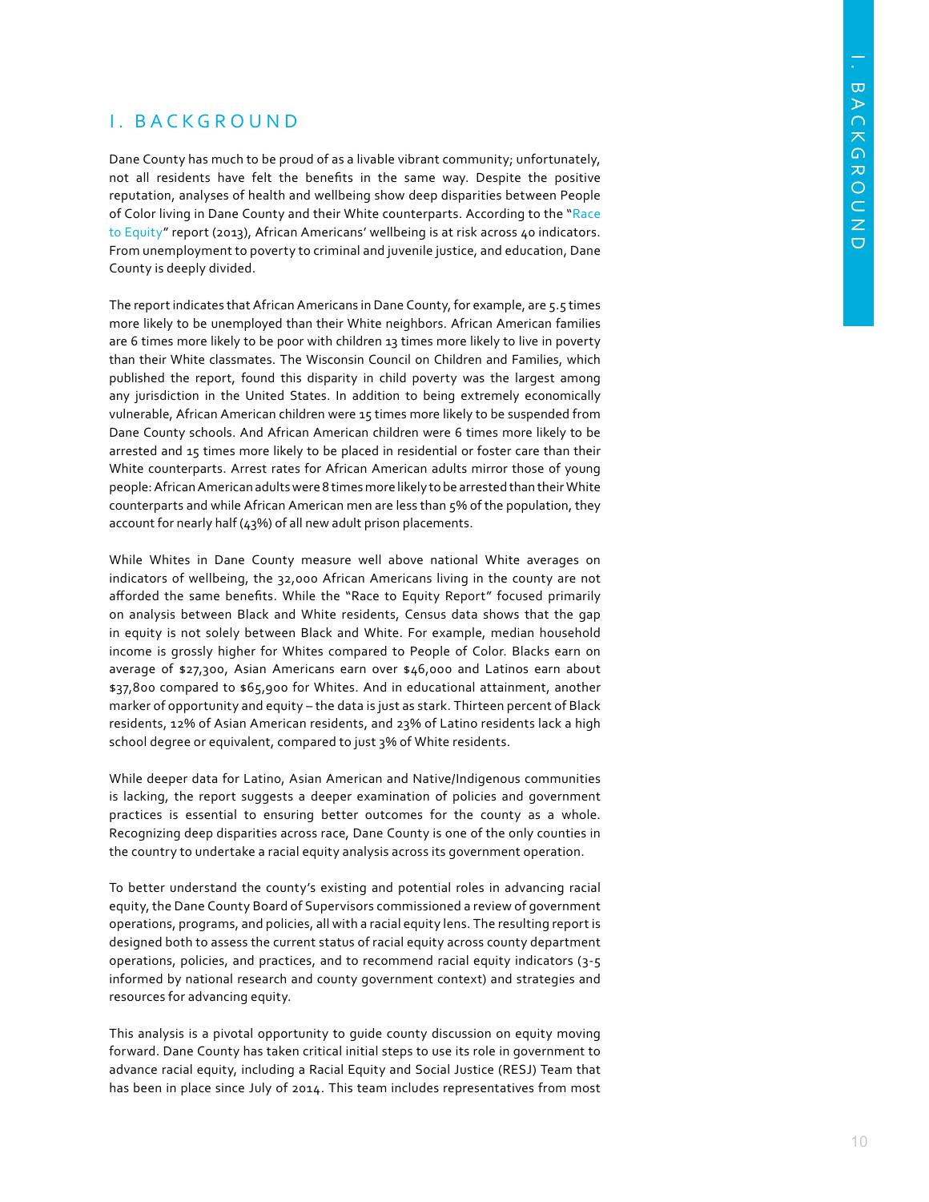# I. BACKGROUND

Dane County has much to be proud of as a livable vibrant community; unfortunately, not all residents have felt the benefits in the same way. Despite the positive reputation, analyses of health and wellbeing show deep disparities between People of Color living in Dane County and their White counterparts. According to the "Race to Equity" report (2013), African Americans' wellbeing is at risk across 40 indicators. From unemployment to poverty to criminal and juvenile justice, and education, Dane County is deeply divided.

The report indicates that African Americans in Dane County, for example, are 5.5 times more likely to be unemployed than their White neighbors. African American families are 6 times more likely to be poor with children 13 times more likely to live in poverty than their White classmates. The Wisconsin Council on Children and Families, which published the report, found this disparity in child poverty was the largest among any jurisdiction in the United States. In addition to being extremely economically vulnerable, African American children were 15 times more likely to be suspended from Dane County schools. And African American children were 6 times more likely to be arrested and 15 times more likely to be placed in residential or foster care than their White counterparts. Arrest rates for African American adults mirror those of young people: African American adults were 8 times more likely to be arrested than their White counterparts and while African American men are less than 5% of the population, they account for nearly half (43%) of all new adult prison placements.

While Whites in Dane County measure well above national White averages on indicators of wellbeing, the 32,000 African Americans living in the county are not afforded the same benefits. While the "Race to Equity Report" focused primarily on analysis between Black and White residents, Census data shows that the gap in equity is not solely between Black and White. For example, median household income is grossly higher for Whites compared to People of Color. Blacks earn on average of $27,300, Asian Americans earn over $46,000 and Latinos earn about $37,800 compared to $65,900 for Whites. And in educational attainment, another marker of opportunity and equity – the data is just as stark. Thirteen percent of Black residents, 12% of Asian American residents, and 23% of Latino residents lack a high school degree or equivalent, compared to just 3% of White residents.

While deeper data for Latino, Asian American and Native/Indigenous communities is lacking, the report suggests a deeper examination of policies and government practices is essential to ensuring better outcomes for the county as a whole. Recognizing deep disparities across race, Dane County is one of the only counties in the country to undertake a racial equity analysis across its government operation.

To better understand the county's existing and potential roles in advancing racial equity, the Dane County Board of Supervisors commissioned a review of government operations, programs, and policies, all with a racial equity lens. The resulting report is designed both to assess the current status of racial equity across county department operations, policies, and practices, and to recommend racial equity indicators (3-5 informed by national research and county government context) and strategies and resources for advancing equity.

This analysis is a pivotal opportunity to guide county discussion on equity moving forward. Dane County has taken critical initial steps to use its role in government to advance racial equity, including a Racial Equity and Social Justice (RESJ) Team that has been in place since July of 2014. This team includes representatives from most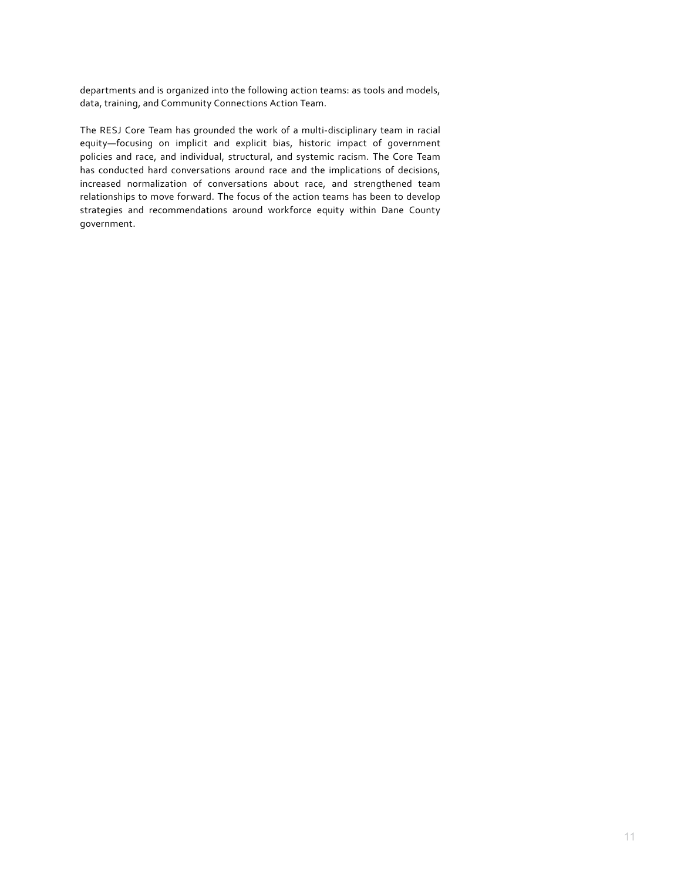departments and is organized into the following action teams: as tools and models, data, training, and Community Connections Action Team.

The RESJ Core Team has grounded the work of a multi-disciplinary team in racial equity—focusing on implicit and explicit bias, historic impact of government policies and race, and individual, structural, and systemic racism. The Core Team has conducted hard conversations around race and the implications of decisions, increased normalization of conversations about race, and strengthened team relationships to move forward. The focus of the action teams has been to develop strategies and recommendations around workforce equity within Dane County government.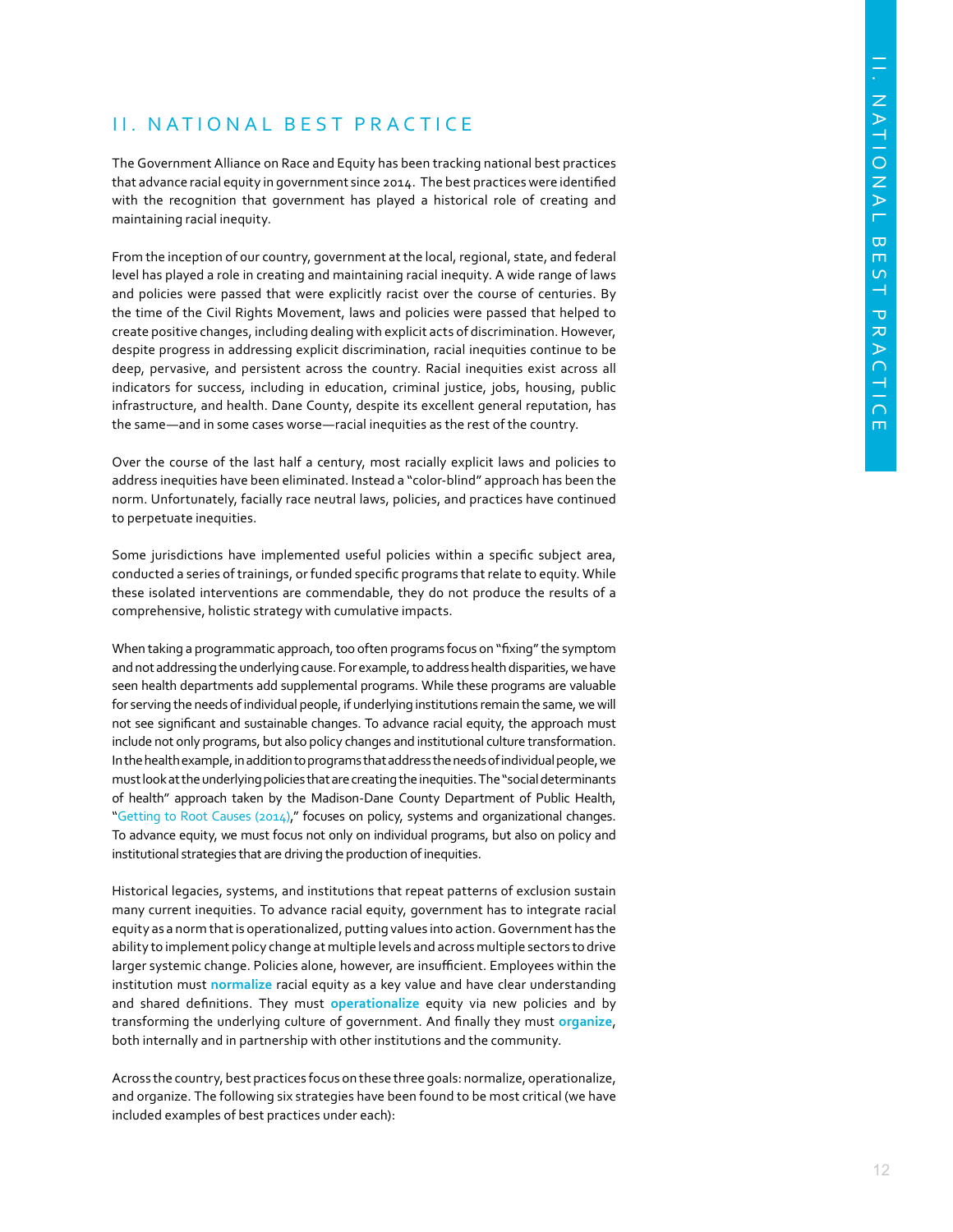## II. NATIONAL BEST PRACTICE

The Government Alliance on Race and Equity has been tracking national best practices that advance racial equity in government since 2014. The best practices were identified with the recognition that government has played a historical role of creating and maintaining racial inequity.

From the inception of our country, government at the local, regional, state, and federal level has played a role in creating and maintaining racial inequity. A wide range of laws and policies were passed that were explicitly racist over the course of centuries. By the time of the Civil Rights Movement, laws and policies were passed that helped to create positive changes, including dealing with explicit acts of discrimination. However, despite progress in addressing explicit discrimination, racial inequities continue to be deep, pervasive, and persistent across the country. Racial inequities exist across all indicators for success, including in education, criminal justice, jobs, housing, public infrastructure, and health. Dane County, despite its excellent general reputation, has the same—and in some cases worse—racial inequities as the rest of the country.

Over the course of the last half a century, most racially explicit laws and policies to address inequities have been eliminated. Instead a "color-blind" approach has been the norm. Unfortunately, facially race neutral laws, policies, and practices have continued to perpetuate inequities.

Some jurisdictions have implemented useful policies within a specific subject area, conducted a series of trainings, or funded specific programs that relate to equity. While these isolated interventions are commendable, they do not produce the results of a comprehensive, holistic strategy with cumulative impacts.

When taking a programmatic approach, too often programs focus on "fixing" the symptom and not addressing the underlying cause. For example, to address health disparities, we have seen health departments add supplemental programs. While these programs are valuable for serving the needs of individual people, if underlying institutions remain the same, we will not see significant and sustainable changes. To advance racial equity, the approach must include not only programs, but also policy changes and institutional culture transformation. In the health example, in addition to programs that address the needs of individual people, we must look at the underlying policies that are creating the inequities. The "social determinants of health" approach taken by the Madison-Dane County Department of Public Health, "Getting to Root Causes (2014)," focuses on policy, systems and organizational changes. To advance equity, we must focus not only on individual programs, but also on policy and institutional strategies that are driving the production of inequities.

Historical legacies, systems, and institutions that repeat patterns of exclusion sustain many current inequities. To advance racial equity, government has to integrate racial equity as a norm that is operationalized, putting values into action. Government has the ability to implement policy change at multiple levels and across multiple sectors to drive larger systemic change. Policies alone, however, are insufficient. Employees within the institution must **normalize** racial equity as a key value and have clear understanding and shared definitions. They must **operationalize** equity via new policies and by transforming the underlying culture of government. And finally they must **organize**, both internally and in partnership with other institutions and the community.

Across the country, best practices focus on these three goals: normalize, operationalize, and organize. The following six strategies have been found to be most critical (we have included examples of best practices under each):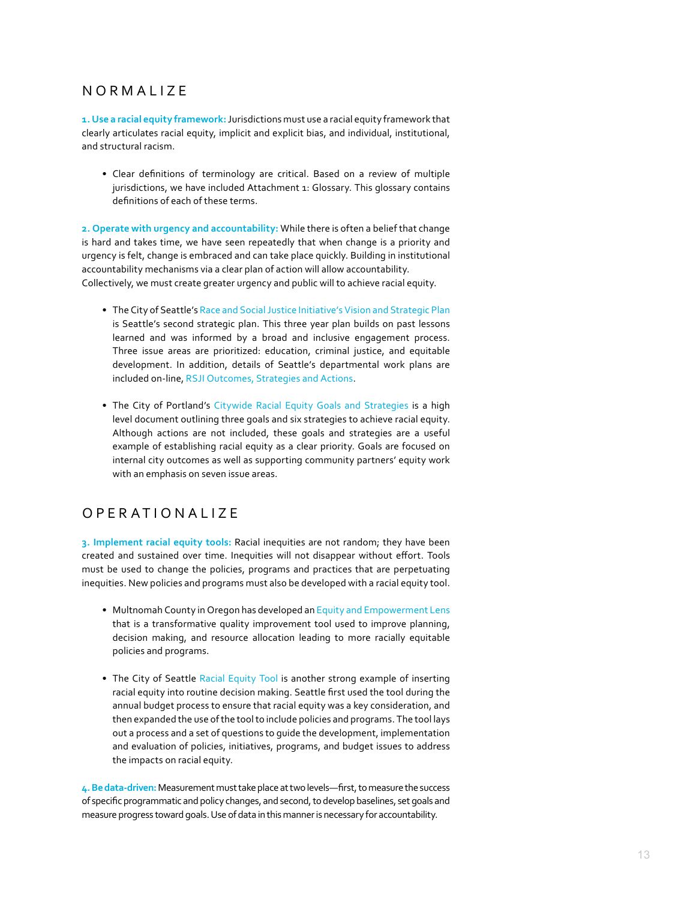## NORMALIZE

**1. Use a racial equity framework:** Jurisdictions must use a racial equity framework that clearly articulates racial equity, implicit and explicit bias, and individual, institutional, and structural racism.

- Clear definitions of terminology are critical. Based on a review of multiple jurisdictions, we have included Attachment 1: Glossary. This glossary contains definitions of each of these terms.

**2. Operate with urgency and accountability:** While there is often a belief that change is hard and takes time, we have seen repeatedly that when change is a priority and urgency is felt, change is embraced and can take place quickly. Building in institutional accountability mechanisms via a clear plan of action will allow accountability. Collectively, we must create greater urgency and public will to achieve racial equity.

- The City of Seattle's Race and Social Justice Initiative's Vision and Strategic Plan is Seattle's second strategic plan. This three year plan builds on past lessons learned and was informed by a broad and inclusive engagement process. Three issue areas are prioritized: education, criminal justice, and equitable development. In addition, details of Seattle's departmental work plans are included on-line, RSJI Outcomes, Strategies and Actions.

- The City of Portland's Citywide Racial Equity Goals and Strategies is a high level document outlining three goals and six strategies to achieve racial equity. Although actions are not included, these goals and strategies are a useful example of establishing racial equity as a clear priority. Goals are focused on internal city outcomes as well as supporting community partners' equity work with an emphasis on seven issue areas.

## OPERATIONALIZE

**3. Implement racial equity tools:** Racial inequities are not random; they have been created and sustained over time. Inequities will not disappear without effort. Tools must be used to change the policies, programs and practices that are perpetuating inequities. New policies and programs must also be developed with a racial equity tool.

- Multnomah County in Oregon has developed an Equity and Empowerment Lens that is a transformative quality improvement tool used to improve planning, decision making, and resource allocation leading to more racially equitable policies and programs.

- The City of Seattle Racial Equity Tool is another strong example of inserting racial equity into routine decision making. Seattle first used the tool during the annual budget process to ensure that racial equity was a key consideration, and then expanded the use of the tool to include policies and programs. The tool lays out a process and a set of questions to guide the development, implementation and evaluation of policies, initiatives, programs, and budget issues to address the impacts on racial equity.

**4. Be data-driven:** Measurement must take place at two levels—first, to measure the success of specific programmatic and policy changes, and second, to develop baselines, set goals and measure progress toward goals. Use of data in this manner is necessary for accountability.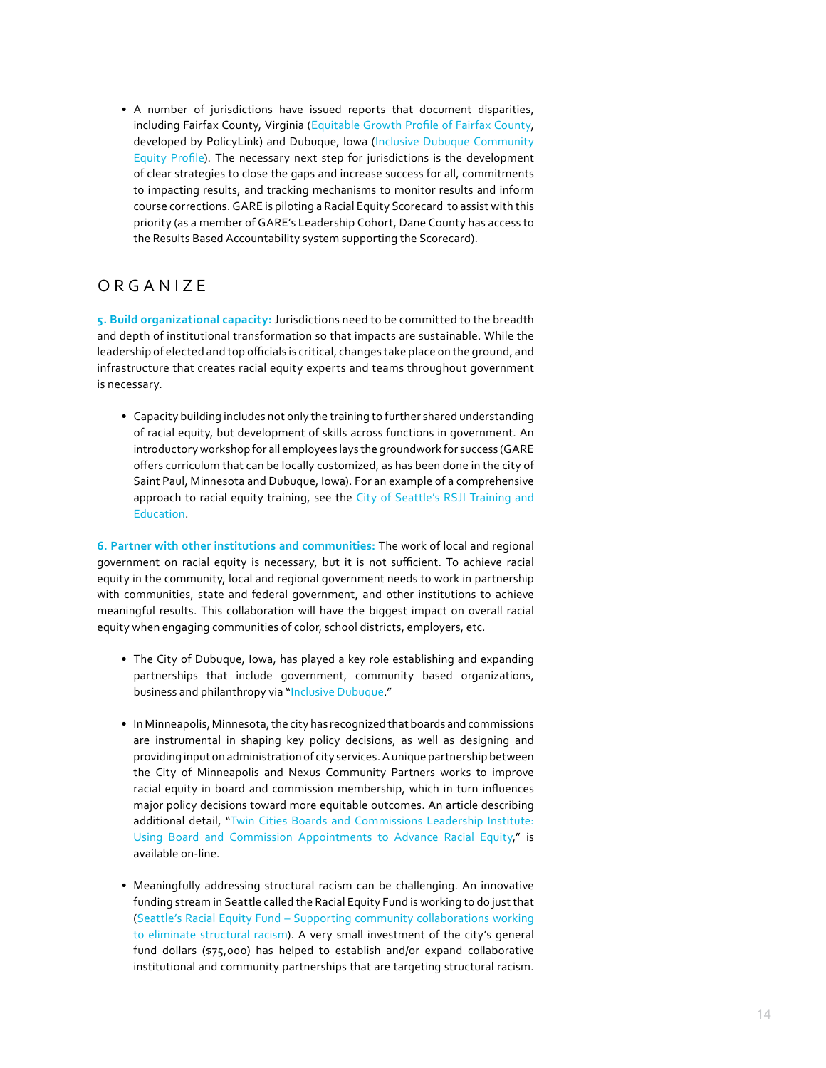- A number of jurisdictions have issued reports that document disparities, including Fairfax County, Virginia (Equitable Growth Profile of Fairfax County, developed by PolicyLink) and Dubuque, Iowa (Inclusive Dubuque Community Equity Profile). The necessary next step for jurisdictions is the development of clear strategies to close the gaps and increase success for all, commitments to impacting results, and tracking mechanisms to monitor results and inform course corrections. GARE is piloting a Racial Equity Scorecard to assist with this priority (as a member of GARE's Leadership Cohort, Dane County has access to the Results Based Accountability system supporting the Scorecard).

## ORGANIZE

**5. Build organizational capacity:** Jurisdictions need to be committed to the breadth and depth of institutional transformation so that impacts are sustainable. While the leadership of elected and top officials is critical, changes take place on the ground, and infrastructure that creates racial equity experts and teams throughout government is necessary.

- Capacity building includes not only the training to further shared understanding of racial equity, but development of skills across functions in government. An introductory workshop for all employees lays the groundwork for success (GARE offers curriculum that can be locally customized, as has been done in the city of Saint Paul, Minnesota and Dubuque, Iowa). For an example of a comprehensive approach to racial equity training, see the City of Seattle's RSJI Training and Education.

**6. Partner with other institutions and communities:** The work of local and regional government on racial equity is necessary, but it is not sufficient. To achieve racial equity in the community, local and regional government needs to work in partnership with communities, state and federal government, and other institutions to achieve meaningful results. This collaboration will have the biggest impact on overall racial equity when engaging communities of color, school districts, employers, etc.

- The City of Dubuque, Iowa, has played a key role establishing and expanding partnerships that include government, community based organizations, business and philanthropy via "Inclusive Dubuque."

- In Minneapolis, Minnesota, the city has recognized that boards and commissions are instrumental in shaping key policy decisions, as well as designing and providing input on administration of city services. A unique partnership between the City of Minneapolis and Nexus Community Partners works to improve racial equity in board and commission membership, which in turn influences major policy decisions toward more equitable outcomes. An article describing additional detail, "Twin Cities Boards and Commissions Leadership Institute: Using Board and Commission Appointments to Advance Racial Equity," is available on-line.

- Meaningfully addressing structural racism can be challenging. An innovative funding stream in Seattle called the Racial Equity Fund is working to do just that (Seattle's Racial Equity Fund – Supporting community collaborations working to eliminate structural racism). A very small investment of the city's general fund dollars ($75,000) has helped to establish and/or expand collaborative institutional and community partnerships that are targeting structural racism.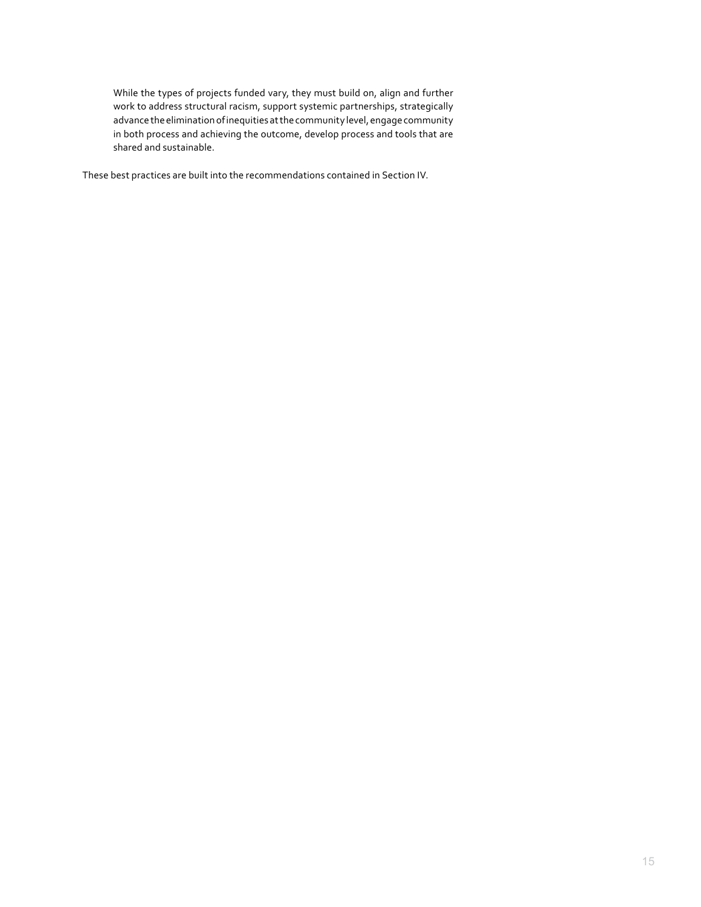> While the types of projects funded vary, they must build on, align and further work to address structural racism, support systemic partnerships, strategically advance the elimination of inequities at the community level, engage community in both process and achieving the outcome, develop process and tools that are shared and sustainable.

These best practices are built into the recommendations contained in Section IV.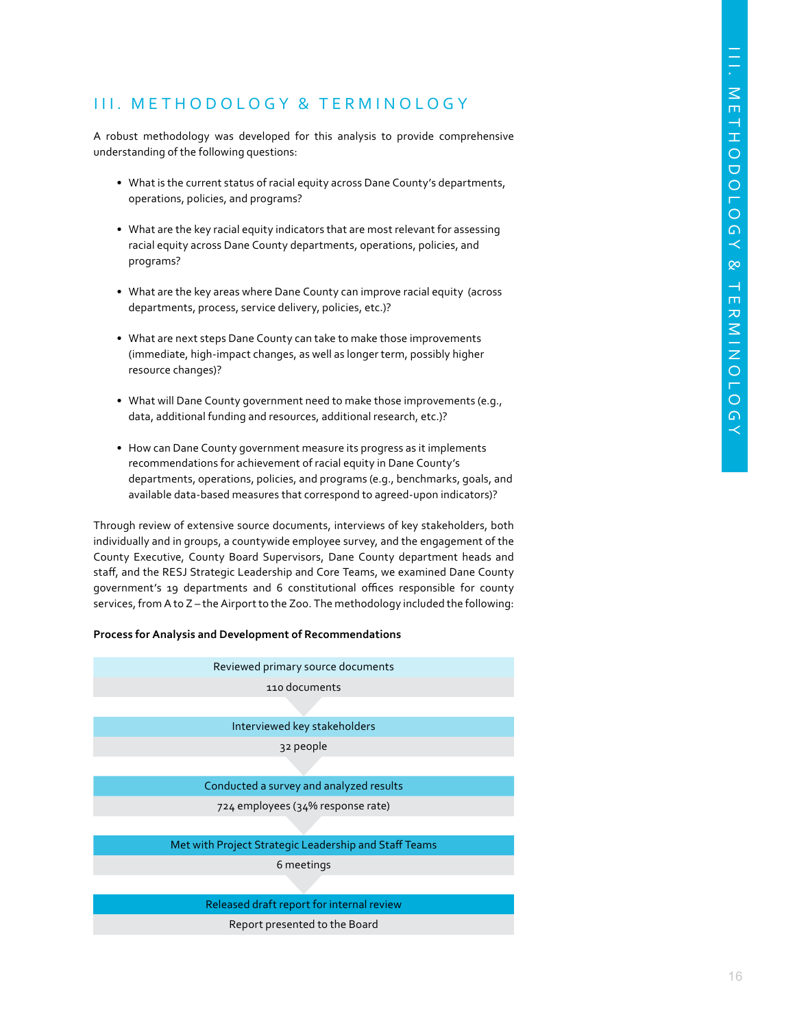# III. METHODOLOGY & TERMINOLOGY

A robust methodology was developed for this analysis to provide comprehensive understanding of the following questions:

- What is the current status of racial equity across Dane County's departments, operations, policies, and programs?
- What are the key racial equity indicators that are most relevant for assessing racial equity across Dane County departments, operations, policies, and programs?
- What are the key areas where Dane County can improve racial equity (across departments, process, service delivery, policies, etc.)?
- What are next steps Dane County can take to make those improvements (immediate, high-impact changes, as well as longer term, possibly higher resource changes)?
- What will Dane County government need to make those improvements (e.g., data, additional funding and resources, additional research, etc.)?
- How can Dane County government measure its progress as it implements recommendations for achievement of racial equity in Dane County's departments, operations, policies, and programs (e.g., benchmarks, goals, and available data-based measures that correspond to agreed-upon indicators)?

Through review of extensive source documents, interviews of key stakeholders, both individually and in groups, a countywide employee survey, and the engagement of the County Executive, County Board Supervisors, Dane County department heads and staff, and the RESJ Strategic Leadership and Core Teams, we examined Dane County government's 19 departments and 6 constitutional offices responsible for county services, from A to Z – the Airport to the Zoo. The methodology included the following:

**Process for Analysis and Development of Recommendations**

| Step | Detail |
| --- | --- |
| Reviewed primary source documents | 110 documents |
| Interviewed key stakeholders | 32 people |
| Conducted a survey and analyzed results | 724 employees (34% response rate) |
| Met with Project Strategic Leadership and Staff Teams | 6 meetings |
| Released draft report for internal review | Report presented to the Board |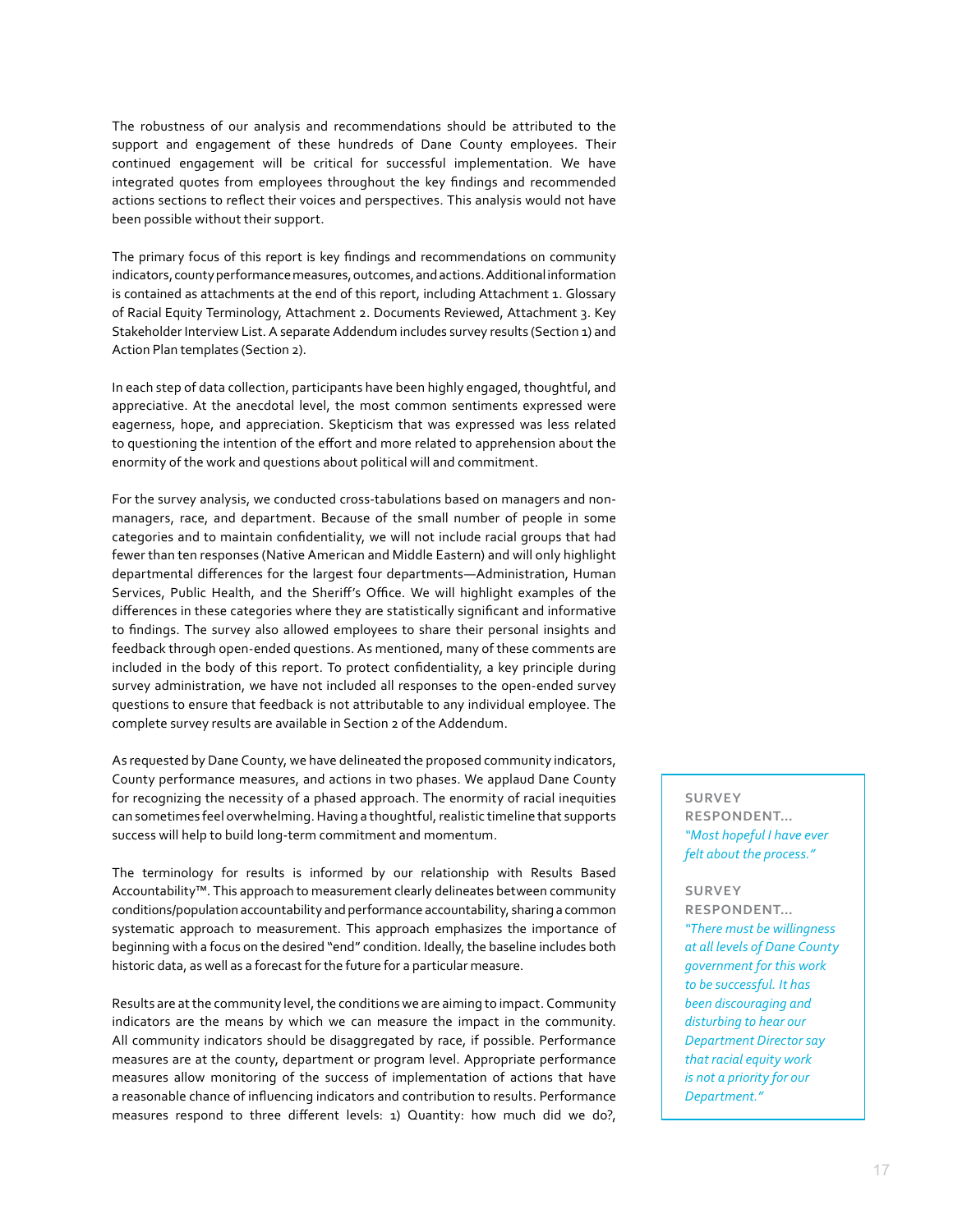The robustness of our analysis and recommendations should be attributed to the support and engagement of these hundreds of Dane County employees. Their continued engagement will be critical for successful implementation. We have integrated quotes from employees throughout the key findings and recommended actions sections to reflect their voices and perspectives. This analysis would not have been possible without their support.

The primary focus of this report is key findings and recommendations on community indicators, county performance measures, outcomes, and actions. Additional information is contained as attachments at the end of this report, including Attachment 1. Glossary of Racial Equity Terminology, Attachment 2. Documents Reviewed, Attachment 3. Key Stakeholder Interview List. A separate Addendum includes survey results (Section 1) and Action Plan templates (Section 2).

In each step of data collection, participants have been highly engaged, thoughtful, and appreciative. At the anecdotal level, the most common sentiments expressed were eagerness, hope, and appreciation. Skepticism that was expressed was less related to questioning the intention of the effort and more related to apprehension about the enormity of the work and questions about political will and commitment.

For the survey analysis, we conducted cross-tabulations based on managers and non-managers, race, and department. Because of the small number of people in some categories and to maintain confidentiality, we will not include racial groups that had fewer than ten responses (Native American and Middle Eastern) and will only highlight departmental differences for the largest four departments—Administration, Human Services, Public Health, and the Sheriff's Office. We will highlight examples of the differences in these categories where they are statistically significant and informative to findings. The survey also allowed employees to share their personal insights and feedback through open-ended questions. As mentioned, many of these comments are included in the body of this report. To protect confidentiality, a key principle during survey administration, we have not included all responses to the open-ended survey questions to ensure that feedback is not attributable to any individual employee. The complete survey results are available in Section 2 of the Addendum.

As requested by Dane County, we have delineated the proposed community indicators, County performance measures, and actions in two phases. We applaud Dane County for recognizing the necessity of a phased approach. The enormity of racial inequities can sometimes feel overwhelming. Having a thoughtful, realistic timeline that supports success will help to build long-term commitment and momentum.

The terminology for results is informed by our relationship with Results Based Accountability™. This approach to measurement clearly delineates between community conditions/population accountability and performance accountability, sharing a common systematic approach to measurement. This approach emphasizes the importance of beginning with a focus on the desired "end" condition. Ideally, the baseline includes both historic data, as well as a forecast for the future for a particular measure.

Results are at the community level, the conditions we are aiming to impact. Community indicators are the means by which we can measure the impact in the community. All community indicators should be disaggregated by race, if possible. Performance measures are at the county, department or program level. Appropriate performance measures allow monitoring of the success of implementation of actions that have a reasonable chance of influencing indicators and contribution to results. Performance measures respond to three different levels: 1) Quantity: how much did we do?,

> **SURVEY RESPONDENT...**
> *"Most hopeful I have ever felt about the process."*
>
> **SURVEY RESPONDENT...**
> *"There must be willingness at all levels of Dane County government for this work to be successful. It has been discouraging and disturbing to hear our Department Director say that racial equity work is not a priority for our Department."*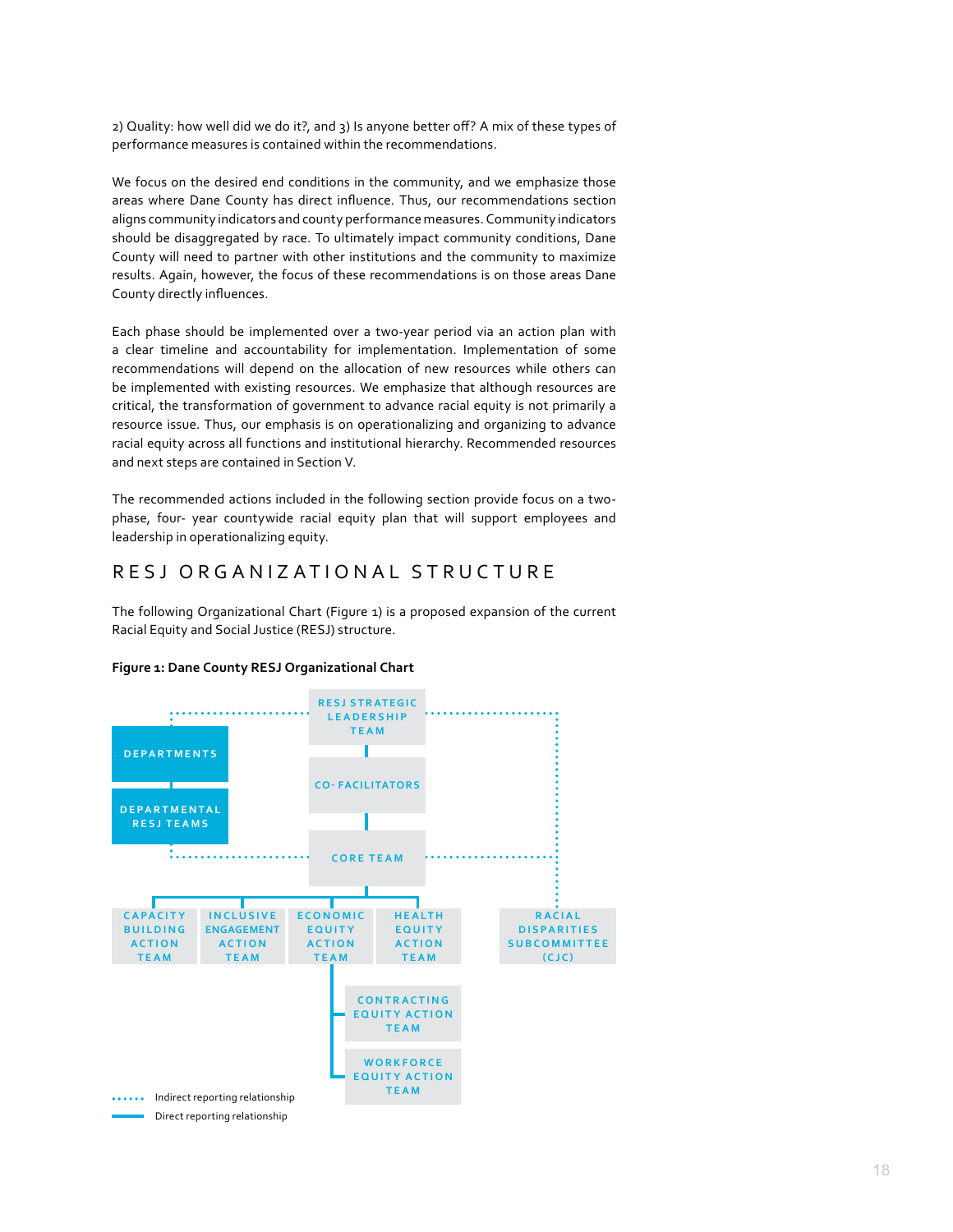2) Quality: how well did we do it?, and 3) Is anyone better off? A mix of these types of performance measures is contained within the recommendations.

We focus on the desired end conditions in the community, and we emphasize those areas where Dane County has direct influence. Thus, our recommendations section aligns community indicators and county performance measures. Community indicators should be disaggregated by race. To ultimately impact community conditions, Dane County will need to partner with other institutions and the community to maximize results. Again, however, the focus of these recommendations is on those areas Dane County directly influences.

Each phase should be implemented over a two-year period via an action plan with a clear timeline and accountability for implementation. Implementation of some recommendations will depend on the allocation of new resources while others can be implemented with existing resources. We emphasize that although resources are critical, the transformation of government to advance racial equity is not primarily a resource issue. Thus, our emphasis is on operationalizing and organizing to advance racial equity across all functions and institutional hierarchy. Recommended resources and next steps are contained in Section V.

The recommended actions included in the following section provide focus on a two-phase, four- year countywide racial equity plan that will support employees and leadership in operationalizing equity.

## RESJ ORGANIZATIONAL STRUCTURE

The following Organizational Chart (Figure 1) is a proposed expansion of the current Racial Equity and Social Justice (RESJ) structure.

**Figure 1: Dane County RESJ Organizational Chart**

- RESJ STRATEGIC LEADERSHIP TEAM
  - CO- FACILITATORS
    - CORE TEAM
      - CAPACITY BUILDING ACTION TEAM
      - INCLUSIVE ENGAGEMENT ACTION TEAM
      - ECONOMIC EQUITY ACTION TEAM
        - CONTRACTING EQUITY ACTION TEAM
        - WORKFORCE EQUITY ACTION TEAM
      - HEALTH EQUITY ACTION TEAM
- DEPARTMENTS
  - DEPARTMENTAL RESJ TEAMS
- RACIAL DISPARITIES SUBCOMMITTEE (CJC)

Indirect reporting relationship (dotted line): RESJ Strategic Leadership Team – Departments; Departmental RESJ Teams – Core Team; RESJ Strategic Leadership Team – Racial Disparities Subcommittee (CJC); Core Team – Racial Disparities Subcommittee (CJC)

Direct reporting relationship (solid line)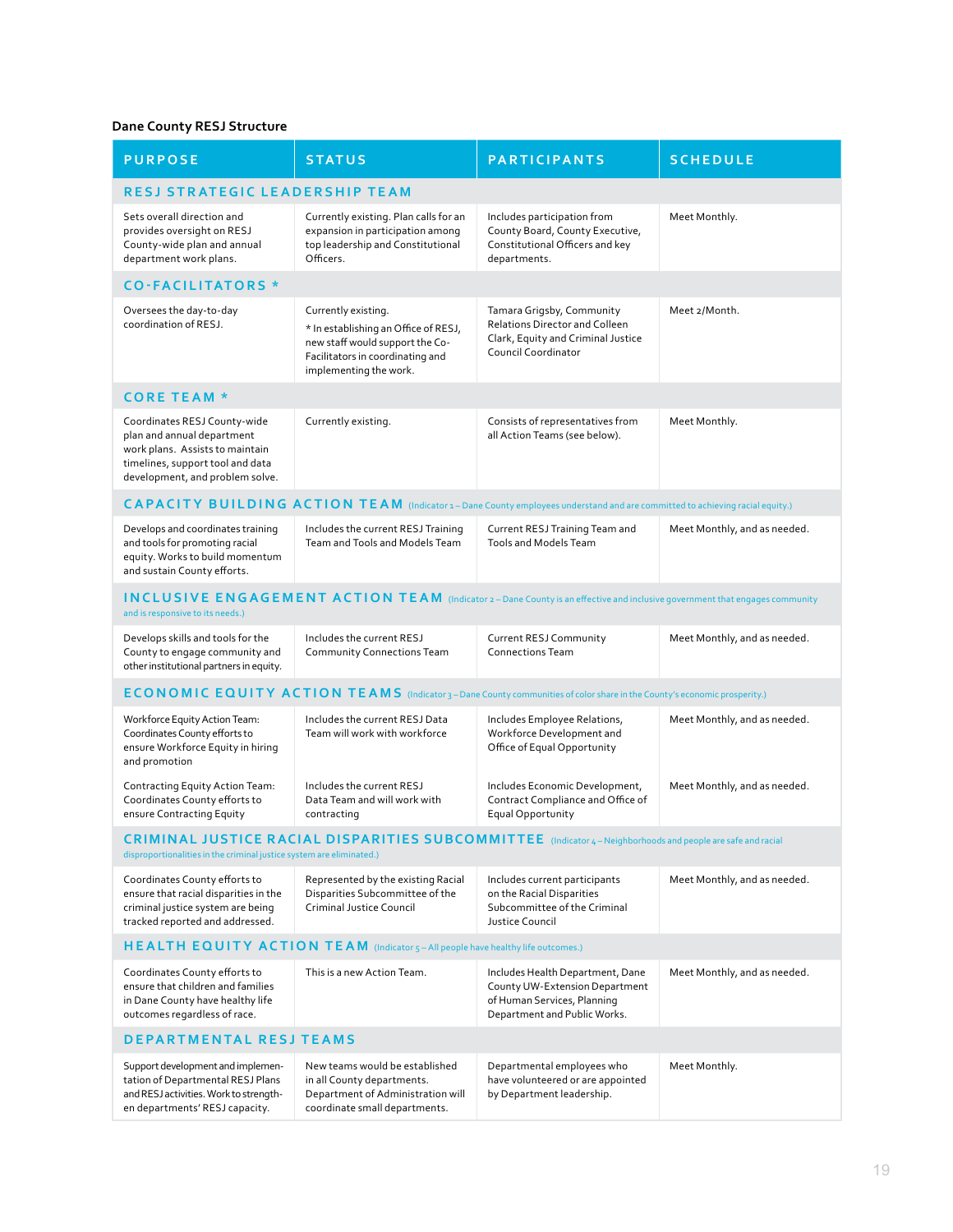**Dane County RESJ Structure**

| PURPOSE | STATUS | PARTICIPANTS | SCHEDULE |
|---|---|---|---|
| **RESJ STRATEGIC LEADERSHIP TEAM** | | | |
| Sets overall direction and provides oversight on RESJ County-wide plan and annual department work plans. | Currently existing. Plan calls for an expansion in participation among top leadership and Constitutional Officers. | Includes participation from County Board, County Executive, Constitutional Officers and key departments. | Meet Monthly. |
| **CO-FACILITATORS *** | | | |
| Oversees the day-to-day coordination of RESJ. | Currently existing. * In establishing an Office of RESJ, new staff would support the Co-Facilitators in coordinating and implementing the work. | Tamara Grigsby, Community Relations Director and Colleen Clark, Equity and Criminal Justice Council Coordinator | Meet 2/Month. |
| **CORE TEAM *** | | | |
| Coordinates RESJ County-wide plan and annual department work plans. Assists to maintain timelines, support tool and data development, and problem solve. | Currently existing. | Consists of representatives from all Action Teams (see below). | Meet Monthly. |
| **CAPACITY BUILDING ACTION TEAM** (Indicator 1 – Dane County employees understand and are committed to achieving racial equity.) | | | |
| Develops and coordinates training and tools for promoting racial equity. Works to build momentum and sustain County efforts. | Includes the current RESJ Training Team and Tools and Models Team | Current RESJ Training Team and Tools and Models Team | Meet Monthly, and as needed. |
| **INCLUSIVE ENGAGEMENT ACTION TEAM** (Indicator 2 – Dane County is an effective and inclusive government that engages community and is responsive to its needs.) | | | |
| Develops skills and tools for the County to engage community and other institutional partners in equity. | Includes the current RESJ Community Connections Team | Current RESJ Community Connections Team | Meet Monthly, and as needed. |
| **ECONOMIC EQUITY ACTION TEAMS** (Indicator 3 – Dane County communities of color share in the County's economic prosperity.) | | | |
| Workforce Equity Action Team: Coordinates County efforts to ensure Workforce Equity in hiring and promotion | Includes the current RESJ Data Team will work with workforce | Includes Employee Relations, Workforce Development and Office of Equal Opportunity | Meet Monthly, and as needed. |
| Contracting Equity Action Team: Coordinates County efforts to ensure Contracting Equity | Includes the current RESJ Data Team and will work with contracting | Includes Economic Development, Contract Compliance and Office of Equal Opportunity | Meet Monthly, and as needed. |
| **CRIMINAL JUSTICE RACIAL DISPARITIES SUBCOMMITTEE** (Indicator 4 – Neighborhoods and people are safe and racial disproportionalities in the criminal justice system are eliminated.) | | | |
| Coordinates County efforts to ensure that racial disparities in the criminal justice system are being tracked reported and addressed. | Represented by the existing Racial Disparities Subcommittee of the Criminal Justice Council | Includes current participants on the Racial Disparities Subcommittee of the Criminal Justice Council | Meet Monthly, and as needed. |
| **HEALTH EQUITY ACTION TEAM** (Indicator 5 – All people have healthy life outcomes.) | | | |
| Coordinates County efforts to ensure that children and families in Dane County have healthy life outcomes regardless of race. | This is a new Action Team. | Includes Health Department, Dane County UW-Extension Department of Human Services, Planning Department and Public Works. | Meet Monthly, and as needed. |
| **DEPARTMENTAL RESJ TEAMS** | | | |
| Support development and implementation of Departmental RESJ Plans and RESJ activities. Work to strengthen departments' RESJ capacity. | New teams would be established in all County departments. Department of Administration will coordinate small departments. | Departmental employees who have volunteered or are appointed by Department leadership. | Meet Monthly. |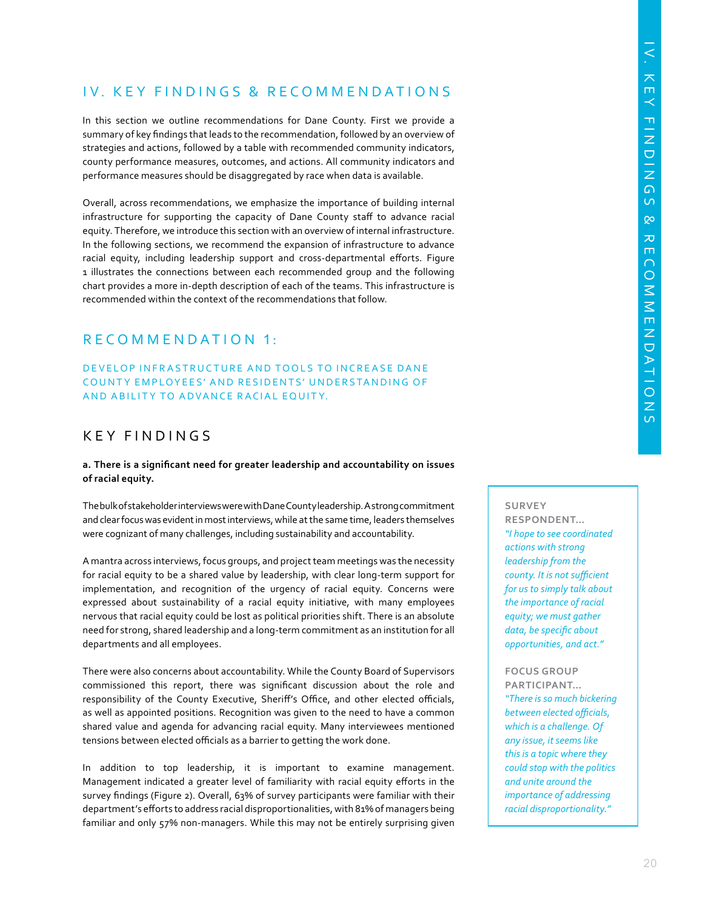# IV. KEY FINDINGS & RECOMMENDATIONS

In this section we outline recommendations for Dane County. First we provide a summary of key findings that leads to the recommendation, followed by an overview of strategies and actions, followed by a table with recommended community indicators, county performance measures, outcomes, and actions. All community indicators and performance measures should be disaggregated by race when data is available.

Overall, across recommendations, we emphasize the importance of building internal infrastructure for supporting the capacity of Dane County staff to advance racial equity. Therefore, we introduce this section with an overview of internal infrastructure. In the following sections, we recommend the expansion of infrastructure to advance racial equity, including leadership support and cross-departmental efforts. Figure 1 illustrates the connections between each recommended group and the following chart provides a more in-depth description of each of the teams. This infrastructure is recommended within the context of the recommendations that follow.

## RECOMMENDATION 1:

### DEVELOP INFRASTRUCTURE AND TOOLS TO INCREASE DANE COUNTY EMPLOYEES' AND RESIDENTS' UNDERSTANDING OF AND ABILITY TO ADVANCE RACIAL EQUITY.

## KEY FINDINGS

**a. There is a significant need for greater leadership and accountability on issues of racial equity.**

The bulk of stakeholder interviews were with Dane County leadership. A strong commitment and clear focus was evident in most interviews, while at the same time, leaders themselves were cognizant of many challenges, including sustainability and accountability.

A mantra across interviews, focus groups, and project team meetings was the necessity for racial equity to be a shared value by leadership, with clear long-term support for implementation, and recognition of the urgency of racial equity. Concerns were expressed about sustainability of a racial equity initiative, with many employees nervous that racial equity could be lost as political priorities shift. There is an absolute need for strong, shared leadership and a long-term commitment as an institution for all departments and all employees.

There were also concerns about accountability. While the County Board of Supervisors commissioned this report, there was significant discussion about the role and responsibility of the County Executive, Sheriff's Office, and other elected officials, as well as appointed positions. Recognition was given to the need to have a common shared value and agenda for advancing racial equity. Many interviewees mentioned tensions between elected officials as a barrier to getting the work done.

In addition to top leadership, it is important to examine management. Management indicated a greater level of familiarity with racial equity efforts in the survey findings (Figure 2). Overall, 63% of survey participants were familiar with their department's efforts to address racial disproportionalities, with 81% of managers being familiar and only 57% non-managers. While this may not be entirely surprising given

> **SURVEY RESPONDENT...**
> *"I hope to see coordinated actions with strong leadership from the county. It is not sufficient for us to simply talk about the importance of racial equity; we must gather data, be specific about opportunities, and act."*
>
> **FOCUS GROUP PARTICIPANT...**
> *"There is so much bickering between elected officials, which is a challenge. Of any issue, it seems like this is a topic where they could stop with the politics and unite around the importance of addressing racial disproportionality."*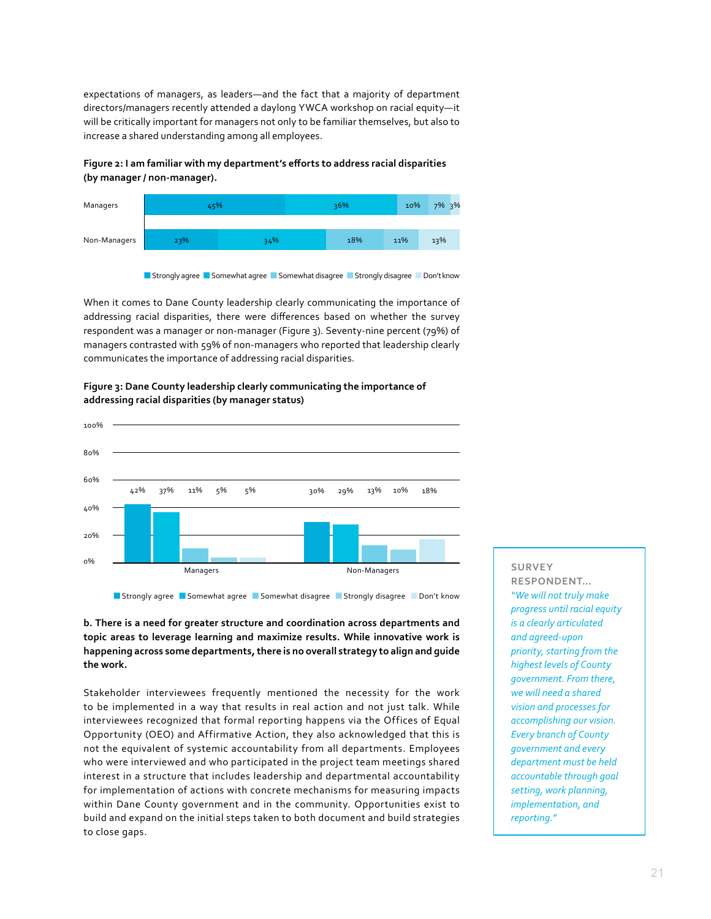expectations of managers, as leaders—and the fact that a majority of department directors/managers recently attended a daylong YWCA workshop on racial equity—it will be critically important for managers not only to be familiar themselves, but also to increase a shared understanding among all employees.

**Figure 2: I am familiar with my department's efforts to address racial disparities (by manager / non-manager).**

| | Strongly agree | Somewhat agree | Somewhat disagree | Strongly disagree | Don't know |
|---|---|---|---|---|---|
| Managers | 45% | 36% | 10% | 7% | 3% |
| Non-Managers | 23% | 34% | 18% | 11% | 13% |

When it comes to Dane County leadership clearly communicating the importance of addressing racial disparities, there were differences based on whether the survey respondent was a manager or non-manager (Figure 3). Seventy-nine percent (79%) of managers contrasted with 59% of non-managers who reported that leadership clearly communicates the importance of addressing racial disparities.

**Figure 3: Dane County leadership clearly communicating the importance of addressing racial disparities (by manager status)**

| | Strongly agree | Somewhat agree | Somewhat disagree | Strongly disagree | Don't know |
|---|---|---|---|---|---|
| Managers | 42% | 37% | 11% | 5% | 5% |
| Non-Managers | 30% | 29% | 13% | 10% | 18% |

**b. There is a need for greater structure and coordination across departments and topic areas to leverage learning and maximize results. While innovative work is happening across some departments, there is no overall strategy to align and guide the work.**

Stakeholder interviewees frequently mentioned the necessity for the work to be implemented in a way that results in real action and not just talk. While interviewees recognized that formal reporting happens via the Offices of Equal Opportunity (OEO) and Affirmative Action, they also acknowledged that this is not the equivalent of systemic accountability from all departments. Employees who were interviewed and who participated in the project team meetings shared interest in a structure that includes leadership and departmental accountability for implementation of actions with concrete mechanisms for measuring impacts within Dane County government and in the community. Opportunities exist to build and expand on the initial steps taken to both document and build strategies to close gaps.

SURVEY RESPONDENT...

*"We will not truly make progress until racial equity is a clearly articulated and agreed-upon priority, starting from the highest levels of County government. From there, we will need a shared vision and processes for accomplishing our vision. Every branch of County government and every department must be held accountable through goal setting, work planning, implementation, and reporting."*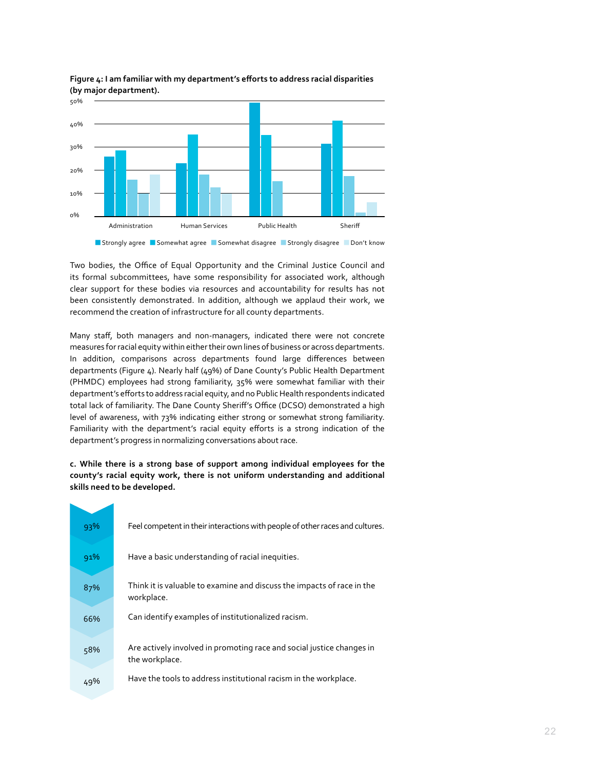**Figure 4: I am familiar with my department's efforts to address racial disparities (by major department).**

Two bodies, the Office of Equal Opportunity and the Criminal Justice Council and its formal subcommittees, have some responsibility for associated work, although clear support for these bodies via resources and accountability for results has not been consistently demonstrated. In addition, although we applaud their work, we recommend the creation of infrastructure for all county departments.

Many staff, both managers and non-managers, indicated there were not concrete measures for racial equity within either their own lines of business or across departments. In addition, comparisons across departments found large differences between departments (Figure 4). Nearly half (49%) of Dane County's Public Health Department (PHMDC) employees had strong familiarity, 35% were somewhat familiar with their department's efforts to address racial equity, and no Public Health respondents indicated total lack of familiarity. The Dane County Sheriff's Office (DCSO) demonstrated a high level of awareness, with 73% indicating either strong or somewhat strong familiarity. Familiarity with the department's racial equity efforts is a strong indication of the department's progress in normalizing conversations about race.

**c. While there is a strong base of support among individual employees for the county's racial equity work, there is not uniform understanding and additional skills need to be developed.**

| | |
|---|---|
| 93% | Feel competent in their interactions with people of other races and cultures. |
| 91% | Have a basic understanding of racial inequities. |
| 87% | Think it is valuable to examine and discuss the impacts of race in the workplace. |
| 66% | Can identify examples of institutionalized racism. |
| 58% | Are actively involved in promoting race and social justice changes in the workplace. |
| 49% | Have the tools to address institutional racism in the workplace. |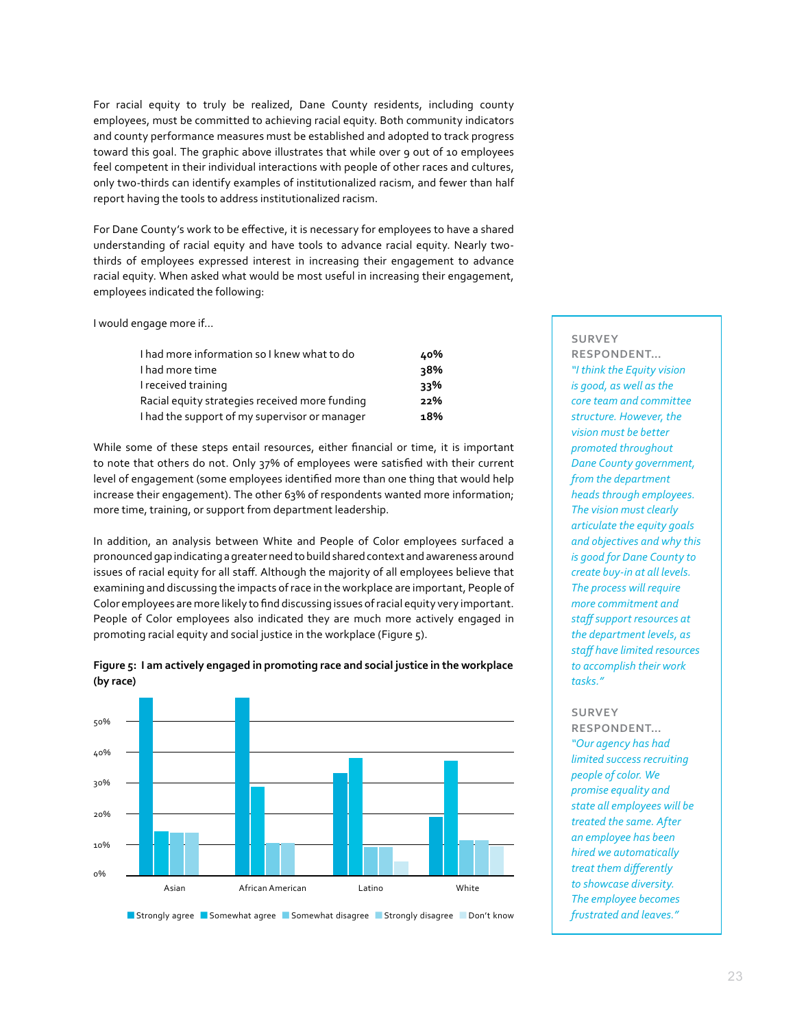For racial equity to truly be realized, Dane County residents, including county employees, must be committed to achieving racial equity. Both community indicators and county performance measures must be established and adopted to track progress toward this goal. The graphic above illustrates that while over 9 out of 10 employees feel competent in their individual interactions with people of other races and cultures, only two-thirds can identify examples of institutionalized racism, and fewer than half report having the tools to address institutionalized racism.

For Dane County's work to be effective, it is necessary for employees to have a shared understanding of racial equity and have tools to advance racial equity. Nearly two-thirds of employees expressed interest in increasing their engagement to advance racial equity. When asked what would be most useful in increasing their engagement, employees indicated the following:

I would engage more if...

| | |
|---|---|
| I had more information so I knew what to do | **40%** |
| I had more time | **38%** |
| I received training | **33%** |
| Racial equity strategies received more funding | **22%** |
| I had the support of my supervisor or manager | **18%** |

While some of these steps entail resources, either financial or time, it is important to note that others do not. Only 37% of employees were satisfied with their current level of engagement (some employees identified more than one thing that would help increase their engagement). The other 63% of respondents wanted more information; more time, training, or support from department leadership.

In addition, an analysis between White and People of Color employees surfaced a pronounced gap indicating a greater need to build shared context and awareness around issues of racial equity for all staff. Although the majority of all employees believe that examining and discussing the impacts of race in the workplace are important, People of Color employees are more likely to find discussing issues of racial equity very important. People of Color employees also indicated they are much more actively engaged in promoting racial equity and social justice in the workplace (Figure 5).

**Figure 5: I am actively engaged in promoting race and social justice in the workplace (by race)**

Chart categories: Asian, African American, Latino, White. Legend: Strongly agree, Somewhat agree, Somewhat disagree, Strongly disagree, Don't know. Y-axis: 0%–50%.

**SURVEY RESPONDENT...**

*"I think the Equity vision is good, as well as the core team and committee structure. However, the vision must be better promoted throughout Dane County government, from the department heads through employees. The vision must clearly articulate the equity goals and objectives and why this is good for Dane County to create buy-in at all levels. The process will require more commitment and staff support resources at the department levels, as staff have limited resources to accomplish their work tasks."*

**SURVEY RESPONDENT...**

*"Our agency has had limited success recruiting people of color. We promise people equality and state all employees will be treated the same. After an employee has been hired we automatically treat them differently to showcase diversity. The employee becomes frustrated and leaves."*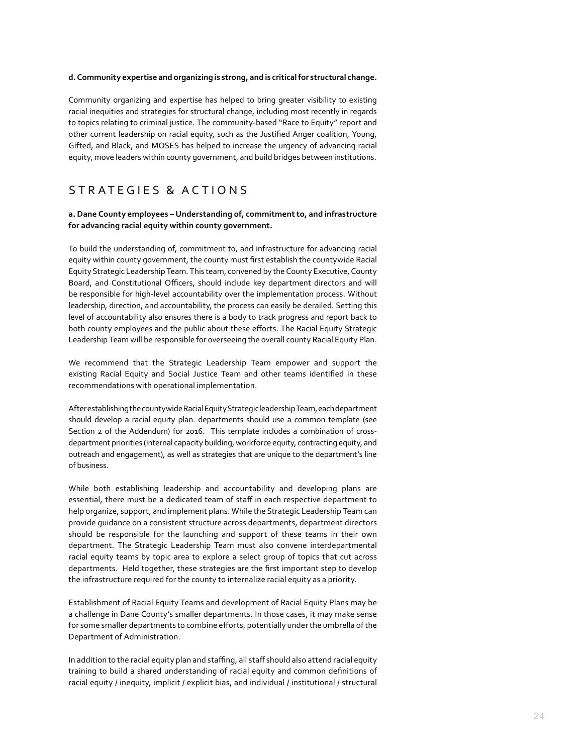**d. Community expertise and organizing is strong, and is critical for structural change.**

Community organizing and expertise has helped to bring greater visibility to existing racial inequities and strategies for structural change, including most recently in regards to topics relating to criminal justice. The community-based "Race to Equity" report and other current leadership on racial equity, such as the Justified Anger coalition, Young, Gifted, and Black, and MOSES has helped to increase the urgency of advancing racial equity, move leaders within county government, and build bridges between institutions.

## STRATEGIES & ACTIONS

**a. Dane County employees – Understanding of, commitment to, and infrastructure for advancing racial equity within county government.**

To build the understanding of, commitment to, and infrastructure for advancing racial equity within county government, the county must first establish the countywide Racial Equity Strategic Leadership Team. This team, convened by the County Executive, County Board, and Constitutional Officers, should include key department directors and will be responsible for high-level accountability over the implementation process. Without leadership, direction, and accountability, the process can easily be derailed. Setting this level of accountability also ensures there is a body to track progress and report back to both county employees and the public about these efforts. The Racial Equity Strategic Leadership Team will be responsible for overseeing the overall county Racial Equity Plan.

We recommend that the Strategic Leadership Team empower and support the existing Racial Equity and Social Justice Team and other teams identified in these recommendations with operational implementation.

After establishing the countywide Racial Equity Strategic leadership Team, each department should develop a racial equity plan. departments should use a common template (see Section 2 of the Addendum) for 2016. This template includes a combination of cross-department priorities (internal capacity building, workforce equity, contracting equity, and outreach and engagement), as well as strategies that are unique to the department's line of business.

While both establishing leadership and accountability and developing plans are essential, there must be a dedicated team of staff in each respective department to help organize, support, and implement plans. While the Strategic Leadership Team can provide guidance on a consistent structure across departments, department directors should be responsible for the launching and support of these teams in their own department. The Strategic Leadership Team must also convene interdepartmental racial equity teams by topic area to explore a select group of topics that cut across departments. Held together, these strategies are the first important step to develop the infrastructure required for the county to internalize racial equity as a priority.

Establishment of Racial Equity Teams and development of Racial Equity Plans may be a challenge in Dane County's smaller departments. In those cases, it may make sense for some smaller departments to combine efforts, potentially under the umbrella of the Department of Administration.

In addition to the racial equity plan and staffing, all staff should also attend racial equity training to build a shared understanding of racial equity and common definitions of racial equity / inequity, implicit / explicit bias, and individual / institutional / structural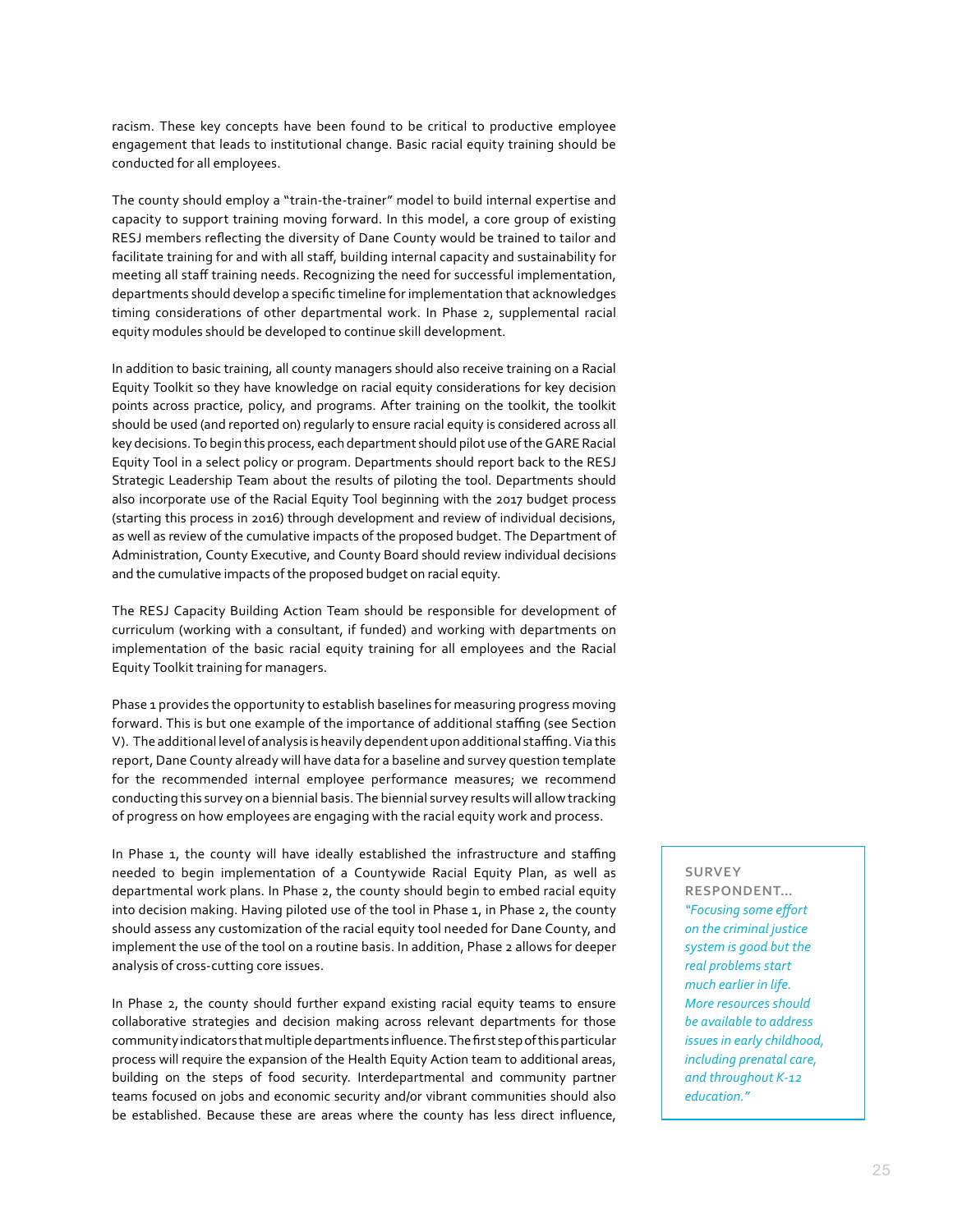racism. These key concepts have been found to be critical to productive employee engagement that leads to institutional change. Basic racial equity training should be conducted for all employees.

The county should employ a "train-the-trainer" model to build internal expertise and capacity to support training moving forward. In this model, a core group of existing RESJ members reflecting the diversity of Dane County would be trained to tailor and facilitate training for and with all staff, building internal capacity and sustainability for meeting all staff training needs. Recognizing the need for successful implementation, departments should develop a specific timeline for implementation that acknowledges timing considerations of other departmental work. In Phase 2, supplemental racial equity modules should be developed to continue skill development.

In addition to basic training, all county managers should also receive training on a Racial Equity Toolkit so they have knowledge on racial equity considerations for key decision points across practice, policy, and programs. After training on the toolkit, the toolkit should be used (and reported on) regularly to ensure racial equity is considered across all key decisions. To begin this process, each department should pilot use of the GARE Racial Equity Tool in a select policy or program. Departments should report back to the RESJ Strategic Leadership Team about the results of piloting the tool. Departments should also incorporate use of the Racial Equity Tool beginning with the 2017 budget process (starting this process in 2016) through development and review of individual decisions, as well as review of the cumulative impacts of the proposed budget. The Department of Administration, County Executive, and County Board should review individual decisions and the cumulative impacts of the proposed budget on racial equity.

The RESJ Capacity Building Action Team should be responsible for development of curriculum (working with a consultant, if funded) and working with departments on implementation of the basic racial equity training for all employees and the Racial Equity Toolkit training for managers.

Phase 1 provides the opportunity to establish baselines for measuring progress moving forward. This is but one example of the importance of additional staffing (see Section V). The additional level of analysis is heavily dependent upon additional staffing. Via this report, Dane County already will have data for a baseline and survey question template for the recommended internal employee performance measures; we recommend conducting this survey on a biennial basis. The biennial survey results will allow tracking of progress on how employees are engaging with the racial equity work and process.

In Phase 1, the county will have ideally established the infrastructure and staffing needed to begin implementation of a Countywide Racial Equity Plan, as well as departmental work plans. In Phase 2, the county should begin to embed racial equity into decision making. Having piloted use of the tool in Phase 1, in Phase 2, the county should assess any customization of the racial equity tool needed for Dane County, and implement the use of the tool on a routine basis. In addition, Phase 2 allows for deeper analysis of cross-cutting core issues.

In Phase 2, the county should further expand existing racial equity teams to ensure collaborative strategies and decision making across relevant departments for those community indicators that multiple departments influence. The first step of this particular process will require the expansion of the Health Equity Action team to additional areas, building on the steps of food security. Interdepartmental and community partner teams focused on jobs and economic security and/or vibrant communities should also be established. Because these are areas where the county has less direct influence,

> **SURVEY RESPONDENT...**
> *"Focusing some effort on the criminal justice system is good but the real problems start much earlier in life. More resources should be available to address issues in early childhood, including prenatal care, and throughout K-12 education."*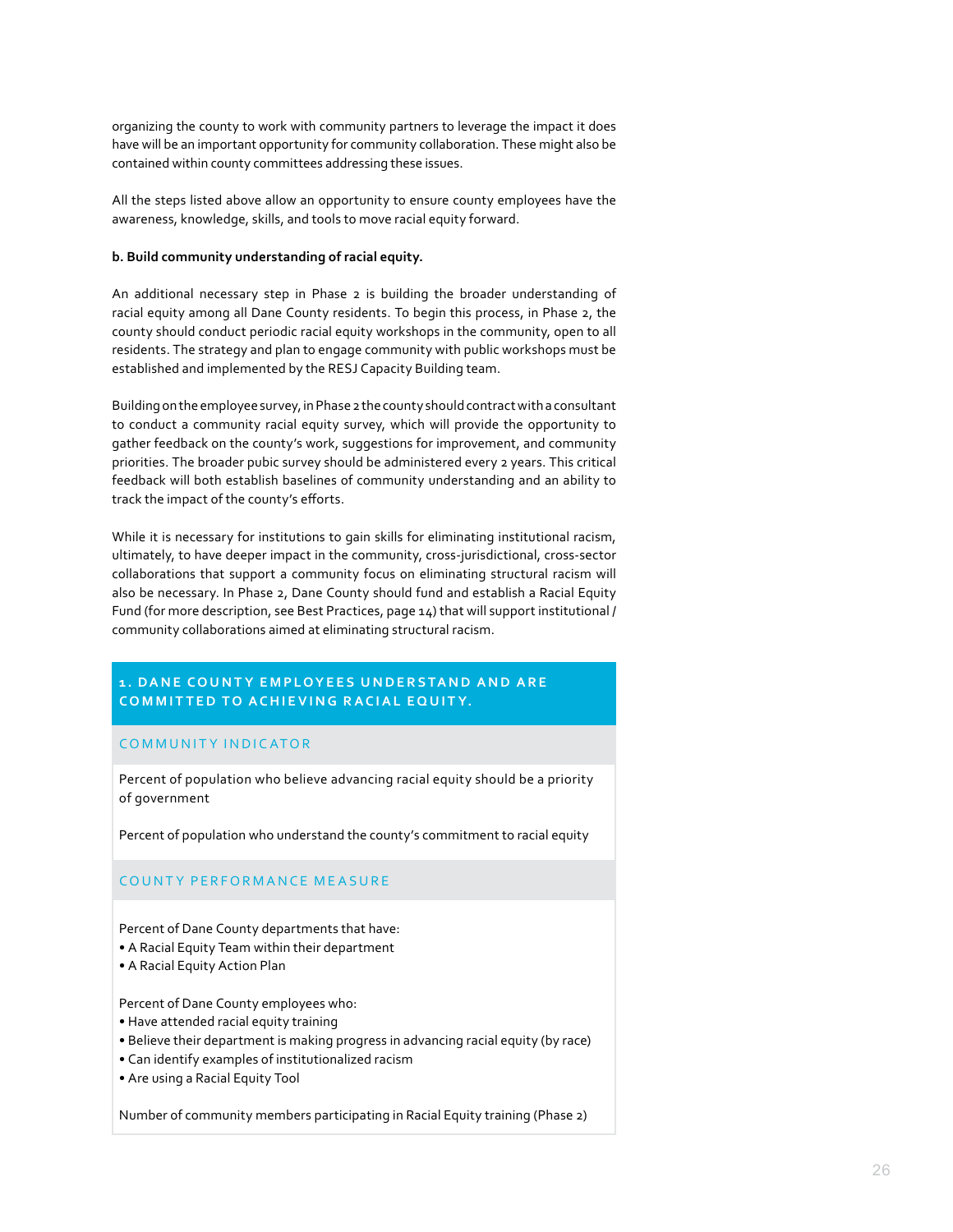organizing the county to work with community partners to leverage the impact it does have will be an important opportunity for community collaboration. These might also be contained within county committees addressing these issues.

All the steps listed above allow an opportunity to ensure county employees have the awareness, knowledge, skills, and tools to move racial equity forward.

**b. Build community understanding of racial equity.**

An additional necessary step in Phase 2 is building the broader understanding of racial equity among all Dane County residents. To begin this process, in Phase 2, the county should conduct periodic racial equity workshops in the community, open to all residents. The strategy and plan to engage community with public workshops must be established and implemented by the RESJ Capacity Building team.

Building on the employee survey, in Phase 2 the county should contract with a consultant to conduct a community racial equity survey, which will provide the opportunity to gather feedback on the county's work, suggestions for improvement, and community priorities. The broader pubic survey should be administered every 2 years. This critical feedback will both establish baselines of community understanding and an ability to track the impact of the county's efforts.

While it is necessary for institutions to gain skills for eliminating institutional racism, ultimately, to have deeper impact in the community, cross-jurisdictional, cross-sector collaborations that support a community focus on eliminating structural racism will also be necessary. In Phase 2, Dane County should fund and establish a Racial Equity Fund (for more description, see Best Practices, page 14) that will support institutional / community collaborations aimed at eliminating structural racism.

| **1. DANE COUNTY EMPLOYEES UNDERSTAND AND ARE COMMITTED TO ACHIEVING RACIAL EQUITY.** |
| --- |
| **COMMUNITY INDICATOR** |
| Percent of population who believe advancing racial equity should be a priority of government<br><br>Percent of population who understand the county's commitment to racial equity |
| **COUNTY PERFORMANCE MEASURE** |
| Percent of Dane County departments that have:<br>• A Racial Equity Team within their department<br>• A Racial Equity Action Plan<br><br>Percent of Dane County employees who:<br>• Have attended racial equity training<br>• Believe their department is making progress in advancing racial equity (by race)<br>• Can identify examples of institutionalized racism<br>• Are using a Racial Equity Tool<br><br>Number of community members participating in Racial Equity training (Phase 2) |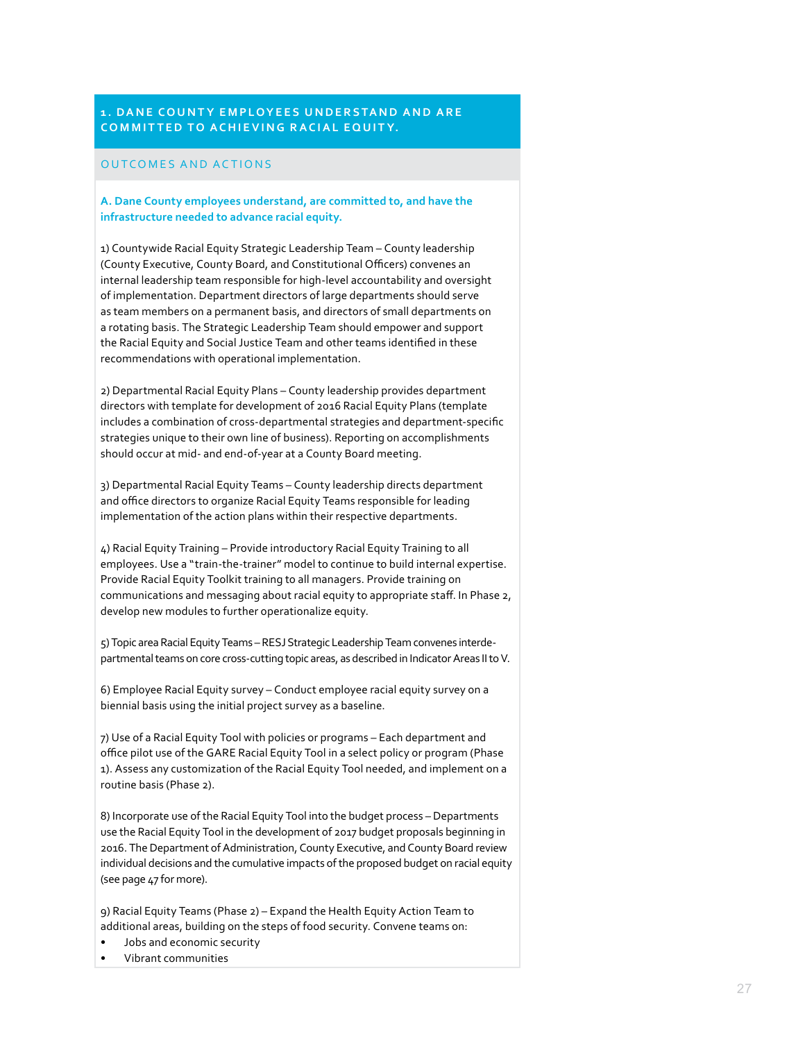## 1. DANE COUNTY EMPLOYEES UNDERSTAND AND ARE COMMITTED TO ACHIEVING RACIAL EQUITY.

### OUTCOMES AND ACTIONS

**A. Dane County employees understand, are committed to, and have the infrastructure needed to advance racial equity.**

1) Countywide Racial Equity Strategic Leadership Team – County leadership (County Executive, County Board, and Constitutional Officers) convenes an internal leadership team responsible for high-level accountability and oversight of implementation. Department directors of large departments should serve as team members on a permanent basis, and directors of small departments on a rotating basis. The Strategic Leadership Team should empower and support the Racial Equity and Social Justice Team and other teams identified in these recommendations with operational implementation.

2) Departmental Racial Equity Plans – County leadership provides department directors with template for development of 2016 Racial Equity Plans (template includes a combination of cross-departmental strategies and department-specific strategies unique to their own line of business). Reporting on accomplishments should occur at mid- and end-of-year at a County Board meeting.

3) Departmental Racial Equity Teams – County leadership directs department and office directors to organize Racial Equity Teams responsible for leading implementation of the action plans within their respective departments.

4) Racial Equity Training – Provide introductory Racial Equity Training to all employees. Use a "train-the-trainer" model to continue to build internal expertise. Provide Racial Equity Toolkit training to all managers. Provide training on communications and messaging about racial equity to appropriate staff. In Phase 2, develop new modules to further operationalize equity.

5) Topic area Racial Equity Teams – RESJ Strategic Leadership Team convenes interdepartmental teams on core cross-cutting topic areas, as described in Indicator Areas II to V.

6) Employee Racial Equity survey – Conduct employee racial equity survey on a biennial basis using the initial project survey as a baseline.

7) Use of a Racial Equity Tool with policies or programs – Each department and office pilot use of the GARE Racial Equity Tool in a select policy or program (Phase 1). Assess any customization of the Racial Equity Tool needed, and implement on a routine basis (Phase 2).

8) Incorporate use of the Racial Equity Tool into the budget process – Departments use the Racial Equity Tool in the development of 2017 budget proposals beginning in 2016. The Department of Administration, County Executive, and County Board review individual decisions and the cumulative impacts of the proposed budget on racial equity (see page 47 for more).

9) Racial Equity Teams (Phase 2) – Expand the Health Equity Action Team to additional areas, building on the steps of food security. Convene teams on:

- Jobs and economic security
- Vibrant communities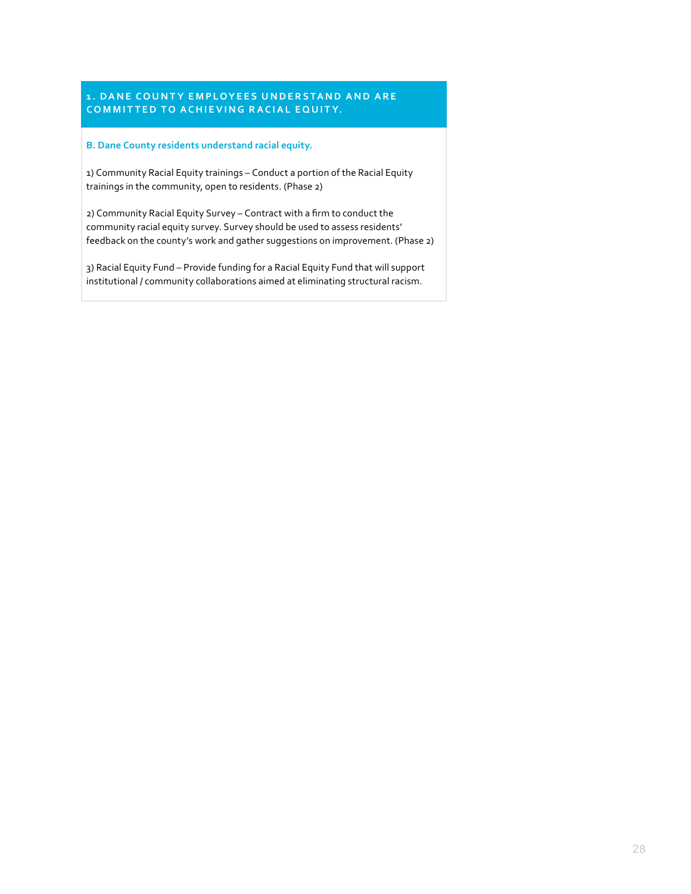## 1. DANE COUNTY EMPLOYEES UNDERSTAND AND ARE COMMITTED TO ACHIEVING RACIAL EQUITY.

### B. Dane County residents understand racial equity.

1) Community Racial Equity trainings – Conduct a portion of the Racial Equity trainings in the community, open to residents. (Phase 2)

2) Community Racial Equity Survey – Contract with a firm to conduct the community racial equity survey. Survey should be used to assess residents' feedback on the county's work and gather suggestions on improvement. (Phase 2)

3) Racial Equity Fund – Provide funding for a Racial Equity Fund that will support institutional / community collaborations aimed at eliminating structural racism.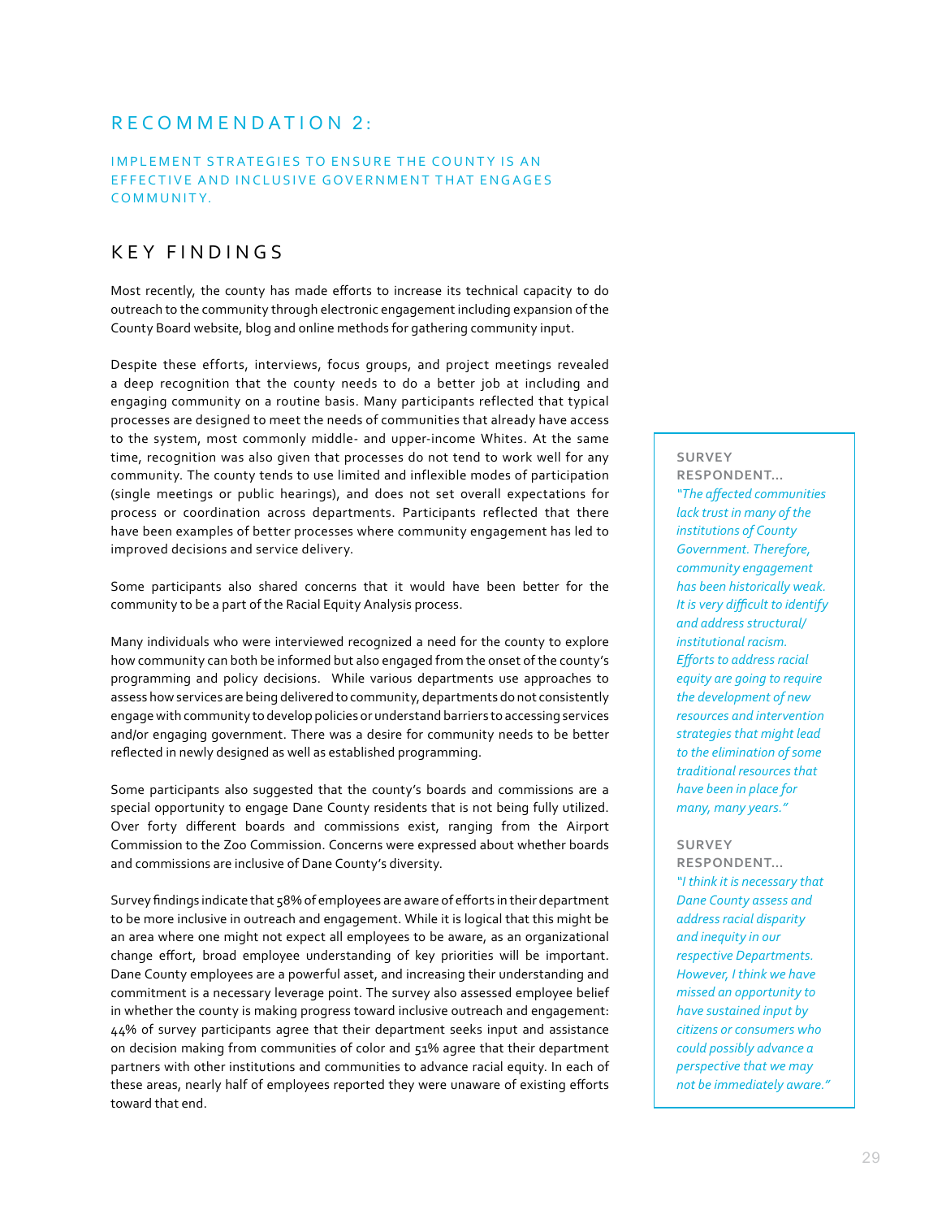## RECOMMENDATION 2:

### IMPLEMENT STRATEGIES TO ENSURE THE COUNTY IS AN EFFECTIVE AND INCLUSIVE GOVERNMENT THAT ENGAGES COMMUNITY.

## KEY FINDINGS

Most recently, the county has made efforts to increase its technical capacity to do outreach to the community through electronic engagement including expansion of the County Board website, blog and online methods for gathering community input.

Despite these efforts, interviews, focus groups, and project meetings revealed a deep recognition that the county needs to do a better job at including and engaging community on a routine basis. Many participants reflected that typical processes are designed to meet the needs of communities that already have access to the system, most commonly middle- and upper-income Whites. At the same time, recognition was also given that processes do not tend to work well for any community. The county tends to use limited and inflexible modes of participation (single meetings or public hearings), and does not set overall expectations for process or coordination across departments. Participants reflected that there have been examples of better processes where community engagement has led to improved decisions and service delivery.

Some participants also shared concerns that it would have been better for the community to be a part of the Racial Equity Analysis process.

Many individuals who were interviewed recognized a need for the county to explore how community can both be informed but also engaged from the onset of the county's programming and policy decisions. While various departments use approaches to assess how services are being delivered to community, departments do not consistently engage with community to develop policies or understand barriers to accessing services and/or engaging government. There was a desire for community needs to be better reflected in newly designed as well as established programming.

Some participants also suggested that the county's boards and commissions are a special opportunity to engage Dane County residents that is not being fully utilized. Over forty different boards and commissions exist, ranging from the Airport Commission to the Zoo Commission. Concerns were expressed about whether boards and commissions are inclusive of Dane County's diversity.

Survey findings indicate that 58% of employees are aware of efforts in their department to be more inclusive in outreach and engagement. While it is logical that this might be an area where one might not expect all employees to be aware, as an organizational change effort, broad employee understanding of key priorities will be important. Dane County employees are a powerful asset, and increasing their understanding and commitment is a necessary leverage point. The survey also assessed employee belief in whether the county is making progress toward inclusive outreach and engagement: 44% of survey participants agree that their department seeks input and assistance on decision making from communities of color and 51% agree that their department partners with other institutions and communities to advance racial equity. In each of these areas, nearly half of employees reported they were unaware of existing efforts toward that end.

**SURVEY RESPONDENT...**
*"The affected communities lack trust in many of the institutions of County Government. Therefore, community engagement has been historically weak. It is very difficult to identify and address structural/ institutional racism. Efforts to address racial equity are going to require the development of new resources and intervention strategies that might lead to the elimination of some traditional resources that have been in place for many, many years."*

**SURVEY RESPONDENT...**
*"I think it is necessary that Dane County assess and address racial disparity and inequity in our respective Departments. However, I think we have missed an opportunity to have sustained input by citizens or consumers who could possibly advance a perspective that we may not be immediately aware."*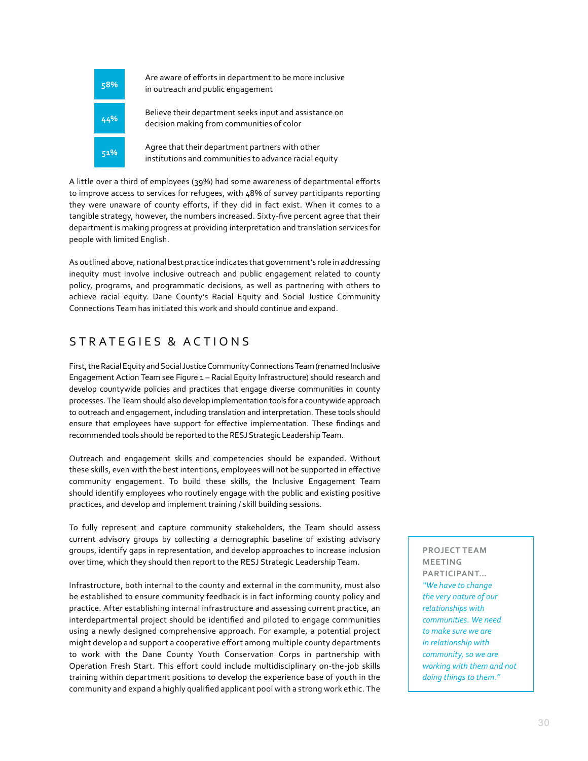| | |
|---|---|
| **58%** | Are aware of efforts in department to be more inclusive in outreach and public engagement |
| **44%** | Believe their department seeks input and assistance on decision making from communities of color |
| **51%** | Agree that their department partners with other institutions and communities to advance racial equity |

A little over a third of employees (39%) had some awareness of departmental efforts to improve access to services for refugees, with 48% of survey participants reporting they were unaware of county efforts, if they did in fact exist. When it comes to a tangible strategy, however, the numbers increased. Sixty-five percent agree that their department is making progress at providing interpretation and translation services for people with limited English.

As outlined above, national best practice indicates that government's role in addressing inequity must involve inclusive outreach and public engagement related to county policy, programs, and programmatic decisions, as well as partnering with others to achieve racial equity. Dane County's Racial Equity and Social Justice Community Connections Team has initiated this work and should continue and expand.

## STRATEGIES & ACTIONS

First, the Racial Equity and Social Justice Community Connections Team (renamed Inclusive Engagement Action Team see Figure 1 – Racial Equity Infrastructure) should research and develop countywide policies and practices that engage diverse communities in county processes. The Team should also develop implementation tools for a countywide approach to outreach and engagement, including translation and interpretation. These tools should ensure that employees have support for effective implementation. These findings and recommended tools should be reported to the RESJ Strategic Leadership Team.

Outreach and engagement skills and competencies should be expanded. Without these skills, even with the best intentions, employees will not be supported in effective community engagement. To build these skills, the Inclusive Engagement Team should identify employees who routinely engage with the public and existing positive practices, and develop and implement training / skill building sessions.

To fully represent and capture community stakeholders, the Team should assess current advisory groups by collecting a demographic baseline of existing advisory groups, identify gaps in representation, and develop approaches to increase inclusion over time, which they should then report to the RESJ Strategic Leadership Team.

Infrastructure, both internal to the county and external in the community, must also be established to ensure community feedback is in fact informing county policy and practice. After establishing internal infrastructure and assessing current practice, an interdepartmental project should be identified and piloted to engage communities using a newly designed comprehensive approach. For example, a potential project might develop and support a cooperative effort among multiple county departments to work with the Dane County Youth Conservation Corps in partnership with Operation Fresh Start. This effort could include multidisciplinary on-the-job skills training within department positions to develop the experience base of youth in the community and expand a highly qualified applicant pool with a strong work ethic. The

> **PROJECT TEAM MEETING PARTICIPANT...**
> *"We have to change the very nature of our relationships with communities. We need to make sure we are in relationship with community, so we are working with them and not doing things to them."*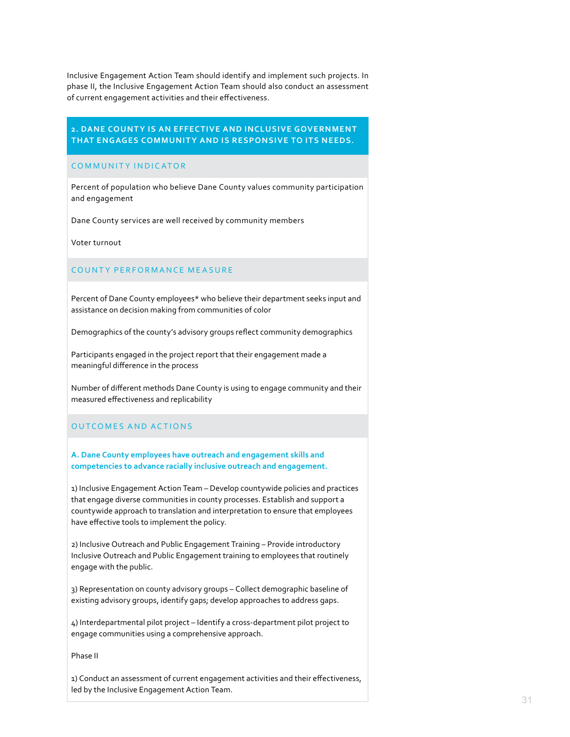Inclusive Engagement Action Team should identify and implement such projects. In phase II, the Inclusive Engagement Action Team should also conduct an assessment of current engagement activities and their effectiveness.

## 2. DANE COUNTY IS AN EFFECTIVE AND INCLUSIVE GOVERNMENT THAT ENGAGES COMMUNITY AND IS RESPONSIVE TO ITS NEEDS.

### COMMUNITY INDICATOR

Percent of population who believe Dane County values community participation and engagement

Dane County services are well received by community members

Voter turnout

### COUNTY PERFORMANCE MEASURE

Percent of Dane County employees* who believe their department seeks input and assistance on decision making from communities of color

Demographics of the county's advisory groups reflect community demographics

Participants engaged in the project report that their engagement made a meaningful difference in the process

Number of different methods Dane County is using to engage community and their measured effectiveness and replicability

### OUTCOMES AND ACTIONS

**A. Dane County employees have outreach and engagement skills and competencies to advance racially inclusive outreach and engagement.**

1) Inclusive Engagement Action Team – Develop countywide policies and practices that engage diverse communities in county processes. Establish and support a countywide approach to translation and interpretation to ensure that employees have effective tools to implement the policy.

2) Inclusive Outreach and Public Engagement Training – Provide introductory Inclusive Outreach and Public Engagement training to employees that routinely engage with the public.

3) Representation on county advisory groups – Collect demographic baseline of existing advisory groups, identify gaps; develop approaches to address gaps.

4) Interdepartmental pilot project – Identify a cross-department pilot project to engage communities using a comprehensive approach.

Phase II

1) Conduct an assessment of current engagement activities and their effectiveness, led by the Inclusive Engagement Action Team.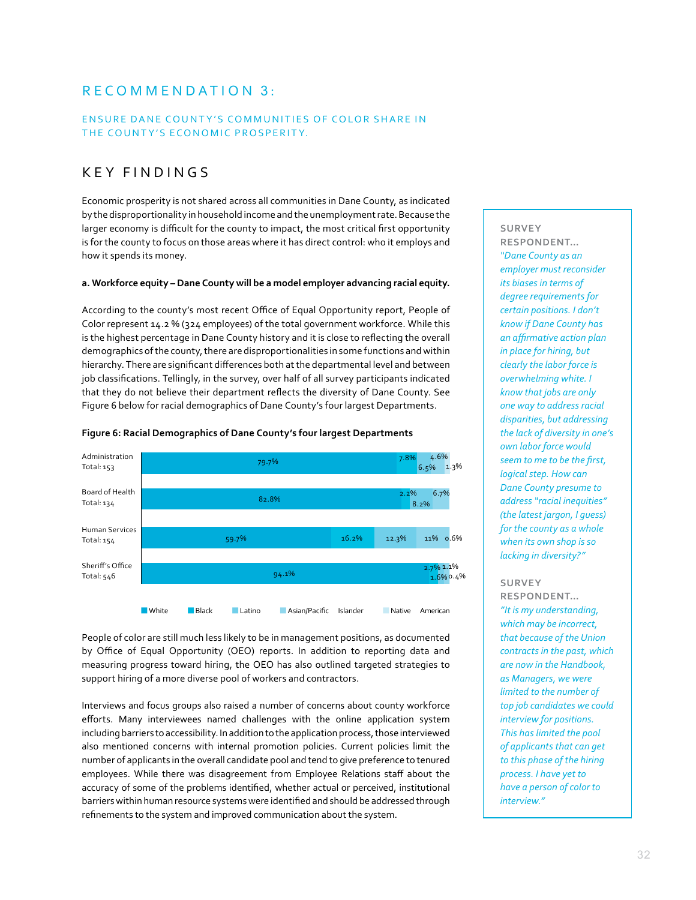# RECOMMENDATION 3:

## ENSURE DANE COUNTY'S COMMUNITIES OF COLOR SHARE IN THE COUNTY'S ECONOMIC PROSPERITY.

## KEY FINDINGS

Economic prosperity is not shared across all communities in Dane County, as indicated by the disproportionality in household income and the unemployment rate. Because the larger economy is difficult for the county to impact, the most critical first opportunity is for the county to focus on those areas where it has direct control: who it employs and how it spends its money.

**a. Workforce equity – Dane County will be a model employer advancing racial equity.**

According to the county's most recent Office of Equal Opportunity report, People of Color represent 14.2 % (324 employees) of the total government workforce. While this is the highest percentage in Dane County history and it is close to reflecting the overall demographics of the county, there are disproportionalities in some functions and within hierarchy. There are significant differences both at the departmental level and between job classifications. Tellingly, in the survey, over half of all survey participants indicated that they do not believe their department reflects the diversity of Dane County. See Figure 6 below for racial demographics of Dane County's four largest Departments.

**Figure 6: Racial Demographics of Dane County's four largest Departments**

| Department | White | Black | Latino | Asian/Pacific Islander | Native American |
|---|---|---|---|---|---|
| Administration Total: 153 | 79.7% | 7.8% | 6.5% | 4.6% | 1.3% |
| Board of Health Total: 134 | 82.8% | 2.2% | 8.2% | 6.7% | |
| Human Services Total: 154 | 59.7% | 16.2% | 12.3% | 11% | 0.6% |
| Sheriff's Office Total: 546 | 94.1% | 2.7% | 1.6% | 1.1% | 0.4% |

People of color are still much less likely to be in management positions, as documented by Office of Equal Opportunity (OEO) reports. In addition to reporting data and measuring progress toward hiring, the OEO has also outlined targeted strategies to support hiring of a more diverse pool of workers and contractors.

Interviews and focus groups also raised a number of concerns about county workforce efforts. Many interviewees named challenges with the online application system including barriers to accessibility. In addition to the application process, those interviewed also mentioned concerns with internal promotion policies. Current policies limit the number of applicants in the overall candidate pool and tend to give preference to tenured employees. While there was disagreement from Employee Relations staff about the accuracy of some of the problems identified, whether actual or perceived, institutional barriers within human resource systems were identified and should be addressed through refinements to the system and improved communication about the system.

**SURVEY RESPONDENT...**

*"Dane County as an employer must reconsider its biases in terms of degree requirements for certain positions. I don't know if Dane County has an affirmative action plan in place for hiring, but clearly the labor force is overwhelming white. I know that jobs are only one way to address racial disparities, but addressing the lack of diversity in one's own labor force would seem to me to be the first, logical step. How can Dane County presume to address "racial inequities" (the latest jargon, I guess) for the county as a whole when its own shop is so lacking in diversity?"*

**SURVEY RESPONDENT...**

*"It is my understanding, which may be incorrect, that because of the Union contracts in the past, which are now in the Handbook, as Managers, we were limited to the number of top job candidates we could interview for positions. This has limited the pool of applicants that can get to this phase of the hiring process. I have yet to have a person of color to interview."*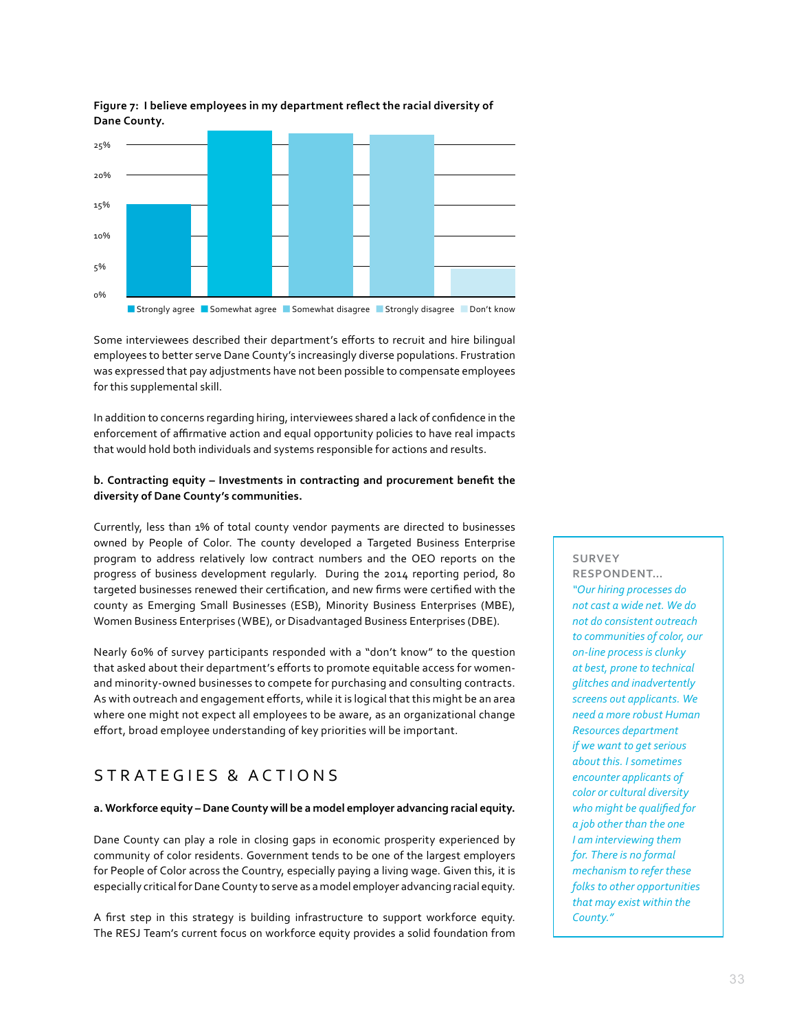**Figure 7: I believe employees in my department reflect the racial diversity of Dane County.**

Strongly agree | Somewhat agree | Somewhat disagree | Strongly disagree | Don't know

Some interviewees described their department's efforts to recruit and hire bilingual employees to better serve Dane County's increasingly diverse populations. Frustration was expressed that pay adjustments have not been possible to compensate employees for this supplemental skill.

In addition to concerns regarding hiring, interviewees shared a lack of confidence in the enforcement of affirmative action and equal opportunity policies to have real impacts that would hold both individuals and systems responsible for actions and results.

**b. Contracting equity – Investments in contracting and procurement benefit the diversity of Dane County's communities.**

Currently, less than 1% of total county vendor payments are directed to businesses owned by People of Color. The county developed a Targeted Business Enterprise program to address relatively low contract numbers and the OEO reports on the progress of business development regularly. During the 2014 reporting period, 80 targeted businesses renewed their certification, and new firms were certified with the county as Emerging Small Businesses (ESB), Minority Business Enterprises (MBE), Women Business Enterprises (WBE), or Disadvantaged Business Enterprises (DBE).

Nearly 60% of survey participants responded with a "don't know" to the question that asked about their department's efforts to promote equitable access for women- and minority-owned businesses to compete for purchasing and consulting contracts. As with outreach and engagement efforts, while it is logical that this might be an area where one might not expect all employees to be aware, as an organizational change effort, broad employee understanding of key priorities will be important.

> **SURVEY RESPONDENT...**
>
> *"Our hiring processes do not cast a wide net. We do not do consistent outreach to communities of color, our on-line process is clunky at best, prone to technical glitches and inadvertently screens out applicants. We need a more robust Human Resources department if we want to get serious about this. I sometimes encounter applicants of color or cultural diversity who might be qualified for a job other than the one I am interviewing them for. There is no formal mechanism to refer these folks to other opportunities that may exist within the County."*

## STRATEGIES & ACTIONS

**a. Workforce equity – Dane County will be a model employer advancing racial equity.**

Dane County can play a role in closing gaps in economic prosperity experienced by community of color residents. Government tends to be one of the largest employers for People of Color across the Country, especially paying a living wage. Given this, it is especially critical for Dane County to serve as a model employer advancing racial equity.

A first step in this strategy is building infrastructure to support workforce equity. The RESJ Team's current focus on workforce equity provides a solid foundation from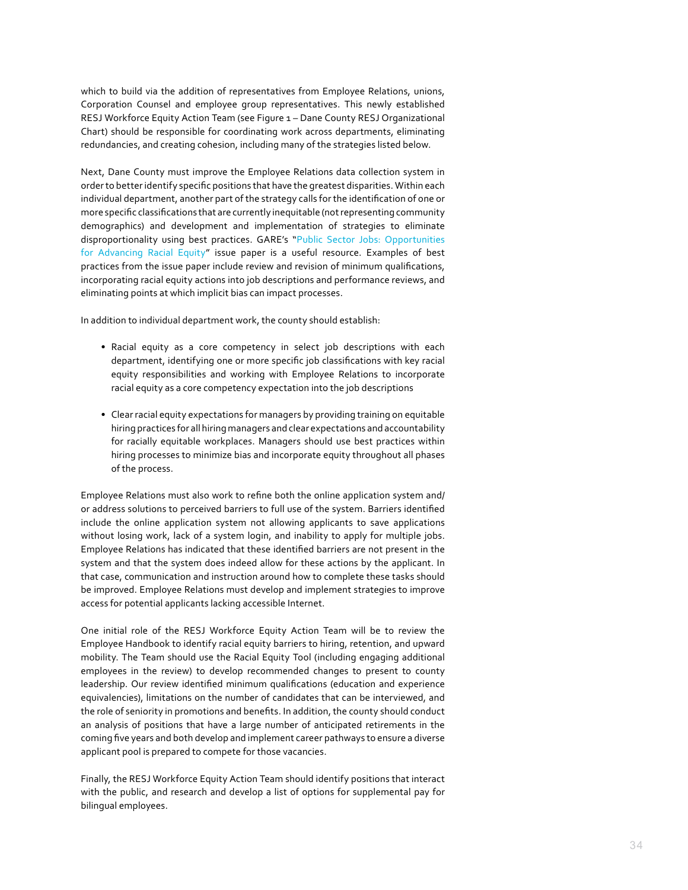which to build via the addition of representatives from Employee Relations, unions, Corporation Counsel and employee group representatives. This newly established RESJ Workforce Equity Action Team (see Figure 1 – Dane County RESJ Organizational Chart) should be responsible for coordinating work across departments, eliminating redundancies, and creating cohesion, including many of the strategies listed below.

Next, Dane County must improve the Employee Relations data collection system in order to better identify specific positions that have the greatest disparities. Within each individual department, another part of the strategy calls for the identification of one or more specific classifications that are currently inequitable (not representing community demographics) and development and implementation of strategies to eliminate disproportionality using best practices. GARE's "Public Sector Jobs: Opportunities for Advancing Racial Equity" issue paper is a useful resource. Examples of best practices from the issue paper include review and revision of minimum qualifications, incorporating racial equity actions into job descriptions and performance reviews, and eliminating points at which implicit bias can impact processes.

In addition to individual department work, the county should establish:

- Racial equity as a core competency in select job descriptions with each department, identifying one or more specific job classifications with key racial equity responsibilities and working with Employee Relations to incorporate racial equity as a core competency expectation into the job descriptions

- Clear racial equity expectations for managers by providing training on equitable hiring practices for all hiring managers and clear expectations and accountability for racially equitable workplaces. Managers should use best practices within hiring processes to minimize bias and incorporate equity throughout all phases of the process.

Employee Relations must also work to refine both the online application system and/or address solutions to perceived barriers to full use of the system. Barriers identified include the online application system not allowing applicants to save applications without losing work, lack of a system login, and inability to apply for multiple jobs. Employee Relations has indicated that these identified barriers are not present in the system and that the system does indeed allow for these actions by the applicant. In that case, communication and instruction around how to complete these tasks should be improved. Employee Relations must develop and implement strategies to improve access for potential applicants lacking accessible Internet.

One initial role of the RESJ Workforce Equity Action Team will be to review the Employee Handbook to identify racial equity barriers to hiring, retention, and upward mobility. The Team should use the Racial Equity Tool (including engaging additional employees in the review) to develop recommended changes to present to county leadership. Our review identified minimum qualifications (education and experience equivalencies), limitations on the number of candidates that can be interviewed, and the role of seniority in promotions and benefits. In addition, the county should conduct an analysis of positions that have a large number of anticipated retirements in the coming five years and both develop and implement career pathways to ensure a diverse applicant pool is prepared to compete for those vacancies.

Finally, the RESJ Workforce Equity Action Team should identify positions that interact with the public, and research and develop a list of options for supplemental pay for bilingual employees.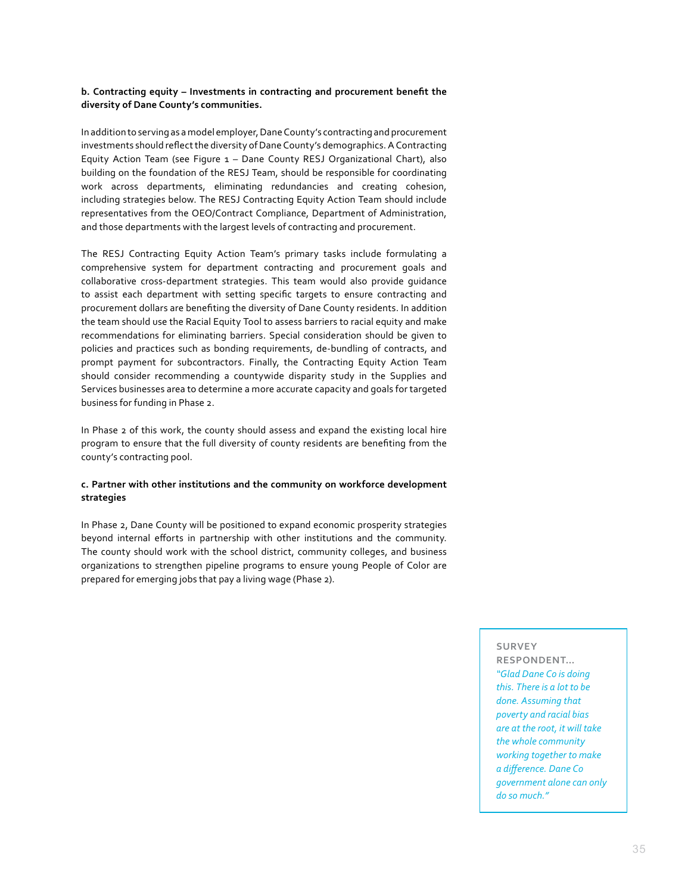**b. Contracting equity – Investments in contracting and procurement benefit the diversity of Dane County's communities.**

In addition to serving as a model employer, Dane County's contracting and procurement investments should reflect the diversity of Dane County's demographics. A Contracting Equity Action Team (see Figure 1 – Dane County RESJ Organizational Chart), also building on the foundation of the RESJ Team, should be responsible for coordinating work across departments, eliminating redundancies and creating cohesion, including strategies below. The RESJ Contracting Equity Action Team should include representatives from the OEO/Contract Compliance, Department of Administration, and those departments with the largest levels of contracting and procurement.

The RESJ Contracting Equity Action Team's primary tasks include formulating a comprehensive system for department contracting and procurement goals and collaborative cross-department strategies. This team would also provide guidance to assist each department with setting specific targets to ensure contracting and procurement dollars are benefiting the diversity of Dane County residents. In addition the team should use the Racial Equity Tool to assess barriers to racial equity and make recommendations for eliminating barriers. Special consideration should be given to policies and practices such as bonding requirements, de-bundling of contracts, and prompt payment for subcontractors. Finally, the Contracting Equity Action Team should consider recommending a countywide disparity study in the Supplies and Services businesses area to determine a more accurate capacity and goals for targeted business for funding in Phase 2.

In Phase 2 of this work, the county should assess and expand the existing local hire program to ensure that the full diversity of county residents are benefiting from the county's contracting pool.

**c. Partner with other institutions and the community on workforce development strategies**

In Phase 2, Dane County will be positioned to expand economic prosperity strategies beyond internal efforts in partnership with other institutions and the community. The county should work with the school district, community colleges, and business organizations to strengthen pipeline programs to ensure young People of Color are prepared for emerging jobs that pay a living wage (Phase 2).

**SURVEY RESPONDENT...**
*"Glad Dane Co is doing this. There is a lot to be done. Assuming that poverty and racial bias are at the root, it will take the whole community working together to make a difference. Dane Co government alone can only do so much."*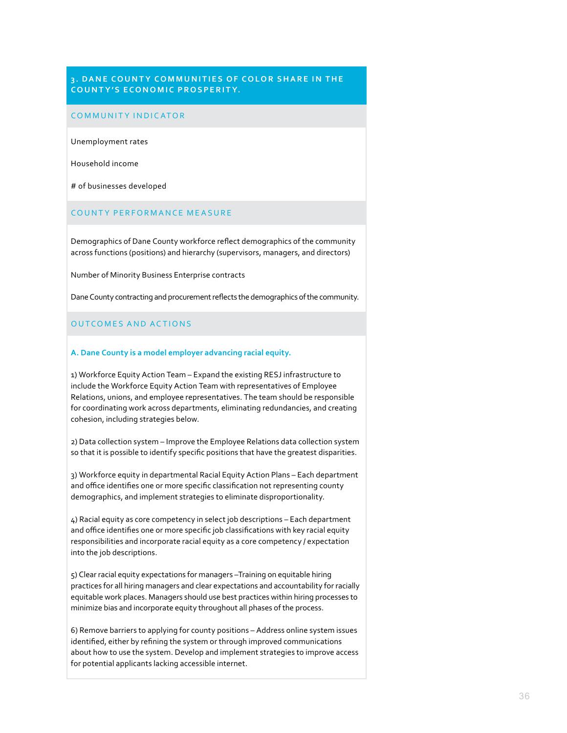## 3. DANE COUNTY COMMUNITIES OF COLOR SHARE IN THE COUNTY'S ECONOMIC PROSPERITY.

### COMMUNITY INDICATOR

Unemployment rates

Household income

# of businesses developed

### COUNTY PERFORMANCE MEASURE

Demographics of Dane County workforce reflect demographics of the community across functions (positions) and hierarchy (supervisors, managers, and directors)

Number of Minority Business Enterprise contracts

Dane County contracting and procurement reflects the demographics of the community.

### OUTCOMES AND ACTIONS

**A. Dane County is a model employer advancing racial equity.**

1) Workforce Equity Action Team – Expand the existing RESJ infrastructure to include the Workforce Equity Action Team with representatives of Employee Relations, unions, and employee representatives. The team should be responsible for coordinating work across departments, eliminating redundancies, and creating cohesion, including strategies below.

2) Data collection system – Improve the Employee Relations data collection system so that it is possible to identify specific positions that have the greatest disparities.

3) Workforce equity in departmental Racial Equity Action Plans – Each department and office identifies one or more specific classification not representing county demographics, and implement strategies to eliminate disproportionality.

4) Racial equity as core competency in select job descriptions – Each department and office identifies one or more specific job classifications with key racial equity responsibilities and incorporate racial equity as a core competency / expectation into the job descriptions.

5) Clear racial equity expectations for managers –Training on equitable hiring practices for all hiring managers and clear expectations and accountability for racially equitable work places. Managers should use best practices within hiring processes to minimize bias and incorporate equity throughout all phases of the process.

6) Remove barriers to applying for county positions – Address online system issues identified, either by refining the system or through improved communications about how to use the system. Develop and implement strategies to improve access for potential applicants lacking accessible internet.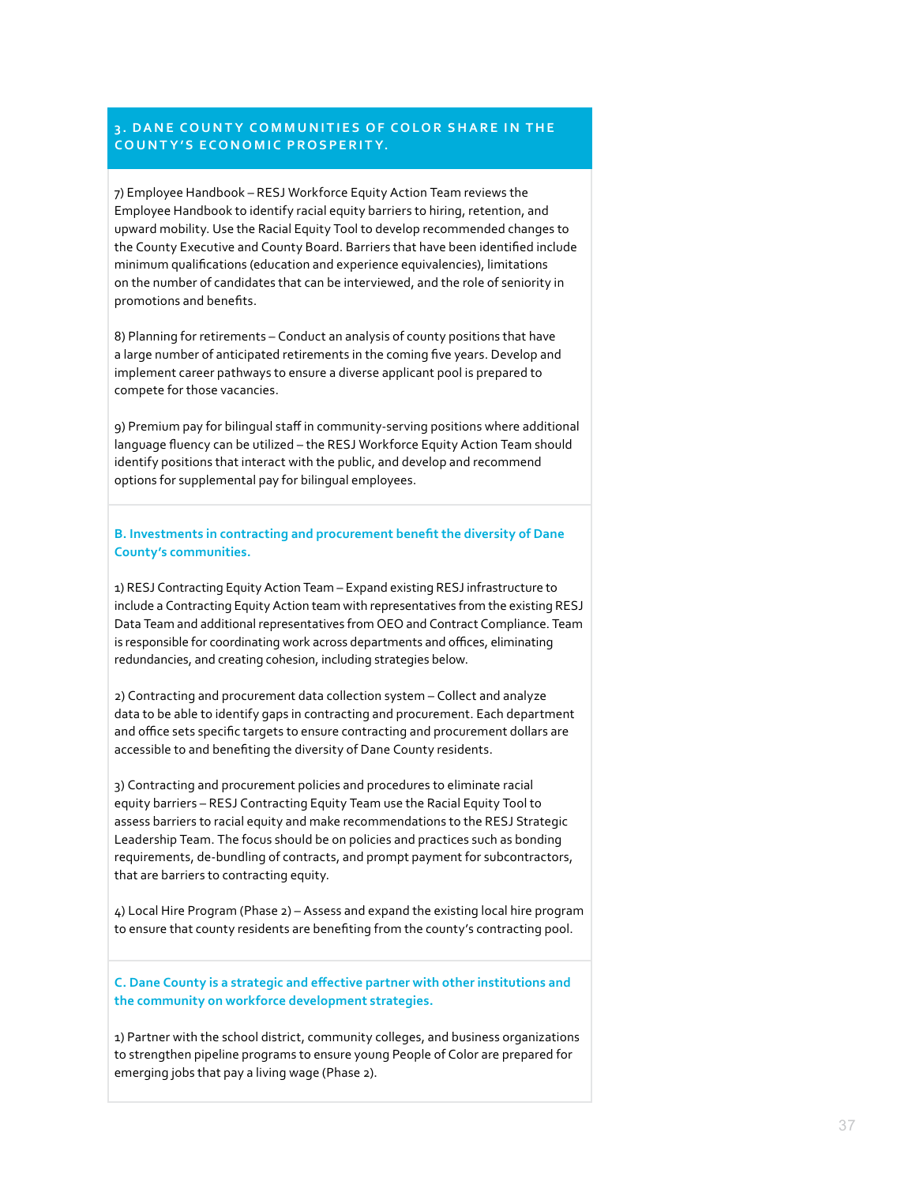## 3. DANE COUNTY COMMUNITIES OF COLOR SHARE IN THE COUNTY'S ECONOMIC PROSPERITY.

7) Employee Handbook – RESJ Workforce Equity Action Team reviews the Employee Handbook to identify racial equity barriers to hiring, retention, and upward mobility. Use the Racial Equity Tool to develop recommended changes to the County Executive and County Board. Barriers that have been identified include minimum qualifications (education and experience equivalencies), limitations on the number of candidates that can be interviewed, and the role of seniority in promotions and benefits.

8) Planning for retirements – Conduct an analysis of county positions that have a large number of anticipated retirements in the coming five years. Develop and implement career pathways to ensure a diverse applicant pool is prepared to compete for those vacancies.

9) Premium pay for bilingual staff in community-serving positions where additional language fluency can be utilized – the RESJ Workforce Equity Action Team should identify positions that interact with the public, and develop and recommend options for supplemental pay for bilingual employees.

### B. Investments in contracting and procurement benefit the diversity of Dane County's communities.

1) RESJ Contracting Equity Action Team – Expand existing RESJ infrastructure to include a Contracting Equity Action team with representatives from the existing RESJ Data Team and additional representatives from OEO and Contract Compliance. Team is responsible for coordinating work across departments and offices, eliminating redundancies, and creating cohesion, including strategies below.

2) Contracting and procurement data collection system – Collect and analyze data to be able to identify gaps in contracting and procurement. Each department and office sets specific targets to ensure contracting and procurement dollars are accessible to and benefiting the diversity of Dane County residents.

3) Contracting and procurement policies and procedures to eliminate racial equity barriers – RESJ Contracting Equity Team use the Racial Equity Tool to assess barriers to racial equity and make recommendations to the RESJ Strategic Leadership Team. The focus should be on policies and practices such as bonding requirements, de-bundling of contracts, and prompt payment for subcontractors, that are barriers to contracting equity.

4) Local Hire Program (Phase 2) – Assess and expand the existing local hire program to ensure that county residents are benefiting from the county's contracting pool.

### C. Dane County is a strategic and effective partner with other institutions and the community on workforce development strategies.

1) Partner with the school district, community colleges, and business organizations to strengthen pipeline programs to ensure young People of Color are prepared for emerging jobs that pay a living wage (Phase 2).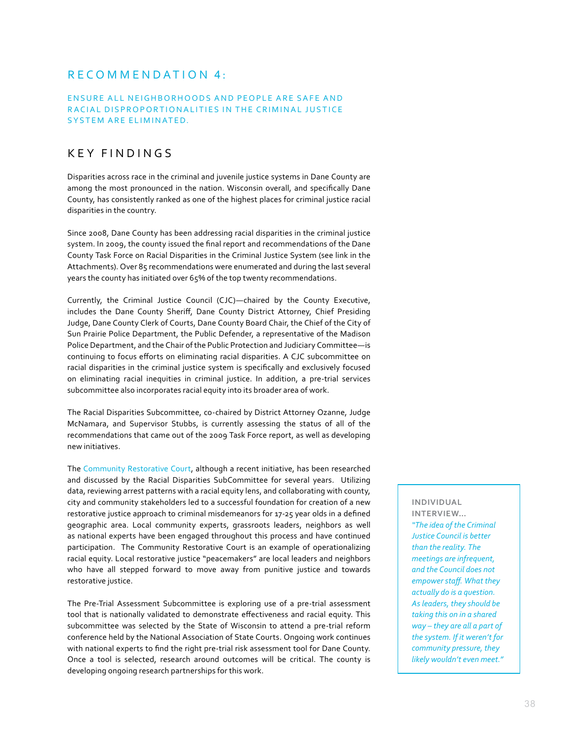## RECOMMENDATION 4:

### ENSURE ALL NEIGHBORHOODS AND PEOPLE ARE SAFE AND RACIAL DISPROPORTIONALITIES IN THE CRIMINAL JUSTICE SYSTEM ARE ELIMINATED.

## KEY FINDINGS

Disparities across race in the criminal and juvenile justice systems in Dane County are among the most pronounced in the nation. Wisconsin overall, and specifically Dane County, has consistently ranked as one of the highest places for criminal justice racial disparities in the country.

Since 2008, Dane County has been addressing racial disparities in the criminal justice system. In 2009, the county issued the final report and recommendations of the Dane County Task Force on Racial Disparities in the Criminal Justice System (see link in the Attachments). Over 85 recommendations were enumerated and during the last several years the county has initiated over 65% of the top twenty recommendations.

Currently, the Criminal Justice Council (CJC)—chaired by the County Executive, includes the Dane County Sheriff, Dane County District Attorney, Chief Presiding Judge, Dane County Clerk of Courts, Dane County Board Chair, the Chief of the City of Sun Prairie Police Department, the Public Defender, a representative of the Madison Police Department, and the Chair of the Public Protection and Judiciary Committee—is continuing to focus efforts on eliminating racial disparities. A CJC subcommittee on racial disparities in the criminal justice system is specifically and exclusively focused on eliminating racial inequities in criminal justice. In addition, a pre-trial services subcommittee also incorporates racial equity into its broader area of work.

The Racial Disparities Subcommittee, co-chaired by District Attorney Ozanne, Judge McNamara, and Supervisor Stubbs, is currently assessing the status of all of the recommendations that came out of the 2009 Task Force report, as well as developing new initiatives.

The Community Restorative Court, although a recent initiative, has been researched and discussed by the Racial Disparities SubCommittee for several years. Utilizing data, reviewing arrest patterns with a racial equity lens, and collaborating with county, city and community stakeholders led to a successful foundation for creation of a new restorative justice approach to criminal misdemeanors for 17-25 year olds in a defined geographic area. Local community experts, grassroots leaders, neighbors as well as national experts have been engaged throughout this process and have continued participation. The Community Restorative Court is an example of operationalizing racial equity. Local restorative justice "peacemakers" are local leaders and neighbors who have all stepped forward to move away from punitive justice and towards restorative justice.

The Pre-Trial Assessment Subcommittee is exploring use of a pre-trial assessment tool that is nationally validated to demonstrate effectiveness and racial equity. This subcommittee was selected by the State of Wisconsin to attend a pre-trial reform conference held by the National Association of State Courts. Ongoing work continues with national experts to find the right pre-trial risk assessment tool for Dane County. Once a tool is selected, research around outcomes will be critical. The county is developing ongoing research partnerships for this work.

**INDIVIDUAL INTERVIEW...**

*"The idea of the Criminal Justice Council is better than the reality. The meetings are infrequent, and the Council does not empower staff. What they actually do is a question. As leaders, they should be taking this on in a shared way – they are all a part of the system. If it weren't for community pressure, they likely wouldn't even meet."*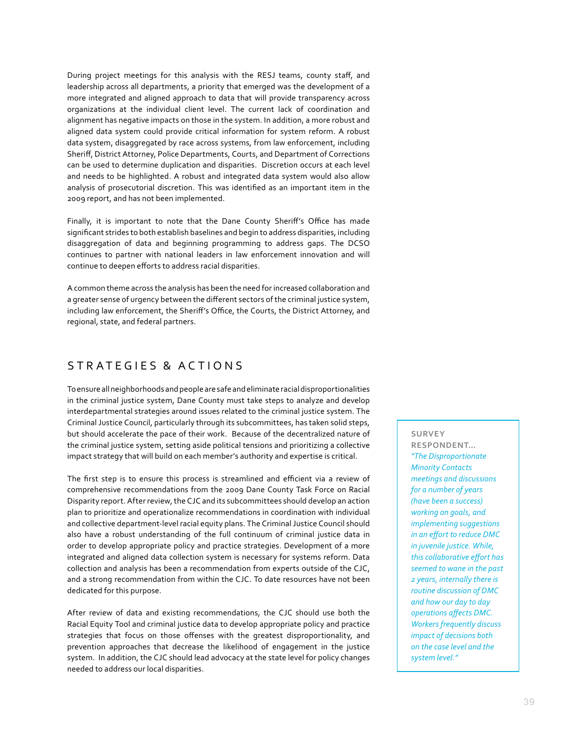During project meetings for this analysis with the RESJ teams, county staff, and leadership across all departments, a priority that emerged was the development of a more integrated and aligned approach to data that will provide transparency across organizations at the individual client level. The current lack of coordination and alignment has negative impacts on those in the system. In addition, a more robust and aligned data system could provide critical information for system reform. A robust data system, disaggregated by race across systems, from law enforcement, including Sheriff, District Attorney, Police Departments, Courts, and Department of Corrections can be used to determine duplication and disparities. Discretion occurs at each level and needs to be highlighted. A robust and integrated data system would also allow analysis of prosecutorial discretion. This was identified as an important item in the 2009 report, and has not been implemented.

Finally, it is important to note that the Dane County Sheriff's Office has made significant strides to both establish baselines and begin to address disparities, including disaggregation of data and beginning programming to address gaps. The DCSO continues to partner with national leaders in law enforcement innovation and will continue to deepen efforts to address racial disparities.

A common theme across the analysis has been the need for increased collaboration and a greater sense of urgency between the different sectors of the criminal justice system, including law enforcement, the Sheriff's Office, the Courts, the District Attorney, and regional, state, and federal partners.

## STRATEGIES & ACTIONS

To ensure all neighborhoods and people are safe and eliminate racial disproportionalities in the criminal justice system, Dane County must take steps to analyze and develop interdepartmental strategies around issues related to the criminal justice system. The Criminal Justice Council, particularly through its subcommittees, has taken solid steps, but should accelerate the pace of their work. Because of the decentralized nature of the criminal justice system, setting aside political tensions and prioritizing a collective impact strategy that will build on each member's authority and expertise is critical.

The first step is to ensure this process is streamlined and efficient via a review of comprehensive recommendations from the 2009 Dane County Task Force on Racial Disparity report. After review, the CJC and its subcommittees should develop an action plan to prioritize and operationalize recommendations in coordination with individual and collective department-level racial equity plans. The Criminal Justice Council should also have a robust understanding of the full continuum of criminal justice data in order to develop appropriate policy and practice strategies. Development of a more integrated and aligned data collection system is necessary for systems reform. Data collection and analysis has been a recommendation from experts outside of the CJC, and a strong recommendation from within the CJC. To date resources have not been dedicated for this purpose.

After review of data and existing recommendations, the CJC should use both the Racial Equity Tool and criminal justice data to develop appropriate policy and practice strategies that focus on those offenses with the greatest disproportionality, and prevention approaches that decrease the likelihood of engagement in the justice system. In addition, the CJC should lead advocacy at the state level for policy changes needed to address our local disparities.

**SURVEY RESPONDENT...**

*"The Disproportionate Minority Contacts meetings and discussions for a number of years (have been a success), working on goals, and implementing suggestions in an effort to reduce DMC in juvenile justice. While, this collaborative effort has seemed to wane in the past 2 years, internally there is routine discussion of DMC and how our day to day operations affects DMC. Workers frequently discuss impact of decisions both on the case level and the system level."*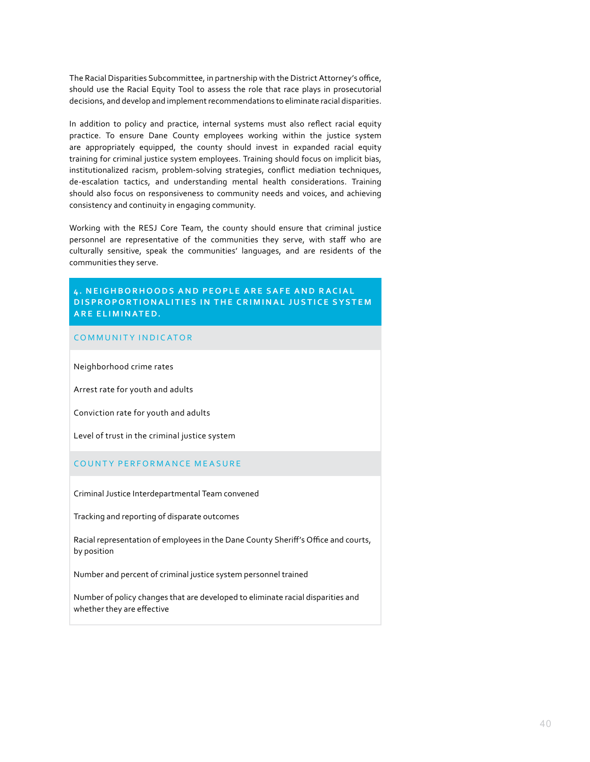The Racial Disparities Subcommittee, in partnership with the District Attorney's office, should use the Racial Equity Tool to assess the role that race plays in prosecutorial decisions, and develop and implement recommendations to eliminate racial disparities.

In addition to policy and practice, internal systems must also reflect racial equity practice. To ensure Dane County employees working within the justice system are appropriately equipped, the county should invest in expanded racial equity training for criminal justice system employees. Training should focus on implicit bias, institutionalized racism, problem-solving strategies, conflict mediation techniques, de-escalation tactics, and understanding mental health considerations. Training should also focus on responsiveness to community needs and voices, and achieving consistency and continuity in engaging community.

Working with the RESJ Core Team, the county should ensure that criminal justice personnel are representative of the communities they serve, with staff who are culturally sensitive, speak the communities' languages, and are residents of the communities they serve.

## 4. NEIGHBORHOODS AND PEOPLE ARE SAFE AND RACIAL DISPROPORTIONALITIES IN THE CRIMINAL JUSTICE SYSTEM ARE ELIMINATED.

### COMMUNITY INDICATOR

Neighborhood crime rates

Arrest rate for youth and adults

Conviction rate for youth and adults

Level of trust in the criminal justice system

### COUNTY PERFORMANCE MEASURE

Criminal Justice Interdepartmental Team convened

Tracking and reporting of disparate outcomes

Racial representation of employees in the Dane County Sheriff's Office and courts, by position

Number and percent of criminal justice system personnel trained

Number of policy changes that are developed to eliminate racial disparities and whether they are effective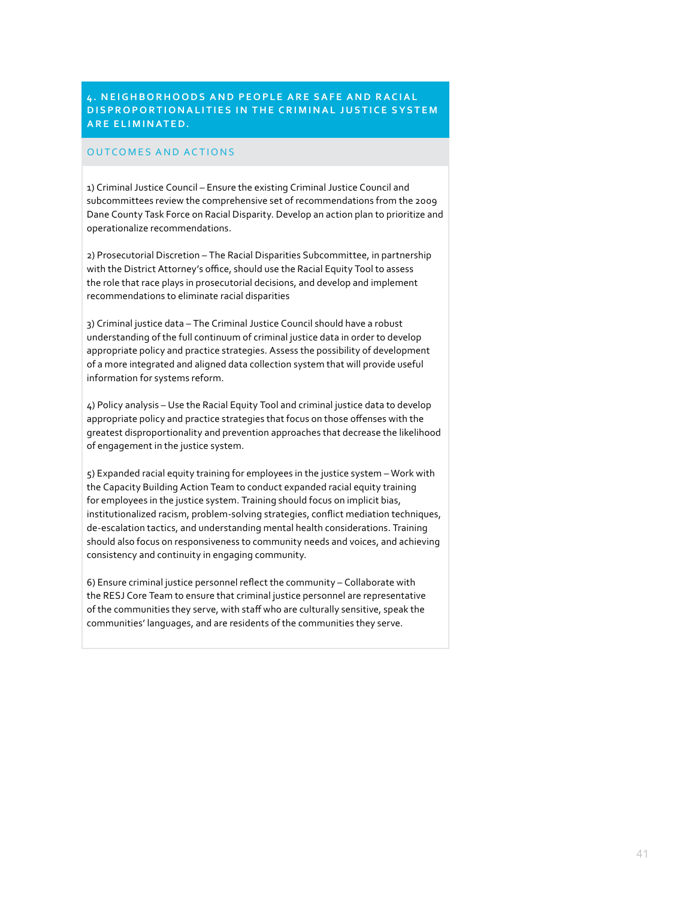## 4. NEIGHBORHOODS AND PEOPLE ARE SAFE AND RACIAL DISPROPORTIONALITIES IN THE CRIMINAL JUSTICE SYSTEM ARE ELIMINATED.

### OUTCOMES AND ACTIONS

1) Criminal Justice Council – Ensure the existing Criminal Justice Council and subcommittees review the comprehensive set of recommendations from the 2009 Dane County Task Force on Racial Disparity. Develop an action plan to prioritize and operationalize recommendations.

2) Prosecutorial Discretion – The Racial Disparities Subcommittee, in partnership with the District Attorney's office, should use the Racial Equity Tool to assess the role that race plays in prosecutorial decisions, and develop and implement recommendations to eliminate racial disparities

3) Criminal justice data – The Criminal Justice Council should have a robust understanding of the full continuum of criminal justice data in order to develop appropriate policy and practice strategies. Assess the possibility of development of a more integrated and aligned data collection system that will provide useful information for systems reform.

4) Policy analysis – Use the Racial Equity Tool and criminal justice data to develop appropriate policy and practice strategies that focus on those offenses with the greatest disproportionality and prevention approaches that decrease the likelihood of engagement in the justice system.

5) Expanded racial equity training for employees in the justice system – Work with the Capacity Building Action Team to conduct expanded racial equity training for employees in the justice system. Training should focus on implicit bias, institutionalized racism, problem-solving strategies, conflict mediation techniques, de-escalation tactics, and understanding mental health considerations. Training should also focus on responsiveness to community needs and voices, and achieving consistency and continuity in engaging community.

6) Ensure criminal justice personnel reflect the community – Collaborate with the RESJ Core Team to ensure that criminal justice personnel are representative of the communities they serve, with staff who are culturally sensitive, speak the communities' languages, and are residents of the communities they serve.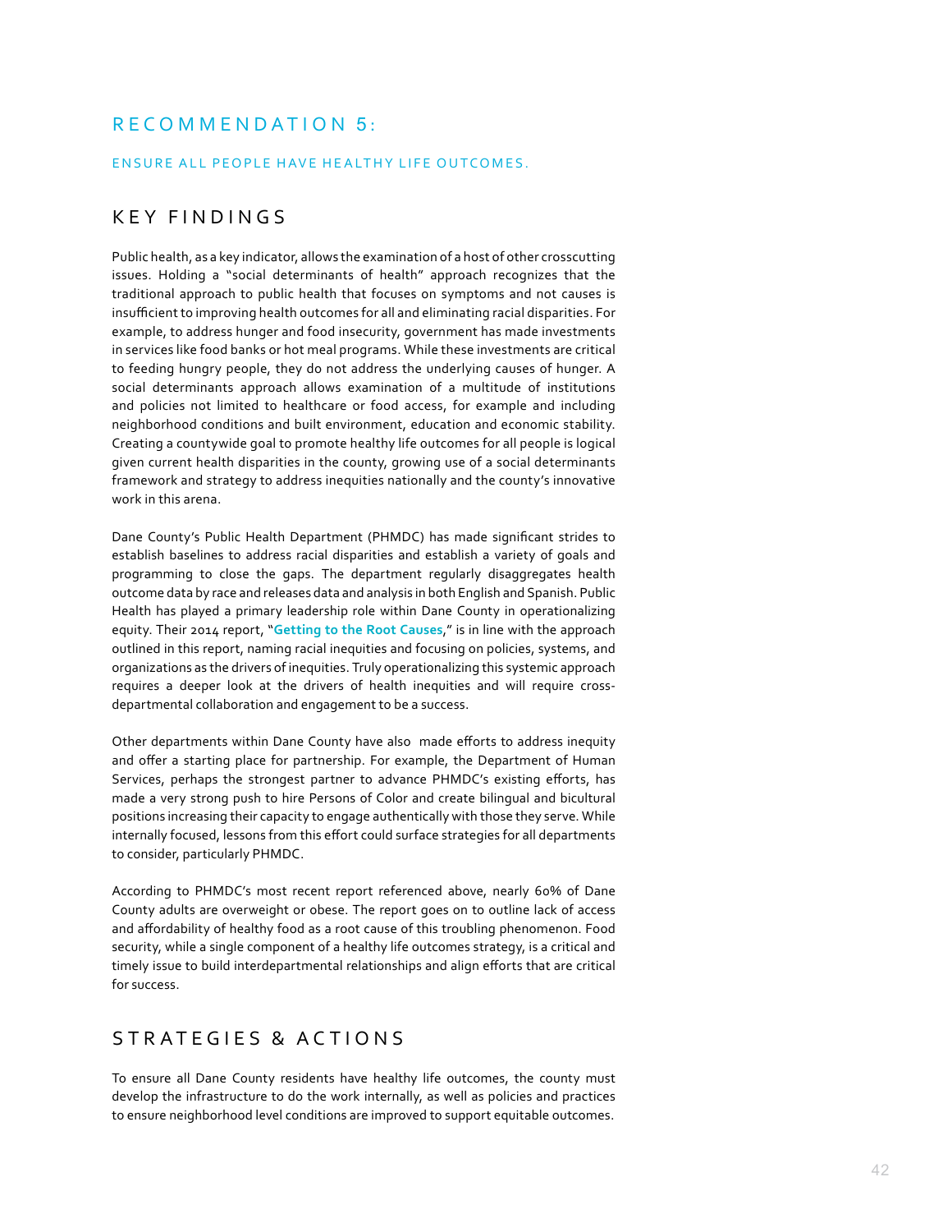## RECOMMENDATION 5:

### ENSURE ALL PEOPLE HAVE HEALTHY LIFE OUTCOMES.

## KEY FINDINGS

Public health, as a key indicator, allows the examination of a host of other crosscutting issues. Holding a "social determinants of health" approach recognizes that the traditional approach to public health that focuses on symptoms and not causes is insufficient to improving health outcomes for all and eliminating racial disparities. For example, to address hunger and food insecurity, government has made investments in services like food banks or hot meal programs. While these investments are critical to feeding hungry people, they do not address the underlying causes of hunger. A social determinants approach allows examination of a multitude of institutions and policies not limited to healthcare or food access, for example and including neighborhood conditions and built environment, education and economic stability. Creating a countywide goal to promote healthy life outcomes for all people is logical given current health disparities in the county, growing use of a social determinants framework and strategy to address inequities nationally and the county's innovative work in this arena.

Dane County's Public Health Department (PHMDC) has made significant strides to establish baselines to address racial disparities and establish a variety of goals and programming to close the gaps. The department regularly disaggregates health outcome data by race and releases data and analysis in both English and Spanish. Public Health has played a primary leadership role within Dane County in operationalizing equity. Their 2014 report, "**Getting to the Root Causes**," is in line with the approach outlined in this report, naming racial inequities and focusing on policies, systems, and organizations as the drivers of inequities. Truly operationalizing this systemic approach requires a deeper look at the drivers of health inequities and will require cross-departmental collaboration and engagement to be a success.

Other departments within Dane County have also made efforts to address inequity and offer a starting place for partnership. For example, the Department of Human Services, perhaps the strongest partner to advance PHMDC's existing efforts, has made a very strong push to hire Persons of Color and create bilingual and bicultural positions increasing their capacity to engage authentically with those they serve. While internally focused, lessons from this effort could surface strategies for all departments to consider, particularly PHMDC.

According to PHMDC's most recent report referenced above, nearly 60% of Dane County adults are overweight or obese. The report goes on to outline lack of access and affordability of healthy food as a root cause of this troubling phenomenon. Food security, while a single component of a healthy life outcomes strategy, is a critical and timely issue to build interdepartmental relationships and align efforts that are critical for success.

## STRATEGIES & ACTIONS

To ensure all Dane County residents have healthy life outcomes, the county must develop the infrastructure to do the work internally, as well as policies and practices to ensure neighborhood level conditions are improved to support equitable outcomes.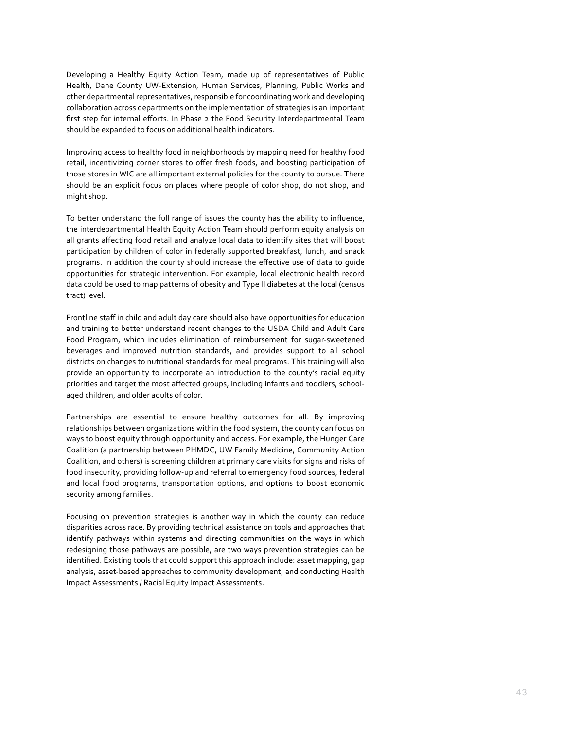Developing a Healthy Equity Action Team, made up of representatives of Public Health, Dane County UW-Extension, Human Services, Planning, Public Works and other departmental representatives, responsible for coordinating work and developing collaboration across departments on the implementation of strategies is an important first step for internal efforts. In Phase 2 the Food Security Interdepartmental Team should be expanded to focus on additional health indicators.

Improving access to healthy food in neighborhoods by mapping need for healthy food retail, incentivizing corner stores to offer fresh foods, and boosting participation of those stores in WIC are all important external policies for the county to pursue. There should be an explicit focus on places where people of color shop, do not shop, and might shop.

To better understand the full range of issues the county has the ability to influence, the interdepartmental Health Equity Action Team should perform equity analysis on all grants affecting food retail and analyze local data to identify sites that will boost participation by children of color in federally supported breakfast, lunch, and snack programs. In addition the county should increase the effective use of data to guide opportunities for strategic intervention. For example, local electronic health record data could be used to map patterns of obesity and Type II diabetes at the local (census tract) level.

Frontline staff in child and adult day care should also have opportunities for education and training to better understand recent changes to the USDA Child and Adult Care Food Program, which includes elimination of reimbursement for sugar-sweetened beverages and improved nutrition standards, and provides support to all school districts on changes to nutritional standards for meal programs. This training will also provide an opportunity to incorporate an introduction to the county's racial equity priorities and target the most affected groups, including infants and toddlers, school-aged children, and older adults of color.

Partnerships are essential to ensure healthy outcomes for all. By improving relationships between organizations within the food system, the county can focus on ways to boost equity through opportunity and access. For example, the Hunger Care Coalition (a partnership between PHMDC, UW Family Medicine, Community Action Coalition, and others) is screening children at primary care visits for signs and risks of food insecurity, providing follow-up and referral to emergency food sources, federal and local food programs, transportation options, and options to boost economic security among families.

Focusing on prevention strategies is another way in which the county can reduce disparities across race. By providing technical assistance on tools and approaches that identify pathways within systems and directing communities on the ways in which redesigning those pathways are possible, are two ways prevention strategies can be identified. Existing tools that could support this approach include: asset mapping, gap analysis, asset-based approaches to community development, and conducting Health Impact Assessments / Racial Equity Impact Assessments.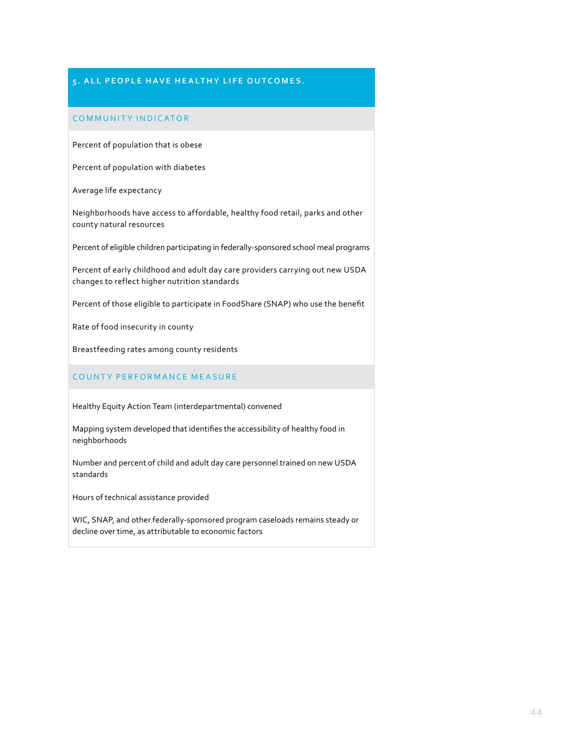## 5. ALL PEOPLE HAVE HEALTHY LIFE OUTCOMES.

### COMMUNITY INDICATOR

Percent of population that is obese

Percent of population with diabetes

Average life expectancy

Neighborhoods have access to affordable, healthy food retail, parks and other county natural resources

Percent of eligible children participating in federally-sponsored school meal programs

Percent of early childhood and adult day care providers carrying out new USDA changes to reflect higher nutrition standards

Percent of those eligible to participate in FoodShare (SNAP) who use the benefit

Rate of food insecurity in county

Breastfeeding rates among county residents

### COUNTY PERFORMANCE MEASURE

Healthy Equity Action Team (interdepartmental) convened

Mapping system developed that identifies the accessibility of healthy food in neighborhoods

Number and percent of child and adult day care personnel trained on new USDA standards

Hours of technical assistance provided

WIC, SNAP, and other federally-sponsored program caseloads remains steady or decline over time, as attributable to economic factors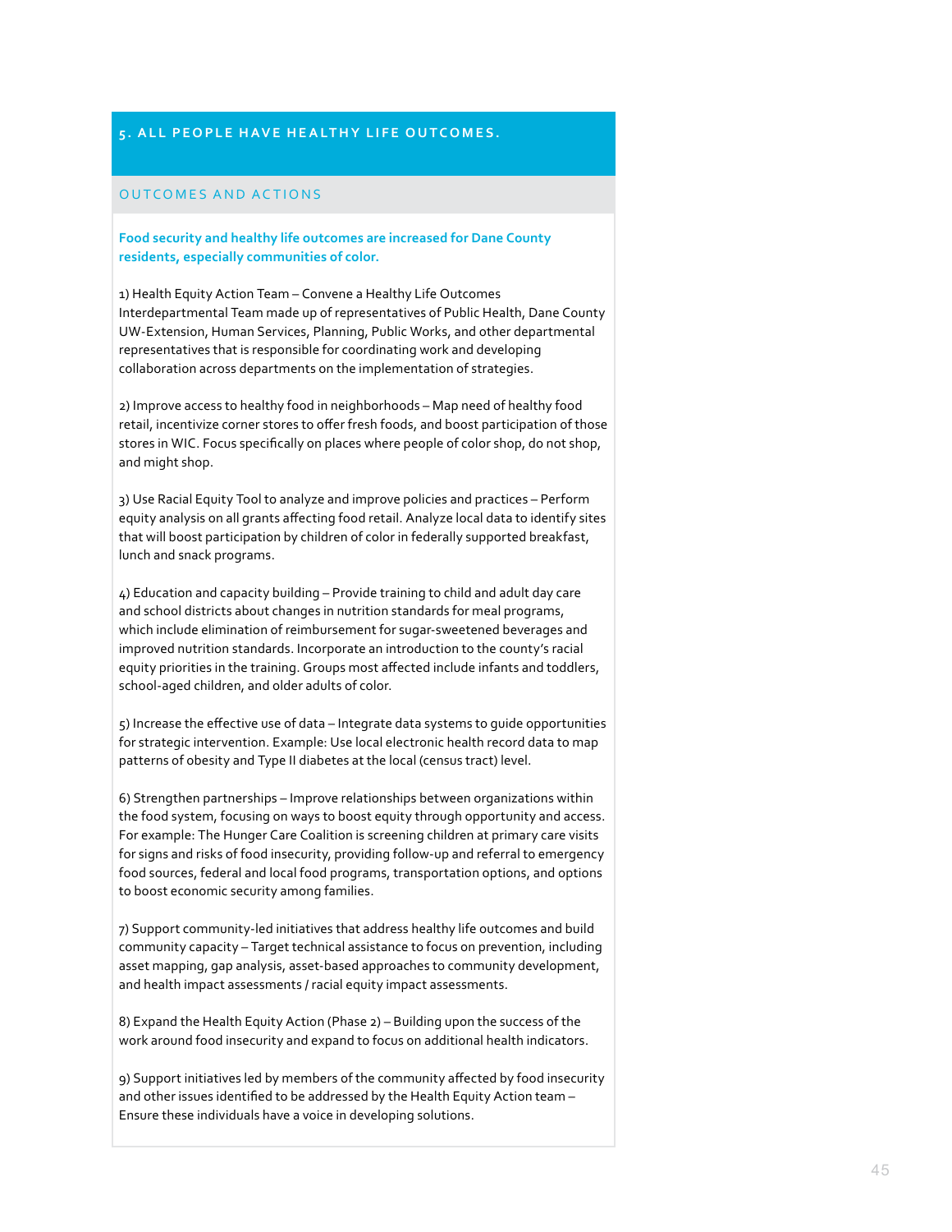## 5. ALL PEOPLE HAVE HEALTHY LIFE OUTCOMES.

### OUTCOMES AND ACTIONS

**Food security and healthy life outcomes are increased for Dane County residents, especially communities of color.**

1) Health Equity Action Team – Convene a Healthy Life Outcomes Interdepartmental Team made up of representatives of Public Health, Dane County UW-Extension, Human Services, Planning, Public Works, and other departmental representatives that is responsible for coordinating work and developing collaboration across departments on the implementation of strategies.

2) Improve access to healthy food in neighborhoods – Map need of healthy food retail, incentivize corner stores to offer fresh foods, and boost participation of those stores in WIC. Focus specifically on places where people of color shop, do not shop, and might shop.

3) Use Racial Equity Tool to analyze and improve policies and practices – Perform equity analysis on all grants affecting food retail. Analyze local data to identify sites that will boost participation by children of color in federally supported breakfast, lunch and snack programs.

4) Education and capacity building – Provide training to child and adult day care and school districts about changes in nutrition standards for meal programs, which include elimination of reimbursement for sugar-sweetened beverages and improved nutrition standards. Incorporate an introduction to the county's racial equity priorities in the training. Groups most affected include infants and toddlers, school-aged children, and older adults of color.

5) Increase the effective use of data – Integrate data systems to guide opportunities for strategic intervention. Example: Use local electronic health record data to map patterns of obesity and Type II diabetes at the local (census tract) level.

6) Strengthen partnerships – Improve relationships between organizations within the food system, focusing on ways to boost equity through opportunity and access. For example: The Hunger Care Coalition is screening children at primary care visits for signs and risks of food insecurity, providing follow-up and referral to emergency food sources, federal and local food programs, transportation options, and options to boost economic security among families.

7) Support community-led initiatives that address healthy life outcomes and build community capacity – Target technical assistance to focus on prevention, including asset mapping, gap analysis, asset-based approaches to community development, and health impact assessments / racial equity impact assessments.

8) Expand the Health Equity Action (Phase 2) – Building upon the success of the work around food insecurity and expand to focus on additional health indicators.

9) Support initiatives led by members of the community affected by food insecurity and other issues identified to be addressed by the Health Equity Action team – Ensure these individuals have a voice in developing solutions.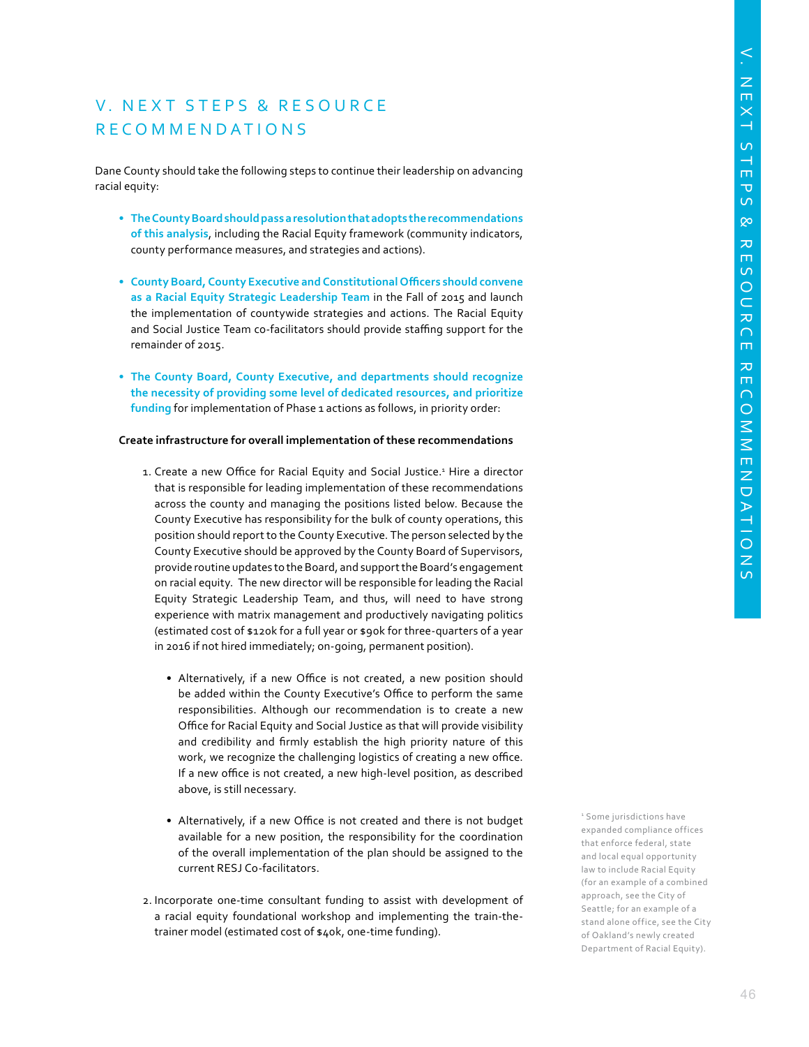# V. NEXT STEPS & RESOURCE RECOMMENDATIONS

Dane County should take the following steps to continue their leadership on advancing racial equity:

- **The County Board should pass a resolution that adopts the recommendations of this analysis**, including the Racial Equity framework (community indicators, county performance measures, and strategies and actions).

- **County Board, County Executive and Constitutional Officers should convene as a Racial Equity Strategic Leadership Team** in the Fall of 2015 and launch the implementation of countywide strategies and actions. The Racial Equity and Social Justice Team co-facilitators should provide staffing support for the remainder of 2015.

- **The County Board, County Executive, and departments should recognize the necessity of providing some level of dedicated resources, and prioritize funding** for implementation of Phase 1 actions as follows, in priority order:

**Create infrastructure for overall implementation of these recommendations**

1. Create a new Office for Racial Equity and Social Justice.[1] Hire a director that is responsible for leading implementation of these recommendations across the county and managing the positions listed below. Because the County Executive has responsibility for the bulk of county operations, this position should report to the County Executive. The person selected by the County Executive should be approved by the County Board of Supervisors, provide routine updates to the Board, and support the Board's engagement on racial equity. The new director will be responsible for leading the Racial Equity Strategic Leadership Team, and thus, will need to have strong experience with matrix management and productively navigating politics (estimated cost of $120k for a full year or $90k for three-quarters of a year in 2016 if not hired immediately; on-going, permanent position).

   - Alternatively, if a new Office is not created, a new position should be added within the County Executive's Office to perform the same responsibilities. Although our recommendation is to create a new Office for Racial Equity and Social Justice as that will provide visibility and credibility and firmly establish the high priority nature of this work, we recognize the challenging logistics of creating a new office. If a new office is not created, a new high-level position, as described above, is still necessary.

   - Alternatively, if a new Office is not created and there is not budget available for a new position, the responsibility for the coordination of the overall implementation of the plan should be assigned to the current RESJ Co-facilitators.

2. Incorporate one-time consultant funding to assist with development of a racial equity foundational workshop and implementing the train-the-trainer model (estimated cost of $40k, one-time funding).

[1] Some jurisdictions have expanded compliance offices that enforce federal, state and local equal opportunity law to include Racial Equity (for an example of a combined approach, see the City of Seattle; for an example of a stand alone office, see the City of Oakland's newly created Department of Racial Equity).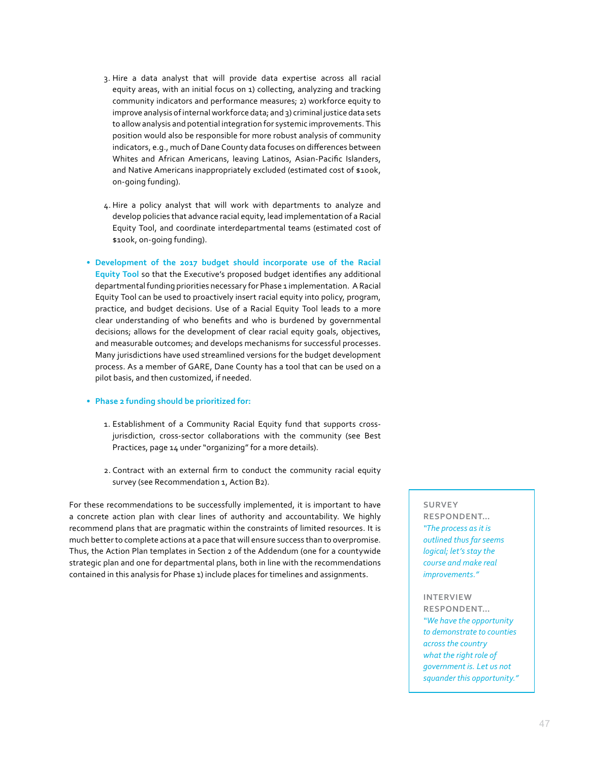3. Hire a data analyst that will provide data expertise across all racial equity areas, with an initial focus on 1) collecting, analyzing and tracking community indicators and performance measures; 2) workforce equity to improve analysis of internal workforce data; and 3) criminal justice data sets to allow analysis and potential integration for systemic improvements. This position would also be responsible for more robust analysis of community indicators, e.g., much of Dane County data focuses on differences between Whites and African Americans, leaving Latinos, Asian-Pacific Islanders, and Native Americans inappropriately excluded (estimated cost of $100k, on-going funding).

4. Hire a policy analyst that will work with departments to analyze and develop policies that advance racial equity, lead implementation of a Racial Equity Tool, and coordinate interdepartmental teams (estimated cost of $100k, on-going funding).

- **Development of the 2017 budget should incorporate use of the Racial Equity Tool** so that the Executive's proposed budget identifies any additional departmental funding priorities necessary for Phase 1 implementation. A Racial Equity Tool can be used to proactively insert racial equity into policy, program, practice, and budget decisions. Use of a Racial Equity Tool leads to a more clear understanding of who benefits and who is burdened by governmental decisions; allows for the development of clear racial equity goals, objectives, and measurable outcomes; and develops mechanisms for successful processes. Many jurisdictions have used streamlined versions for the budget development process. As a member of GARE, Dane County has a tool that can be used on a pilot basis, and then customized, if needed.

- **Phase 2 funding should be prioritized for:**

1. Establishment of a Community Racial Equity fund that supports cross-jurisdiction, cross-sector collaborations with the community (see Best Practices, page 14 under "organizing" for a more details).

2. Contract with an external firm to conduct the community racial equity survey (see Recommendation 1, Action B2).

For these recommendations to be successfully implemented, it is important to have a concrete action plan with clear lines of authority and accountability. We highly recommend plans that are pragmatic within the constraints of limited resources. It is much better to complete actions at a pace that will ensure success than to overpromise. Thus, the Action Plan templates in Section 2 of the Addendum (one for a countywide strategic plan and one for departmental plans, both in line with the recommendations contained in this analysis for Phase 1) include places for timelines and assignments.

**SURVEY RESPONDENT...**
*"The process as it is outlined thus far seems logical; let's stay the course and make real improvements."*

**INTERVIEW RESPONDENT...**
*"We have the opportunity to demonstrate to counties across the country what the right role of government is. Let us not squander this opportunity."*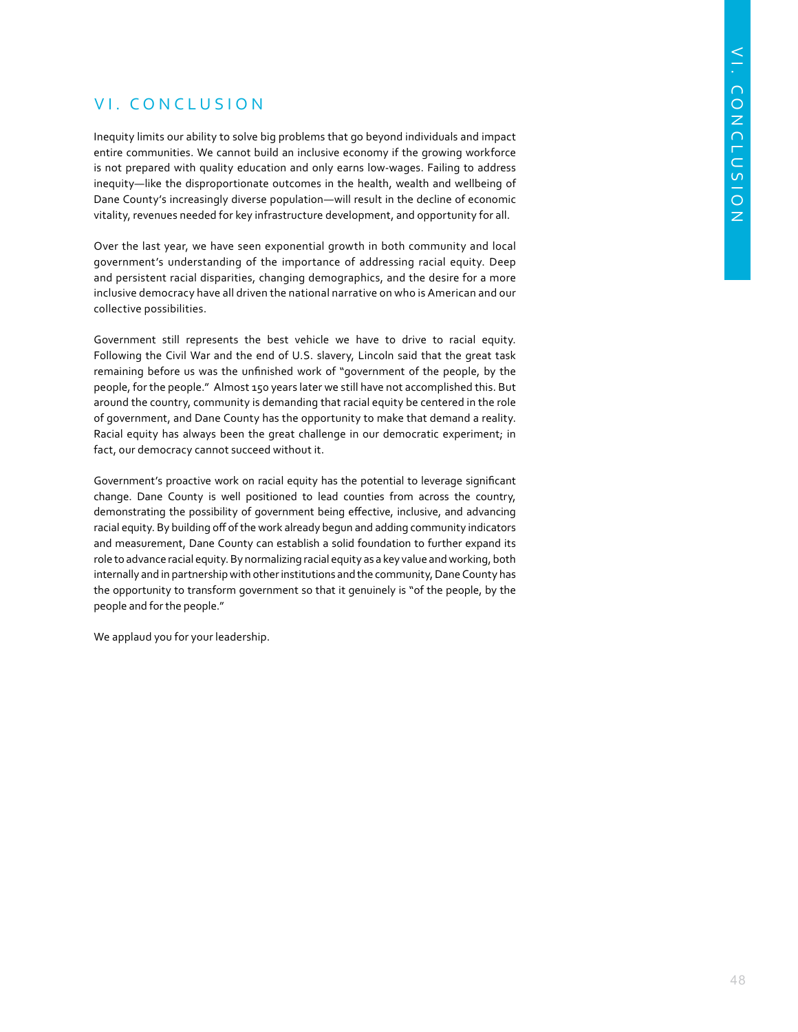# VI. CONCLUSION

Inequity limits our ability to solve big problems that go beyond individuals and impact entire communities. We cannot build an inclusive economy if the growing workforce is not prepared with quality education and only earns low-wages. Failing to address inequity—like the disproportionate outcomes in the health, wealth and wellbeing of Dane County's increasingly diverse population—will result in the decline of economic vitality, revenues needed for key infrastructure development, and opportunity for all.

Over the last year, we have seen exponential growth in both community and local government's understanding of the importance of addressing racial equity. Deep and persistent racial disparities, changing demographics, and the desire for a more inclusive democracy have all driven the national narrative on who is American and our collective possibilities.

Government still represents the best vehicle we have to drive to racial equity. Following the Civil War and the end of U.S. slavery, Lincoln said that the great task remaining before us was the unfinished work of "government of the people, by the people, for the people." Almost 150 years later we still have not accomplished this. But around the country, community is demanding that racial equity be centered in the role of government, and Dane County has the opportunity to make that demand a reality. Racial equity has always been the great challenge in our democratic experiment; in fact, our democracy cannot succeed without it.

Government's proactive work on racial equity has the potential to leverage significant change. Dane County is well positioned to lead counties from across the country, demonstrating the possibility of government being effective, inclusive, and advancing racial equity. By building off of the work already begun and adding community indicators and measurement, Dane County can establish a solid foundation to further expand its role to advance racial equity. By normalizing racial equity as a key value and working, both internally and in partnership with other institutions and the community, Dane County has the opportunity to transform government so that it genuinely is "of the people, by the people and for the people."

We applaud you for your leadership.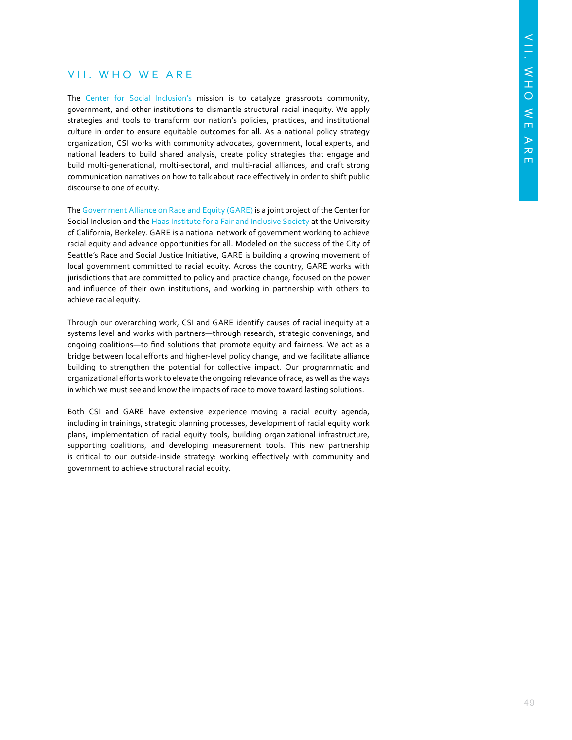# VII. WHO WE ARE

The Center for Social Inclusion's mission is to catalyze grassroots community, government, and other institutions to dismantle structural racial inequity. We apply strategies and tools to transform our nation's policies, practices, and institutional culture in order to ensure equitable outcomes for all. As a national policy strategy organization, CSI works with community advocates, government, local experts, and national leaders to build shared analysis, create policy strategies that engage and build multi-generational, multi-sectoral, and multi-racial alliances, and craft strong communication narratives on how to talk about race effectively in order to shift public discourse to one of equity.

The Government Alliance on Race and Equity (GARE) is a joint project of the Center for Social Inclusion and the Haas Institute for a Fair and Inclusive Society at the University of California, Berkeley. GARE is a national network of government working to achieve racial equity and advance opportunities for all. Modeled on the success of the City of Seattle's Race and Social Justice Initiative, GARE is building a growing movement of local government committed to racial equity. Across the country, GARE works with jurisdictions that are committed to policy and practice change, focused on the power and influence of their own institutions, and working in partnership with others to achieve racial equity.

Through our overarching work, CSI and GARE identify causes of racial inequity at a systems level and works with partners—through research, strategic convenings, and ongoing coalitions—to find solutions that promote equity and fairness. We act as a bridge between local efforts and higher-level policy change, and we facilitate alliance building to strengthen the potential for collective impact. Our programmatic and organizational efforts work to elevate the ongoing relevance of race, as well as the ways in which we must see and know the impacts of race to move toward lasting solutions.

Both CSI and GARE have extensive experience moving a racial equity agenda, including in trainings, strategic planning processes, development of racial equity work plans, implementation of racial equity tools, building organizational infrastructure, supporting coalitions, and developing measurement tools. This new partnership is critical to our outside-inside strategy: working effectively with community and government to achieve structural racial equity.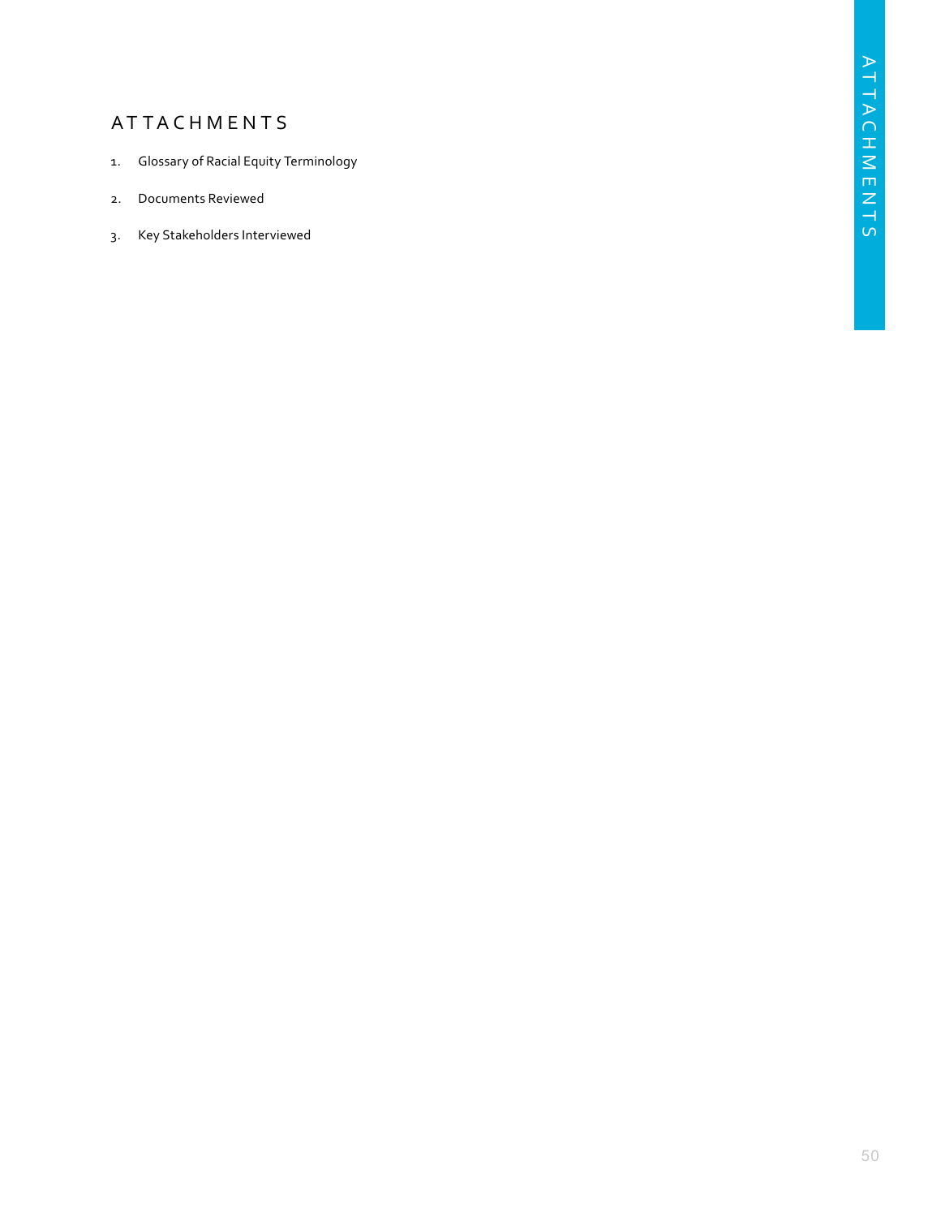# ATTACHMENTS

1. Glossary of Racial Equity Terminology
2. Documents Reviewed
3. Key Stakeholders Interviewed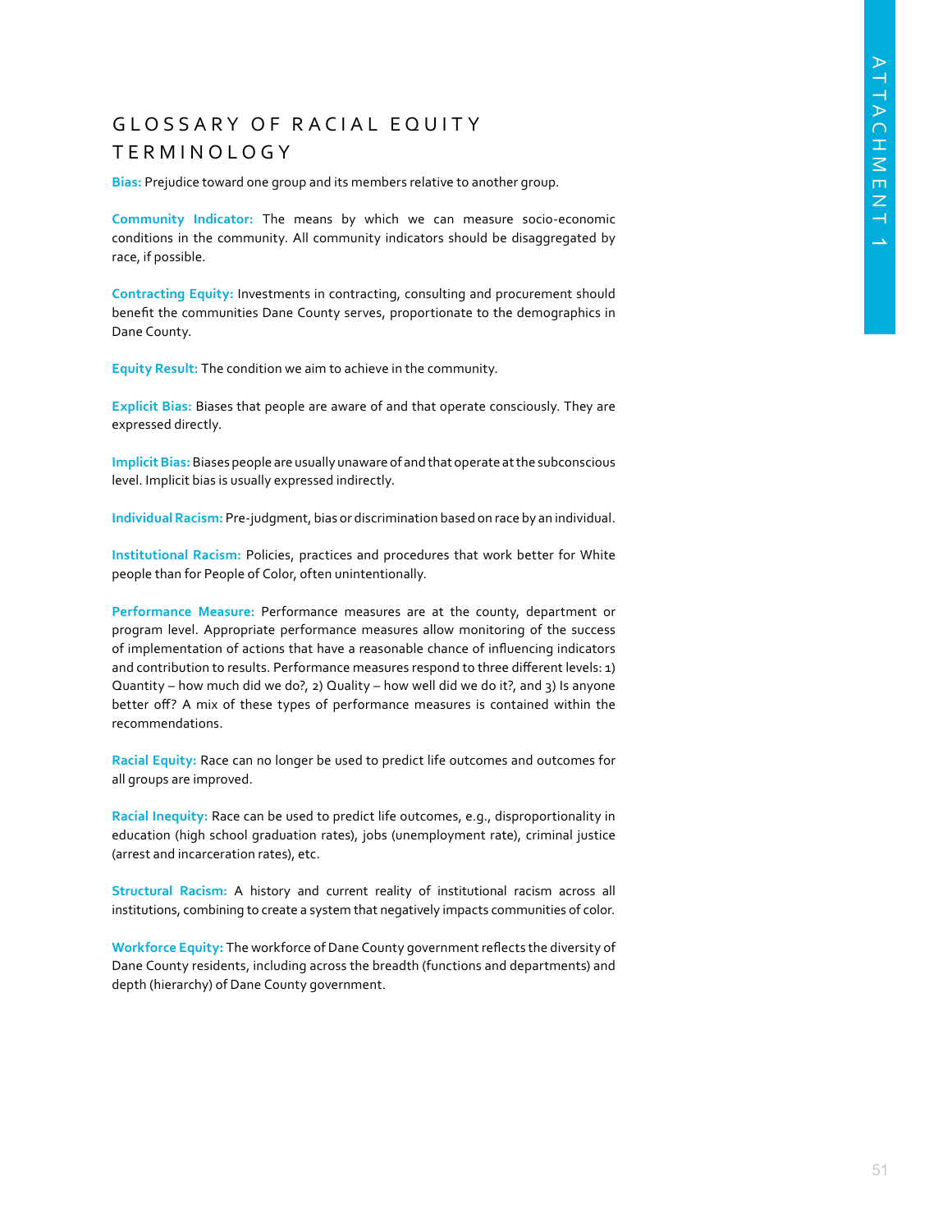# GLOSSARY OF RACIAL EQUITY TERMINOLOGY

**Bias:** Prejudice toward one group and its members relative to another group.

**Community Indicator:** The means by which we can measure socio-economic conditions in the community. All community indicators should be disaggregated by race, if possible.

**Contracting Equity:** Investments in contracting, consulting and procurement should benefit the communities Dane County serves, proportionate to the demographics in Dane County.

**Equity Result:** The condition we aim to achieve in the community.

**Explicit Bias:** Biases that people are aware of and that operate consciously. They are expressed directly.

**Implicit Bias:** Biases people are usually unaware of and that operate at the subconscious level. Implicit bias is usually expressed indirectly.

**Individual Racism:** Pre-judgment, bias or discrimination based on race by an individual.

**Institutional Racism:** Policies, practices and procedures that work better for White people than for People of Color, often unintentionally.

**Performance Measure:** Performance measures are at the county, department or program level. Appropriate performance measures allow monitoring of the success of implementation of actions that have a reasonable chance of influencing indicators and contribution to results. Performance measures respond to three different levels: 1) Quantity – how much did we do?, 2) Quality – how well did we do it?, and 3) Is anyone better off? A mix of these types of performance measures is contained within the recommendations.

**Racial Equity:** Race can no longer be used to predict life outcomes and outcomes for all groups are improved.

**Racial Inequity:** Race can be used to predict life outcomes, e.g., disproportionality in education (high school graduation rates), jobs (unemployment rate), criminal justice (arrest and incarceration rates), etc.

**Structural Racism:** A history and current reality of institutional racism across all institutions, combining to create a system that negatively impacts communities of color.

**Workforce Equity:** The workforce of Dane County government reflects the diversity of Dane County residents, including across the breadth (functions and departments) and depth (hierarchy) of Dane County government.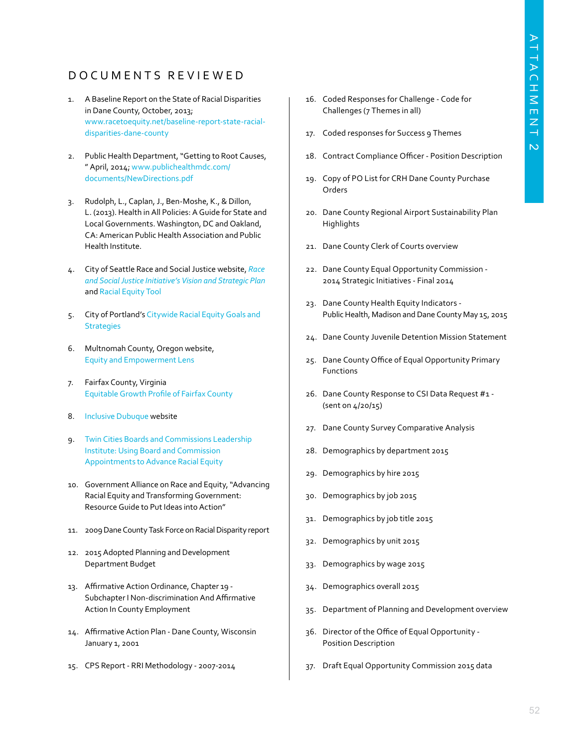## DOCUMENTS REVIEWED

1. A Baseline Report on the State of Racial Disparities in Dane County, October, 2013; www.racetoequity.net/baseline-report-state-racial-disparities-dane-county
2. Public Health Department, "Getting to Root Causes, " April, 2014; www.publichealthmdc.com/documents/NewDirections.pdf
3. Rudolph, L., Caplan, J., Ben-Moshe, K., & Dillon, L. (2013). Health in All Policies: A Guide for State and Local Governments. Washington, DC and Oakland, CA: American Public Health Association and Public Health Institute.
4. City of Seattle Race and Social Justice website, *Race and Social Justice Initiative's Vision and Strategic Plan* and Racial Equity Tool
5. City of Portland's Citywide Racial Equity Goals and Strategies
6. Multnomah County, Oregon website, Equity and Empowerment Lens
7. Fairfax County, Virginia Equitable Growth Profile of Fairfax County
8. Inclusive Dubuque website
9. Twin Cities Boards and Commissions Leadership Institute: Using Board and Commission Appointments to Advance Racial Equity
10. Government Alliance on Race and Equity, "Advancing Racial Equity and Transforming Government: Resource Guide to Put Ideas into Action"
11. 2009 Dane County Task Force on Racial Disparity report
12. 2015 Adopted Planning and Development Department Budget
13. Affirmative Action Ordinance, Chapter 19 - Subchapter I Non-discrimination And Affirmative Action In County Employment
14. Affirmative Action Plan - Dane County, Wisconsin January 1, 2001
15. CPS Report - RRI Methodology - 2007-2014
16. Coded Responses for Challenge - Code for Challenges (7 Themes in all)
17. Coded responses for Success 9 Themes
18. Contract Compliance Officer - Position Description
19. Copy of PO List for CRH Dane County Purchase Orders
20. Dane County Regional Airport Sustainability Plan Highlights
21. Dane County Clerk of Courts overview
22. Dane County Equal Opportunity Commission - 2014 Strategic Initiatives - Final 2014
23. Dane County Health Equity Indicators - Public Health, Madison and Dane County May 15, 2015
24. Dane County Juvenile Detention Mission Statement
25. Dane County Office of Equal Opportunity Primary Functions
26. Dane County Response to CSI Data Request #1 - (sent on 4/20/15)
27. Dane County Survey Comparative Analysis
28. Demographics by department 2015
29. Demographics by hire 2015
30. Demographics by job 2015
31. Demographics by job title 2015
32. Demographics by unit 2015
33. Demographics by wage 2015
34. Demographics overall 2015
35. Department of Planning and Development overview
36. Director of the Office of Equal Opportunity - Position Description
37. Draft Equal Opportunity Commission 2015 data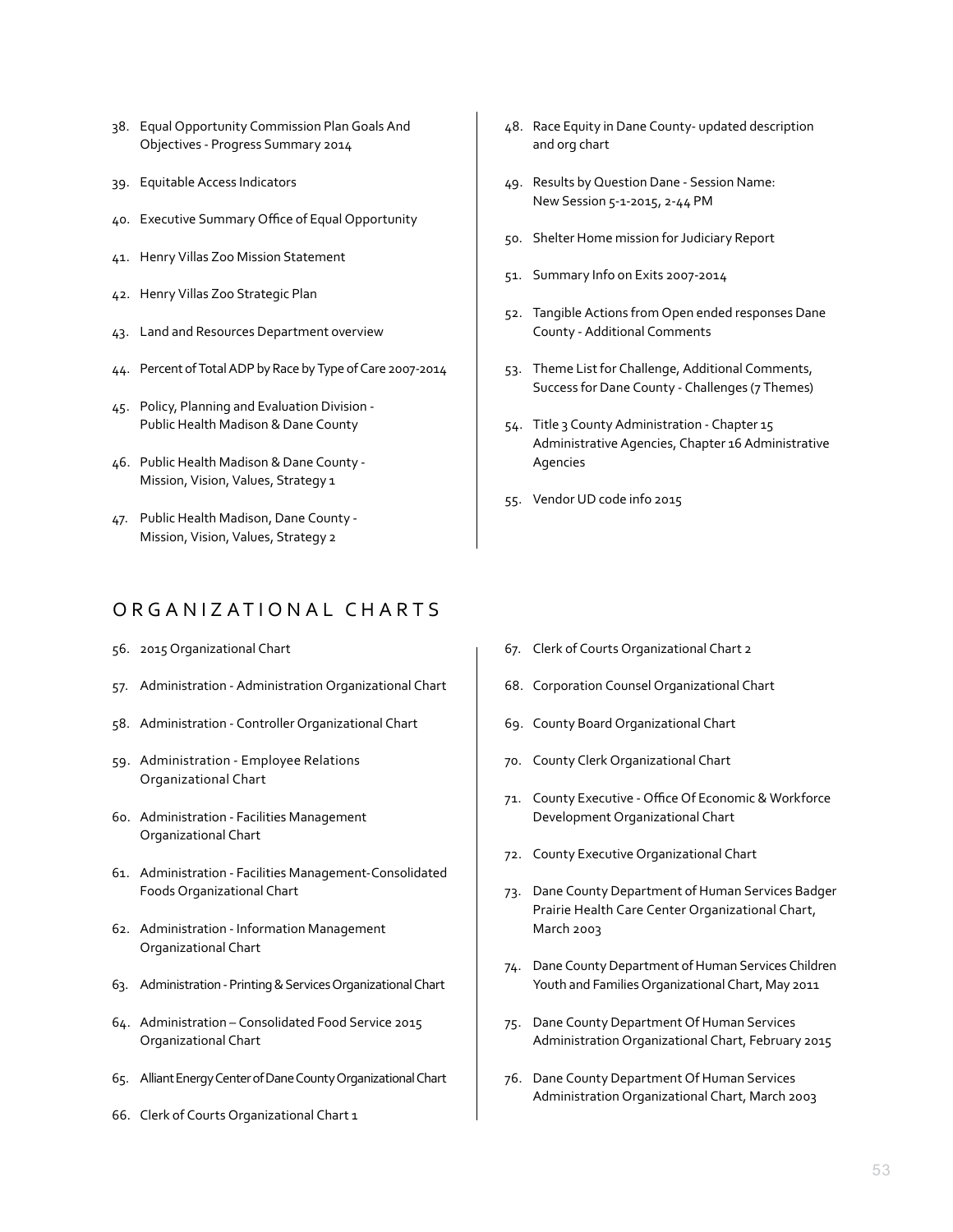38. Equal Opportunity Commission Plan Goals And Objectives - Progress Summary 2014
39. Equitable Access Indicators
40. Executive Summary Office of Equal Opportunity
41. Henry Villas Zoo Mission Statement
42. Henry Villas Zoo Strategic Plan
43. Land and Resources Department overview
44. Percent of Total ADP by Race by Type of Care 2007-2014
45. Policy, Planning and Evaluation Division - Public Health Madison & Dane County
46. Public Health Madison & Dane County - Mission, Vision, Values, Strategy 1
47. Public Health Madison, Dane County - Mission, Vision, Values, Strategy 2
48. Race Equity in Dane County- updated description and org chart
49. Results by Question Dane - Session Name: New Session 5-1-2015, 2-44 PM
50. Shelter Home mission for Judiciary Report
51. Summary Info on Exits 2007-2014
52. Tangible Actions from Open ended responses Dane County - Additional Comments
53. Theme List for Challenge, Additional Comments, Success for Dane County - Challenges (7 Themes)
54. Title 3 County Administration - Chapter 15 Administrative Agencies, Chapter 16 Administrative Agencies
55. Vendor UD code info 2015

## ORGANIZATIONAL CHARTS

56. 2015 Organizational Chart
57. Administration - Administration Organizational Chart
58. Administration - Controller Organizational Chart
59. Administration - Employee Relations Organizational Chart
60. Administration - Facilities Management Organizational Chart
61. Administration - Facilities Management-Consolidated Foods Organizational Chart
62. Administration - Information Management Organizational Chart
63. Administration - Printing & Services Organizational Chart
64. Administration – Consolidated Food Service 2015 Organizational Chart
65. Alliant Energy Center of Dane County Organizational Chart
66. Clerk of Courts Organizational Chart 1
67. Clerk of Courts Organizational Chart 2
68. Corporation Counsel Organizational Chart
69. County Board Organizational Chart
70. County Clerk Organizational Chart
71. County Executive - Office Of Economic & Workforce Development Organizational Chart
72. County Executive Organizational Chart
73. Dane County Department of Human Services Badger Prairie Health Care Center Organizational Chart, March 2003
74. Dane County Department of Human Services Children Youth and Families Organizational Chart, May 2011
75. Dane County Department Of Human Services Administration Organizational Chart, February 2015
76. Dane County Department Of Human Services Administration Organizational Chart, March 2003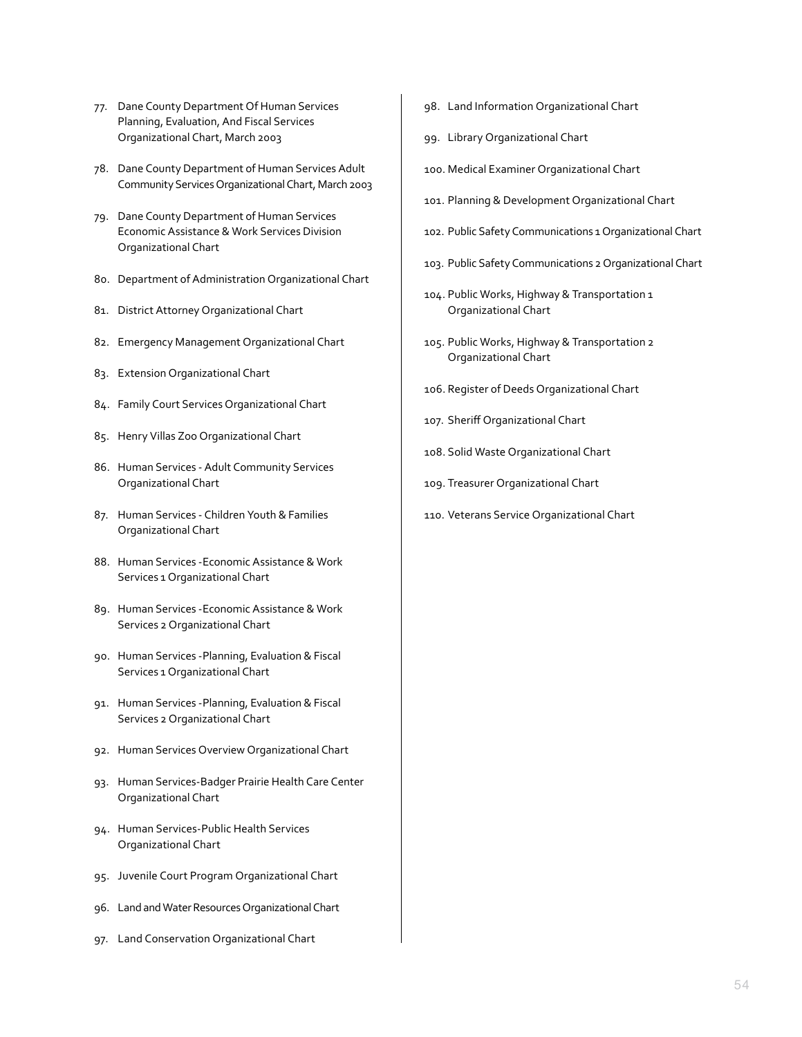77. Dane County Department Of Human Services Planning, Evaluation, And Fiscal Services Organizational Chart, March 2003
78. Dane County Department of Human Services Adult Community Services Organizational Chart, March 2003
79. Dane County Department of Human Services Economic Assistance & Work Services Division Organizational Chart
80. Department of Administration Organizational Chart
81. District Attorney Organizational Chart
82. Emergency Management Organizational Chart
83. Extension Organizational Chart
84. Family Court Services Organizational Chart
85. Henry Villas Zoo Organizational Chart
86. Human Services - Adult Community Services Organizational Chart
87. Human Services - Children Youth & Families Organizational Chart
88. Human Services -Economic Assistance & Work Services 1 Organizational Chart
89. Human Services -Economic Assistance & Work Services 2 Organizational Chart
90. Human Services -Planning, Evaluation & Fiscal Services 1 Organizational Chart
91. Human Services -Planning, Evaluation & Fiscal Services 2 Organizational Chart
92. Human Services Overview Organizational Chart
93. Human Services-Badger Prairie Health Care Center Organizational Chart
94. Human Services-Public Health Services Organizational Chart
95. Juvenile Court Program Organizational Chart
96. Land and Water Resources Organizational Chart
97. Land Conservation Organizational Chart
98. Land Information Organizational Chart
99. Library Organizational Chart
100. Medical Examiner Organizational Chart
101. Planning & Development Organizational Chart
102. Public Safety Communications 1 Organizational Chart
103. Public Safety Communications 2 Organizational Chart
104. Public Works, Highway & Transportation 1 Organizational Chart
105. Public Works, Highway & Transportation 2 Organizational Chart
106. Register of Deeds Organizational Chart
107. Sheriff Organizational Chart
108. Solid Waste Organizational Chart
109. Treasurer Organizational Chart
110. Veterans Service Organizational Chart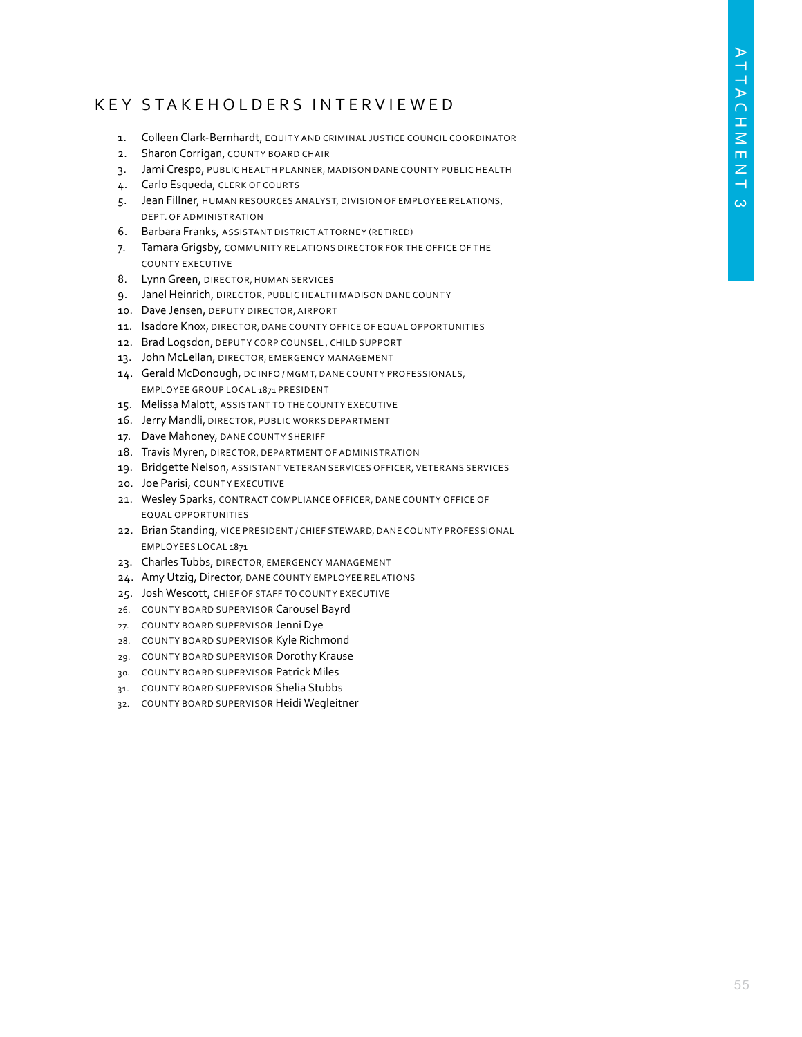## KEY STAKEHOLDERS INTERVIEWED

1. Colleen Clark-Bernhardt, EQUITY AND CRIMINAL JUSTICE COUNCIL COORDINATOR
2. Sharon Corrigan, COUNTY BOARD CHAIR
3. Jami Crespo, PUBLIC HEALTH PLANNER, MADISON DANE COUNTY PUBLIC HEALTH
4. Carlo Esqueda, CLERK OF COURTS
5. Jean Fillner, HUMAN RESOURCES ANALYST, DIVISION OF EMPLOYEE RELATIONS, DEPT. OF ADMINISTRATION
6. Barbara Franks, ASSISTANT DISTRICT ATTORNEY (RETIRED)
7. Tamara Grigsby, COMMUNITY RELATIONS DIRECTOR FOR THE OFFICE OF THE COUNTY EXECUTIVE
8. Lynn Green, DIRECTOR, HUMAN SERVICES
9. Janel Heinrich, DIRECTOR, PUBLIC HEALTH MADISON DANE COUNTY
10. Dave Jensen, DEPUTY DIRECTOR, AIRPORT
11. Isadore Knox, DIRECTOR, DANE COUNTY OFFICE OF EQUAL OPPORTUNITIES
12. Brad Logsdon, DEPUTY CORP COUNSEL , CHILD SUPPORT
13. John McLellan, DIRECTOR, EMERGENCY MANAGEMENT
14. Gerald McDonough, DC INFO / MGMT, DANE COUNTY PROFESSIONALS, EMPLOYEE GROUP LOCAL 1871 PRESIDENT
15. Melissa Malott, ASSISTANT TO THE COUNTY EXECUTIVE
16. Jerry Mandli, DIRECTOR, PUBLIC WORKS DEPARTMENT
17. Dave Mahoney, DANE COUNTY SHERIFF
18. Travis Myren, DIRECTOR, DEPARTMENT OF ADMINISTRATION
19. Bridgette Nelson, ASSISTANT VETERAN SERVICES OFFICER, VETERANS SERVICES
20. Joe Parisi, COUNTY EXECUTIVE
21. Wesley Sparks, CONTRACT COMPLIANCE OFFICER, DANE COUNTY OFFICE OF EQUAL OPPORTUNITIES
22. Brian Standing, VICE PRESIDENT / CHIEF STEWARD, DANE COUNTY PROFESSIONAL EMPLOYEES LOCAL 1871
23. Charles Tubbs, DIRECTOR, EMERGENCY MANAGEMENT
24. Amy Utzig, Director, DANE COUNTY EMPLOYEE RELATIONS
25. Josh Wescott, CHIEF OF STAFF TO COUNTY EXECUTIVE
26. COUNTY BOARD SUPERVISOR Carousel Bayrd
27. COUNTY BOARD SUPERVISOR Jenni Dye
28. COUNTY BOARD SUPERVISOR Kyle Richmond
29. COUNTY BOARD SUPERVISOR Dorothy Krause
30. COUNTY BOARD SUPERVISOR Patrick Miles
31. COUNTY BOARD SUPERVISOR Shelia Stubbs
32. COUNTY BOARD SUPERVISOR Heidi Wegleitner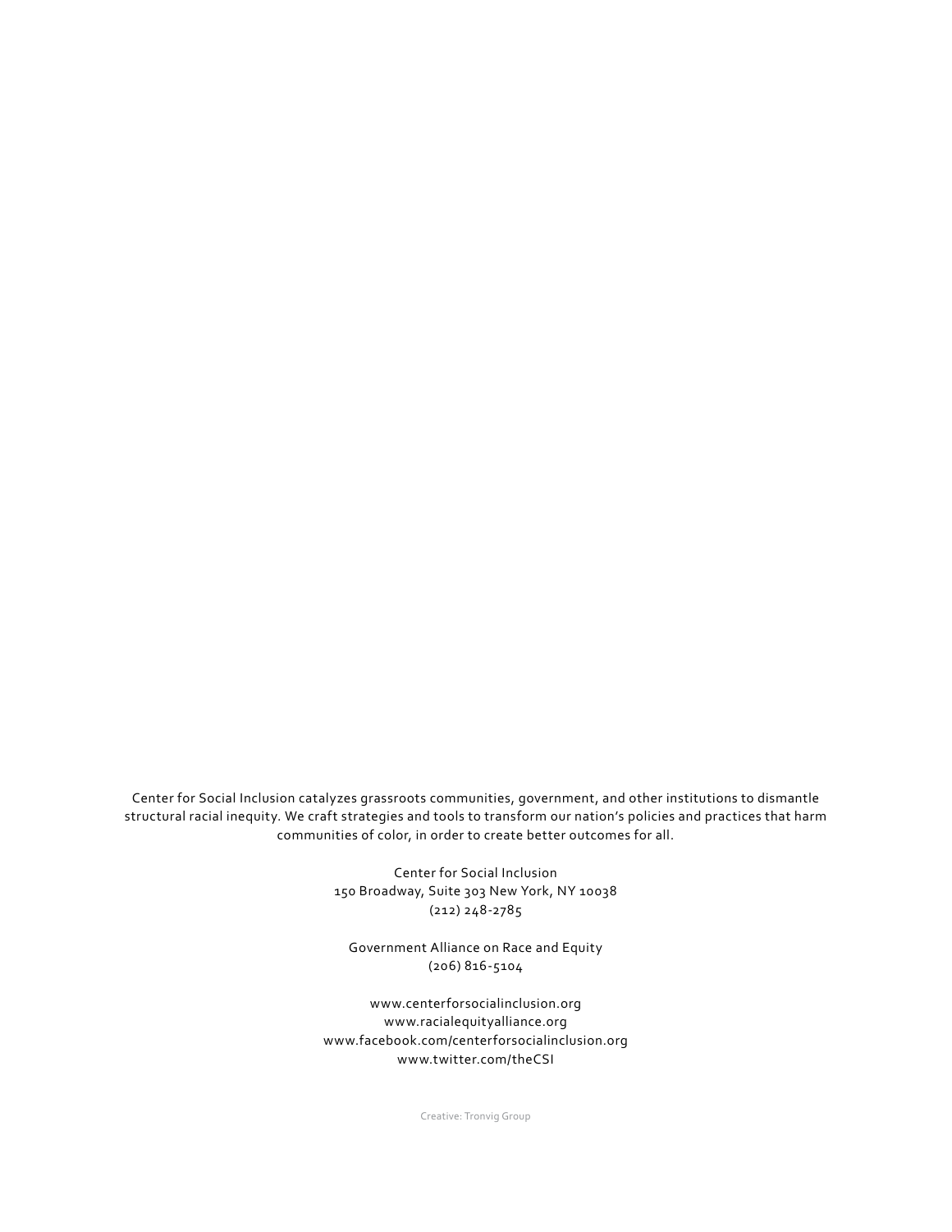Center for Social Inclusion catalyzes grassroots communities, government, and other institutions to dismantle structural racial inequity. We craft strategies and tools to transform our nation's policies and practices that harm communities of color, in order to create better outcomes for all.

Center for Social Inclusion
150 Broadway, Suite 303 New York, NY 10038
(212) 248-2785

Government Alliance on Race and Equity
(206) 816-5104

www.centerforsocialinclusion.org
www.racialequityalliance.org
www.facebook.com/centerforsocialinclusion.org
www.twitter.com/theCSI

Creative: Tronvig Group